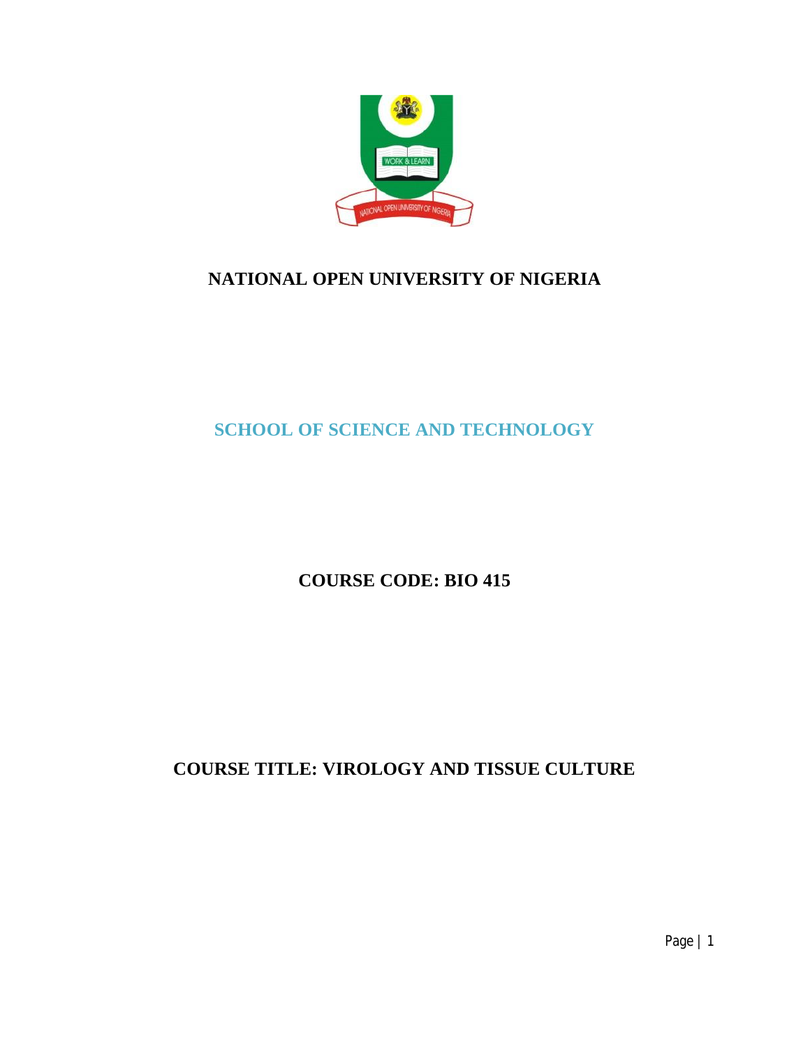# NATIONAL OPEN UNIVERSITY OF NIGERIA

## SCHOOL OF SCIENCE AND TECHNOLOGY

## COURSE CODE: BIO 415

## COURSE TITLE: VIROLOGY AND TISSUE CULTURE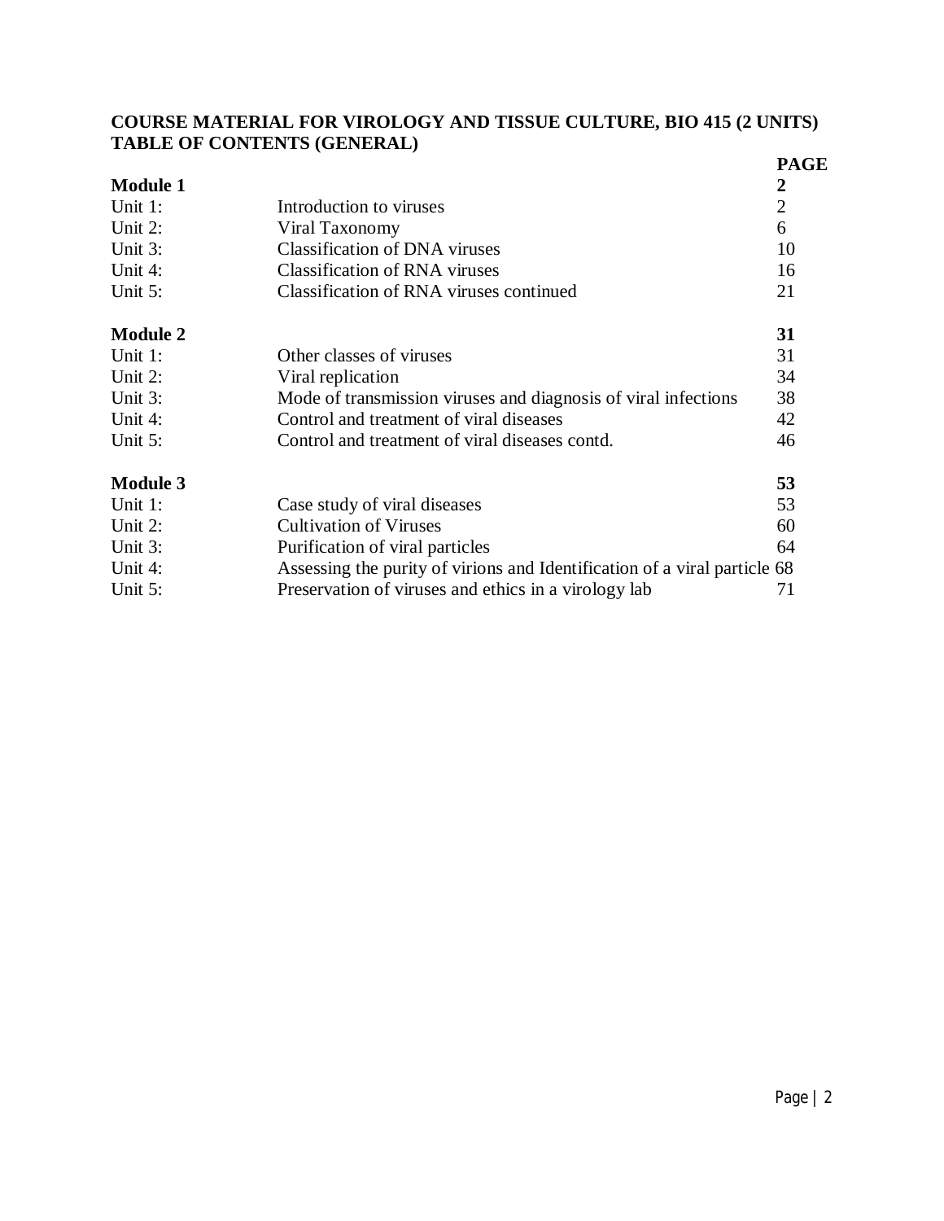**COURSE MATERIAL FOR VIROLOGY AND TISSUE CULTURE, BIO 415 (2 UNITS)**
**TABLE OF CONTENTS (GENERAL)**

| | | **PAGE** |
|---|---|---|
| **Module 1** | | **2** |
| Unit 1: | Introduction to viruses | 2 |
| Unit 2: | Viral Taxonomy | 6 |
| Unit 3: | Classification of DNA viruses | 10 |
| Unit 4: | Classification of RNA viruses | 16 |
| Unit 5: | Classification of RNA viruses continued | 21 |
| **Module 2** | | **31** |
| Unit 1: | Other classes of viruses | 31 |
| Unit 2: | Viral replication | 34 |
| Unit 3: | Mode of transmission viruses and diagnosis of viral infections | 38 |
| Unit 4: | Control and treatment of viral diseases | 42 |
| Unit 5: | Control and treatment of viral diseases contd. | 46 |
| **Module 3** | | **53** |
| Unit 1: | Case study of viral diseases | 53 |
| Unit 2: | Cultivation of Viruses | 60 |
| Unit 3: | Purification of viral particles | 64 |
| Unit 4: | Assessing the purity of virions and Identification of a viral particle | 68 |
| Unit 5: | Preservation of viruses and ethics in a virology lab | 71 |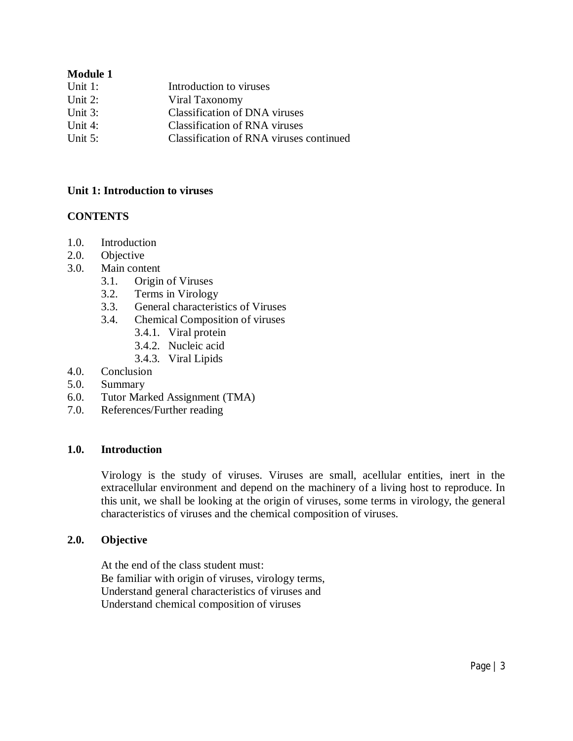**Module 1**

| | |
|---|---|
| Unit 1: | Introduction to viruses |
| Unit 2: | Viral Taxonomy |
| Unit 3: | Classification of DNA viruses |
| Unit 4: | Classification of RNA viruses |
| Unit 5: | Classification of RNA viruses continued |

## Unit 1: Introduction to viruses

**CONTENTS**

- 1.0. Introduction
- 2.0. Objective
- 3.0. Main content
    - 3.1. Origin of Viruses
    - 3.2. Terms in Virology
    - 3.3. General characteristics of Viruses
    - 3.4. Chemical Composition of viruses
        - 3.4.1. Viral protein
        - 3.4.2. Nucleic acid
        - 3.4.3. Viral Lipids
- 4.0. Conclusion
- 5.0. Summary
- 6.0. Tutor Marked Assignment (TMA)
- 7.0. References/Further reading

### 1.0. Introduction

Virology is the study of viruses. Viruses are small, acellular entities, inert in the extracellular environment and depend on the machinery of a living host to reproduce. In this unit, we shall be looking at the origin of viruses, some terms in virology, the general characteristics of viruses and the chemical composition of viruses.

### 2.0. Objective

At the end of the class student must:
Be familiar with origin of viruses, virology terms,
Understand general characteristics of viruses and
Understand chemical composition of viruses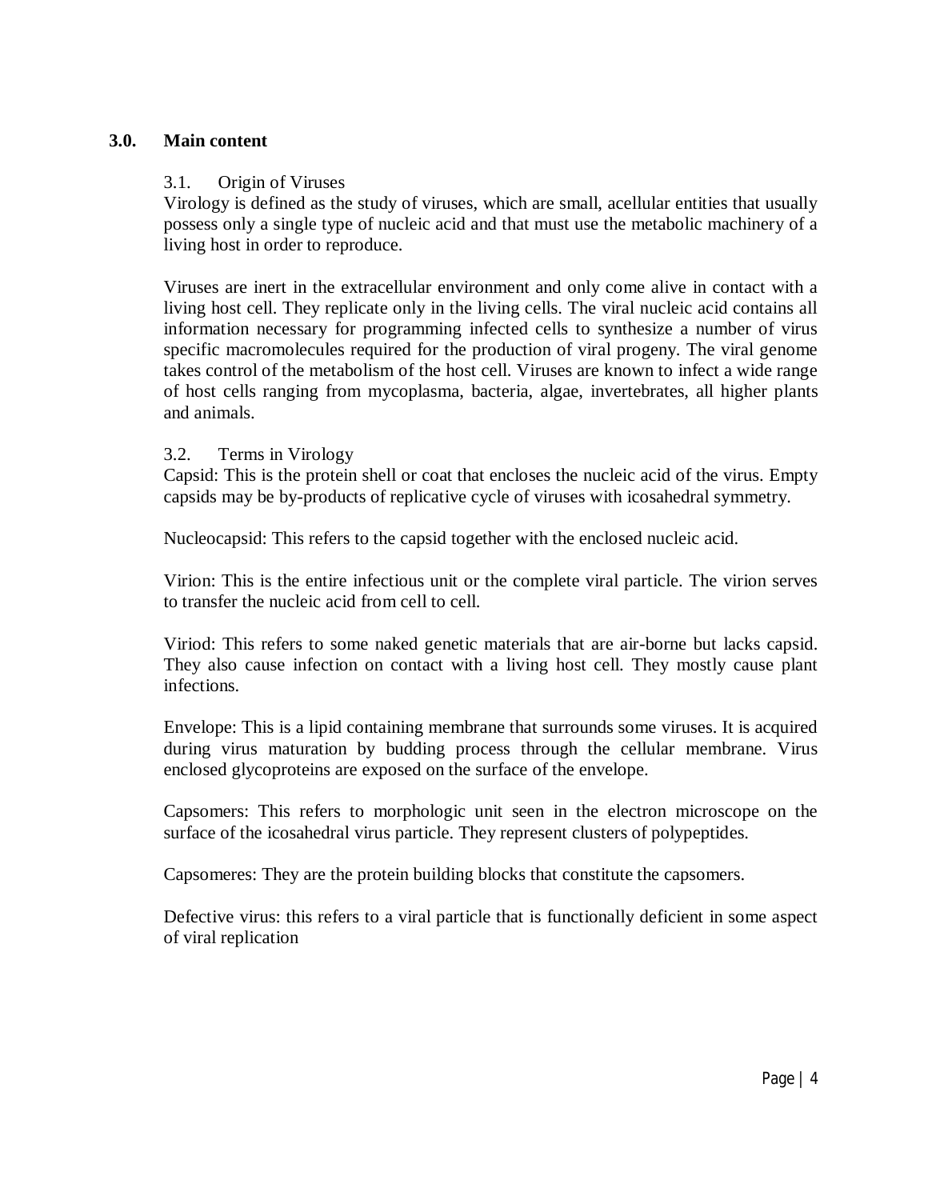## 3.0. Main content

### 3.1. Origin of Viruses

Virology is defined as the study of viruses, which are small, acellular entities that usually possess only a single type of nucleic acid and that must use the metabolic machinery of a living host in order to reproduce.

Viruses are inert in the extracellular environment and only come alive in contact with a living host cell. They replicate only in the living cells. The viral nucleic acid contains all information necessary for programming infected cells to synthesize a number of virus specific macromolecules required for the production of viral progeny. The viral genome takes control of the metabolism of the host cell. Viruses are known to infect a wide range of host cells ranging from mycoplasma, bacteria, algae, invertebrates, all higher plants and animals.

### 3.2. Terms in Virology

Capsid: This is the protein shell or coat that encloses the nucleic acid of the virus. Empty capsids may be by-products of replicative cycle of viruses with icosahedral symmetry.

Nucleocapsid: This refers to the capsid together with the enclosed nucleic acid.

Virion: This is the entire infectious unit or the complete viral particle. The virion serves to transfer the nucleic acid from cell to cell.

Viriod: This refers to some naked genetic materials that are air-borne but lacks capsid. They also cause infection on contact with a living host cell. They mostly cause plant infections.

Envelope: This is a lipid containing membrane that surrounds some viruses. It is acquired during virus maturation by budding process through the cellular membrane. Virus enclosed glycoproteins are exposed on the surface of the envelope.

Capsomers: This refers to morphologic unit seen in the electron microscope on the surface of the icosahedral virus particle. They represent clusters of polypeptides.

Capsomeres: They are the protein building blocks that constitute the capsomers.

Defective virus: this refers to a viral particle that is functionally deficient in some aspect of viral replication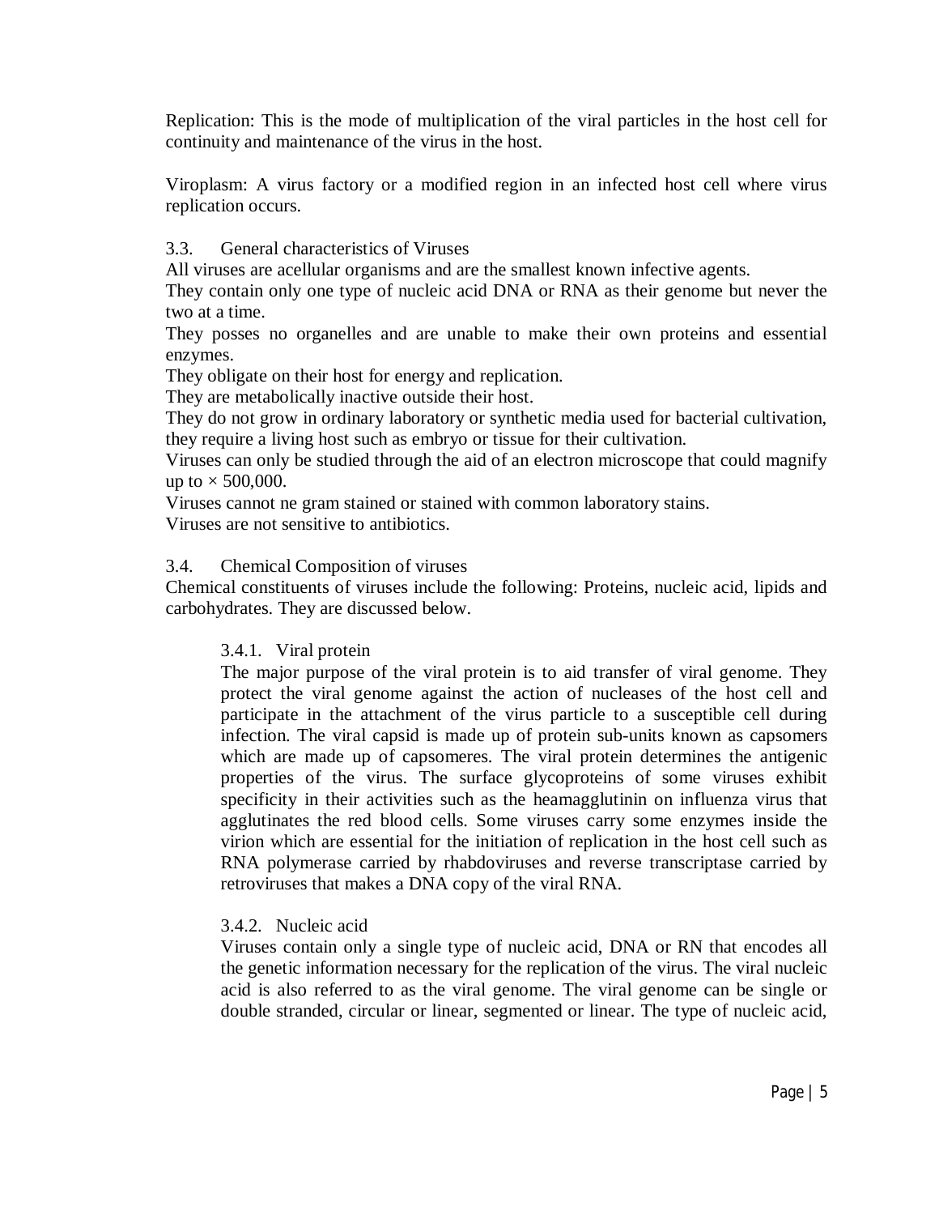Replication: This is the mode of multiplication of the viral particles in the host cell for continuity and maintenance of the virus in the host.

Viroplasm: A virus factory or a modified region in an infected host cell where virus replication occurs.

### 3.3. General characteristics of Viruses

All viruses are acellular organisms and are the smallest known infective agents.

They contain only one type of nucleic acid DNA or RNA as their genome but never the two at a time.

They posses no organelles and are unable to make their own proteins and essential enzymes.

They obligate on their host for energy and replication.

They are metabolically inactive outside their host.

They do not grow in ordinary laboratory or synthetic media used for bacterial cultivation, they require a living host such as embryo or tissue for their cultivation.

Viruses can only be studied through the aid of an electron microscope that could magnify up to $\times$ 500,000.

Viruses cannot ne gram stained or stained with common laboratory stains.

Viruses are not sensitive to antibiotics.

### 3.4. Chemical Composition of viruses

Chemical constituents of viruses include the following: Proteins, nucleic acid, lipids and carbohydrates. They are discussed below.

#### 3.4.1. Viral protein

The major purpose of the viral protein is to aid transfer of viral genome. They protect the viral genome against the action of nucleases of the host cell and participate in the attachment of the virus particle to a susceptible cell during infection. The viral capsid is made up of protein sub-units known as capsomers which are made up of capsomeres. The viral protein determines the antigenic properties of the virus. The surface glycoproteins of some viruses exhibit specificity in their activities such as the heamagglutinin on influenza virus that agglutinates the red blood cells. Some viruses carry some enzymes inside the virion which are essential for the initiation of replication in the host cell such as RNA polymerase carried by rhabdoviruses and reverse transcriptase carried by retroviruses that makes a DNA copy of the viral RNA.

#### 3.4.2. Nucleic acid

Viruses contain only a single type of nucleic acid, DNA or RN that encodes all the genetic information necessary for the replication of the virus. The viral nucleic acid is also referred to as the viral genome. The viral genome can be single or double stranded, circular or linear, segmented or linear. The type of nucleic acid,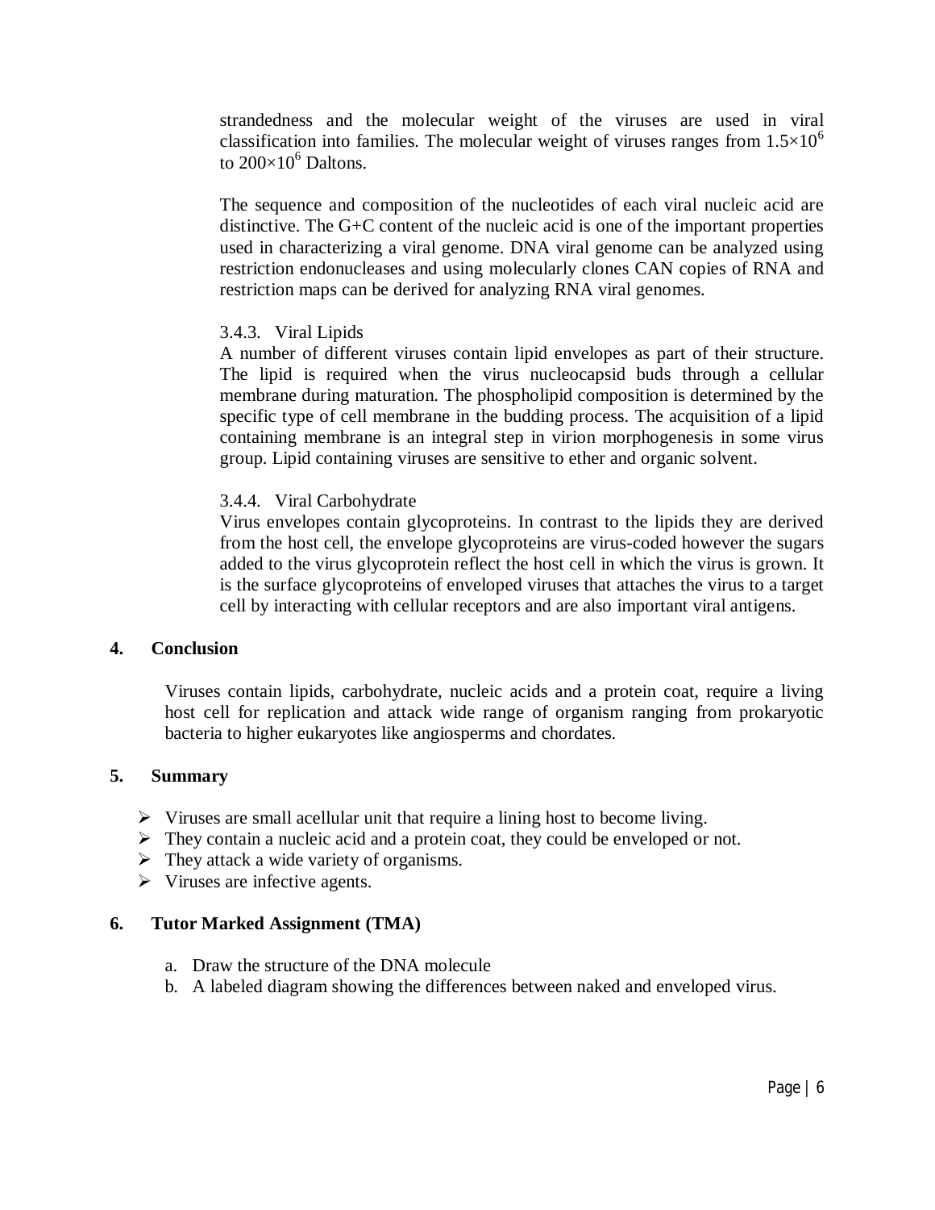strandedness and the molecular weight of the viruses are used in viral classification into families. The molecular weight of viruses ranges from $1.5 \times 10^6$ to $200 \times 10^6$ Daltons.

The sequence and composition of the nucleotides of each viral nucleic acid are distinctive. The G+C content of the nucleic acid is one of the important properties used in characterizing a viral genome. DNA viral genome can be analyzed using restriction endonucleases and using molecularly clones CAN copies of RNA and restriction maps can be derived for analyzing RNA viral genomes.

### 3.4.3. Viral Lipids

A number of different viruses contain lipid envelopes as part of their structure. The lipid is required when the virus nucleocapsid buds through a cellular membrane during maturation. The phospholipid composition is determined by the specific type of cell membrane in the budding process. The acquisition of a lipid containing membrane is an integral step in virion morphogenesis in some virus group. Lipid containing viruses are sensitive to ether and organic solvent.

### 3.4.4. Viral Carbohydrate

Virus envelopes contain glycoproteins. In contrast to the lipids they are derived from the host cell, the envelope glycoproteins are virus-coded however the sugars added to the virus glycoprotein reflect the host cell in which the virus is grown. It is the surface glycoproteins of enveloped viruses that attaches the virus to a target cell by interacting with cellular receptors and are also important viral antigens.

## 4. Conclusion

Viruses contain lipids, carbohydrate, nucleic acids and a protein coat, require a living host cell for replication and attack wide range of organism ranging from prokaryotic bacteria to higher eukaryotes like angiosperms and chordates.

## 5. Summary

- Viruses are small acellular unit that require a lining host to become living.
- They contain a nucleic acid and a protein coat, they could be enveloped or not.
- They attack a wide variety of organisms.
- Viruses are infective agents.

## 6. Tutor Marked Assignment (TMA)

a. Draw the structure of the DNA molecule
b. A labeled diagram showing the differences between naked and enveloped virus.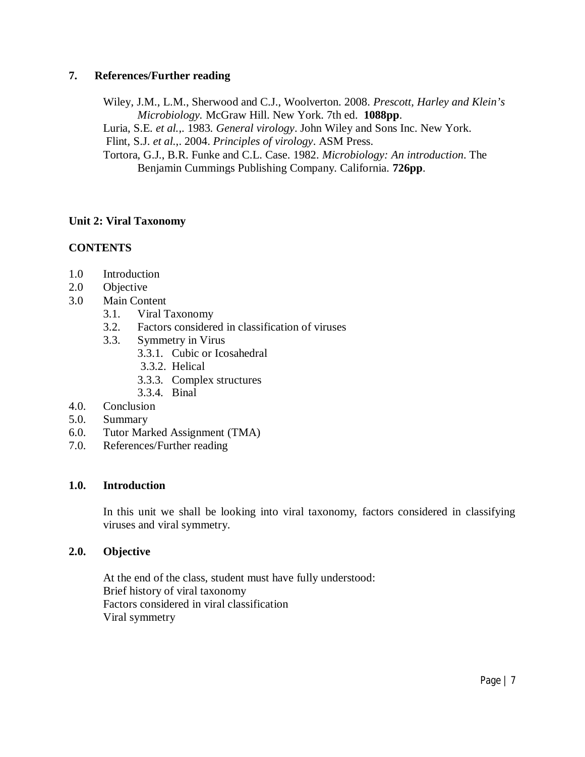## 7. References/Further reading

Wiley, J.M., L.M., Sherwood and C.J., Woolverton. 2008. *Prescott, Harley and Klein's Microbiology.* McGraw Hill. New York. 7th ed. **1088pp**.

Luria, S.E. *et al.*,. 1983. *General virology*. John Wiley and Sons Inc. New York.

Flint, S.J. *et al.*,. 2004. *Principles of virology*. ASM Press.

Tortora, G.J., B.R. Funke and C.L. Case. 1982. *Microbiology: An introduction*. The Benjamin Cummings Publishing Company. California. **726pp**.

# Unit 2: Viral Taxonomy

## CONTENTS

- 1.0 Introduction
- 2.0 Objective
- 3.0 Main Content
  - 3.1. Viral Taxonomy
  - 3.2. Factors considered in classification of viruses
  - 3.3. Symmetry in Virus
    - 3.3.1. Cubic or Icosahedral
    - 3.3.2. Helical
    - 3.3.3. Complex structures
    - 3.3.4. Binal
- 4.0. Conclusion
- 5.0. Summary
- 6.0. Tutor Marked Assignment (TMA)
- 7.0. References/Further reading

## 1.0. Introduction

In this unit we shall be looking into viral taxonomy, factors considered in classifying viruses and viral symmetry.

## 2.0. Objective

At the end of the class, student must have fully understood:

Brief history of viral taxonomy

Factors considered in viral classification

Viral symmetry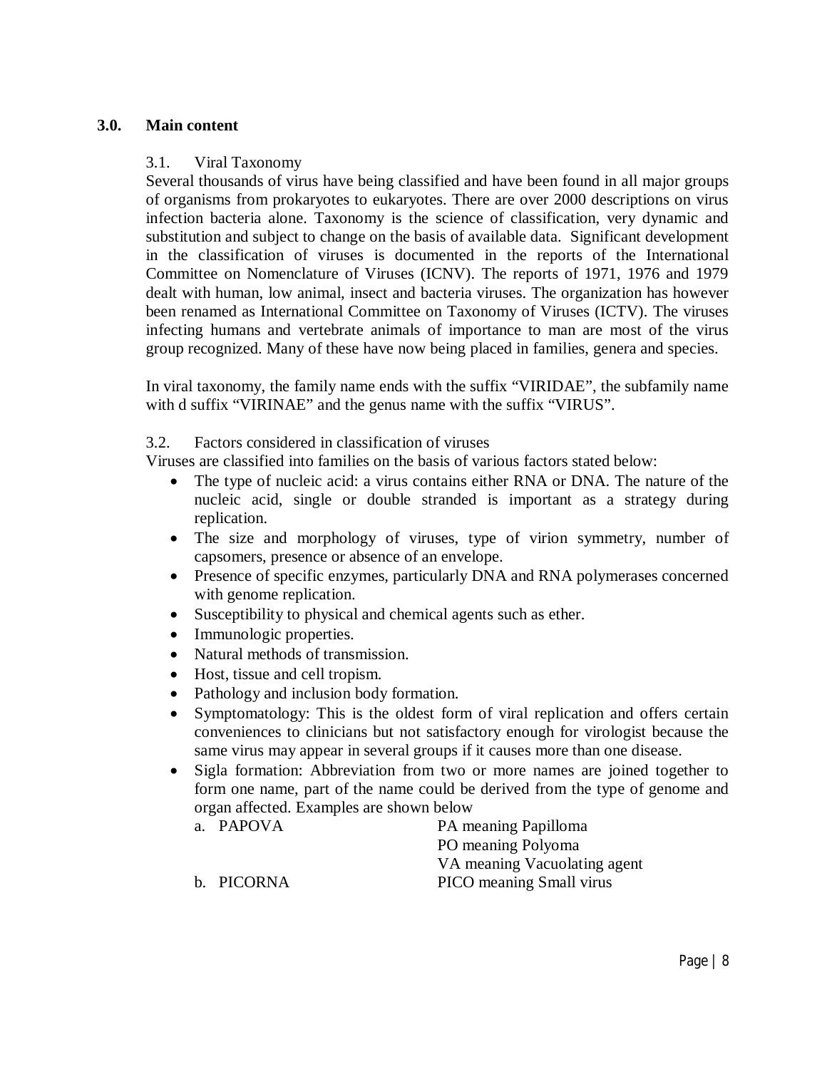## 3.0. Main content

### 3.1. Viral Taxonomy

Several thousands of virus have being classified and have been found in all major groups of organisms from prokaryotes to eukaryotes. There are over 2000 descriptions on virus infection bacteria alone. Taxonomy is the science of classification, very dynamic and substitution and subject to change on the basis of available data. Significant development in the classification of viruses is documented in the reports of the International Committee on Nomenclature of Viruses (ICNV). The reports of 1971, 1976 and 1979 dealt with human, low animal, insect and bacteria viruses. The organization has however been renamed as International Committee on Taxonomy of Viruses (ICTV). The viruses infecting humans and vertebrate animals of importance to man are most of the virus group recognized. Many of these have now being placed in families, genera and species.

In viral taxonomy, the family name ends with the suffix "VIRIDAE", the subfamily name with d suffix "VIRINAE" and the genus name with the suffix "VIRUS".

### 3.2. Factors considered in classification of viruses

Viruses are classified into families on the basis of various factors stated below:

- The type of nucleic acid: a virus contains either RNA or DNA. The nature of the nucleic acid, single or double stranded is important as a strategy during replication.
- The size and morphology of viruses, type of virion symmetry, number of capsomers, presence or absence of an envelope.
- Presence of specific enzymes, particularly DNA and RNA polymerases concerned with genome replication.
- Susceptibility to physical and chemical agents such as ether.
- Immunologic properties.
- Natural methods of transmission.
- Host, tissue and cell tropism.
- Pathology and inclusion body formation.
- Symptomatology: This is the oldest form of viral replication and offers certain conveniences to clinicians but not satisfactory enough for virologist because the same virus may appear in several groups if it causes more than one disease.
- Sigla formation: Abbreviation from two or more names are joined together to form one name, part of the name could be derived from the type of genome and organ affected. Examples are shown below

  a. PAPOVA — PA meaning Papilloma, PO meaning Polyoma, VA meaning Vacuolating agent

  b. PICORNA — PICO meaning Small virus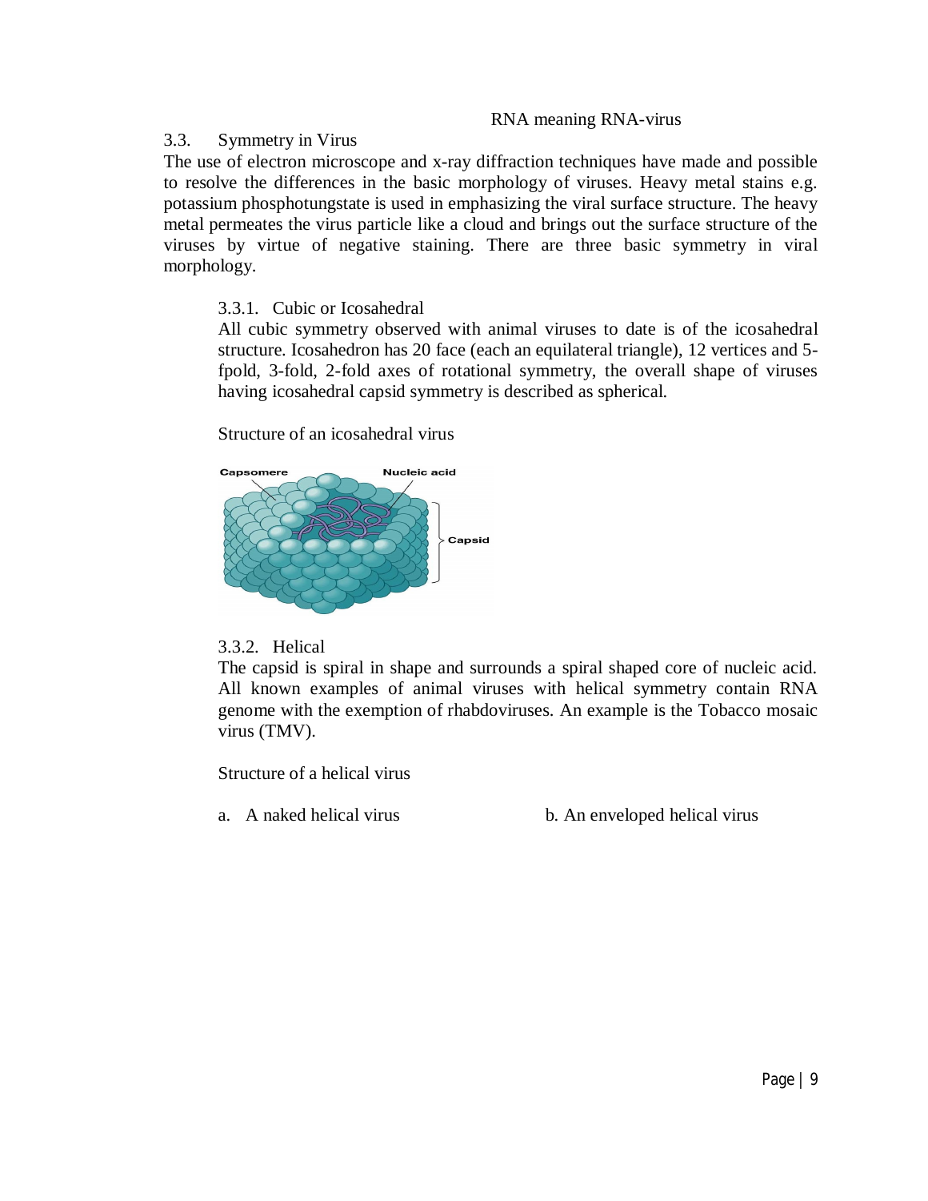RNA meaning RNA-virus

### 3.3. Symmetry in Virus

The use of electron microscope and x-ray diffraction techniques have made and possible to resolve the differences in the basic morphology of viruses. Heavy metal stains e.g. potassium phosphotungstate is used in emphasizing the viral surface structure. The heavy metal permeates the virus particle like a cloud and brings out the surface structure of the viruses by virtue of negative staining. There are three basic symmetry in viral morphology.

#### 3.3.1. Cubic or Icosahedral

All cubic symmetry observed with animal viruses to date is of the icosahedral structure. Icosahedron has 20 face (each an equilateral triangle), 12 vertices and 5-fpold, 3-fold, 2-fold axes of rotational symmetry, the overall shape of viruses having icosahedral capsid symmetry is described as spherical.

Structure of an icosahedral virus

#### 3.3.2. Helical

The capsid is spiral in shape and surrounds a spiral shaped core of nucleic acid. All known examples of animal viruses with helical symmetry contain RNA genome with the exemption of rhabdoviruses. An example is the Tobacco mosaic virus (TMV).

Structure of a helical virus

a. A naked helical virus

b. An enveloped helical virus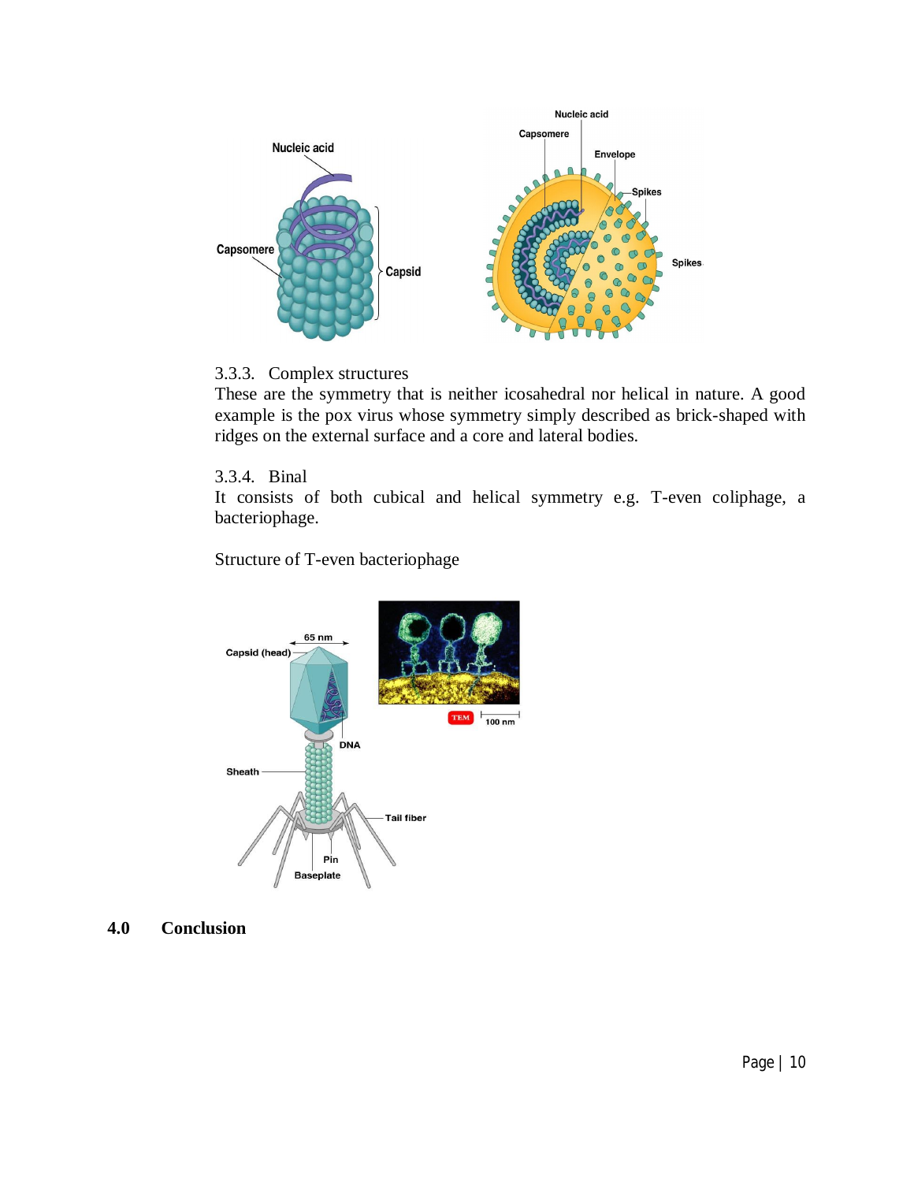### 3.3.3. Complex structures

These are the symmetry that is neither icosahedral nor helical in nature. A good example is the pox virus whose symmetry simply described as brick-shaped with ridges on the external surface and a core and lateral bodies.

### 3.3.4. Binal

It consists of both cubical and helical symmetry e.g. T-even coliphage, a bacteriophage.

Structure of T-even bacteriophage

## 4.0 Conclusion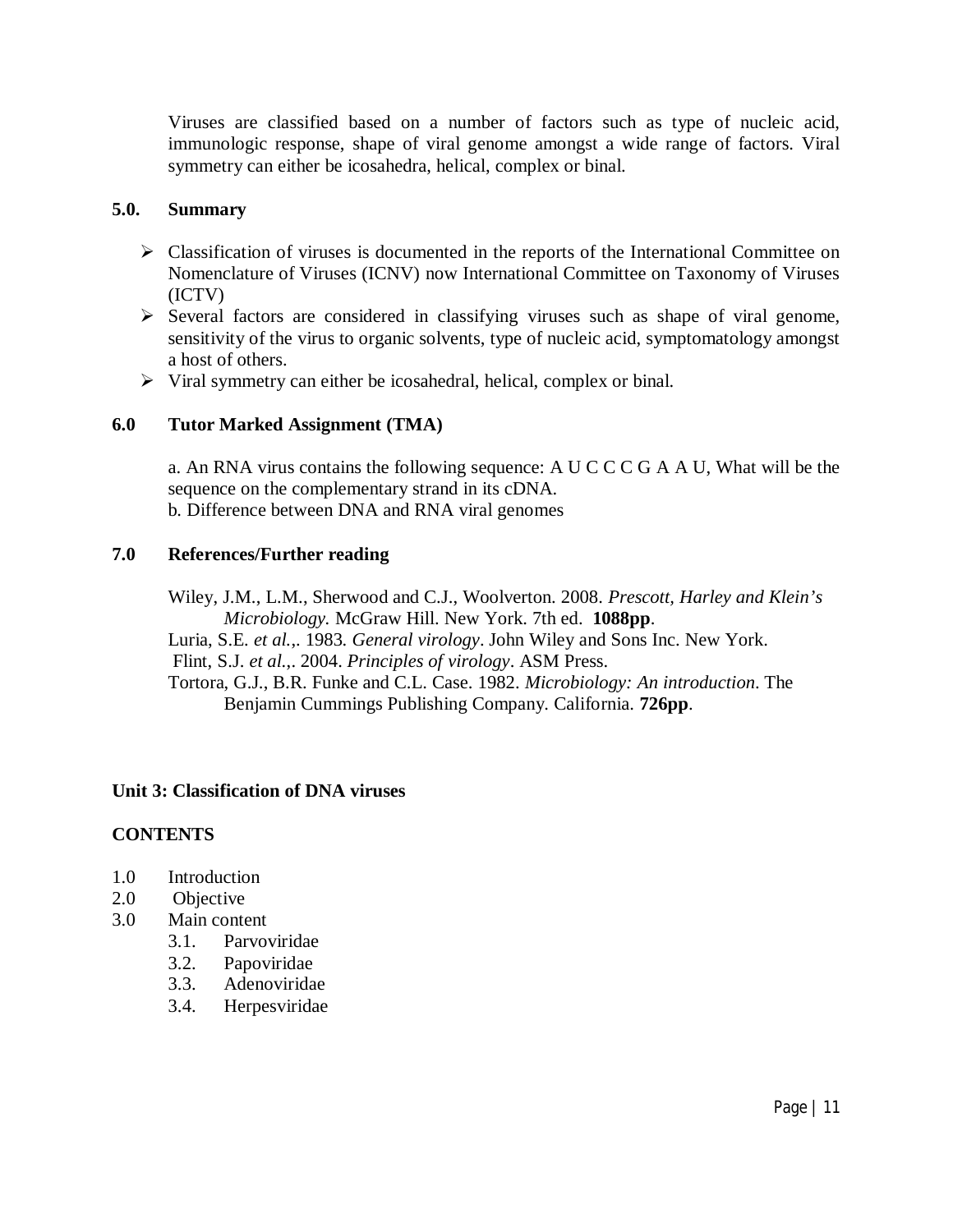Viruses are classified based on a number of factors such as type of nucleic acid, immunologic response, shape of viral genome amongst a wide range of factors. Viral symmetry can either be icosahedra, helical, complex or binal.

## 5.0. Summary

- Classification of viruses is documented in the reports of the International Committee on Nomenclature of Viruses (ICNV) now International Committee on Taxonomy of Viruses (ICTV)
- Several factors are considered in classifying viruses such as shape of viral genome, sensitivity of the virus to organic solvents, type of nucleic acid, symptomatology amongst a host of others.
- Viral symmetry can either be icosahedral, helical, complex or binal.

## 6.0 Tutor Marked Assignment (TMA)

a. An RNA virus contains the following sequence: A U C C C G A A U, What will be the sequence on the complementary strand in its cDNA.
b. Difference between DNA and RNA viral genomes

## 7.0 References/Further reading

Wiley, J.M., L.M., Sherwood and C.J., Woolverton. 2008. *Prescott, Harley and Klein's Microbiology.* McGraw Hill. New York. 7th ed. **1088pp**.
Luria, S.E. *et al.*,. 1983. *General virology*. John Wiley and Sons Inc. New York.
Flint, S.J. *et al.*,. 2004. *Principles of virology*. ASM Press.
Tortora, G.J., B.R. Funke and C.L. Case. 1982. *Microbiology: An introduction*. The Benjamin Cummings Publishing Company. California. **726pp**.

# Unit 3: Classification of DNA viruses

## CONTENTS

1.0 Introduction
2.0 Objective
3.0 Main content
    3.1. Parvoviridae
    3.2. Papoviridae
    3.3. Adenoviridae
    3.4. Herpesviridae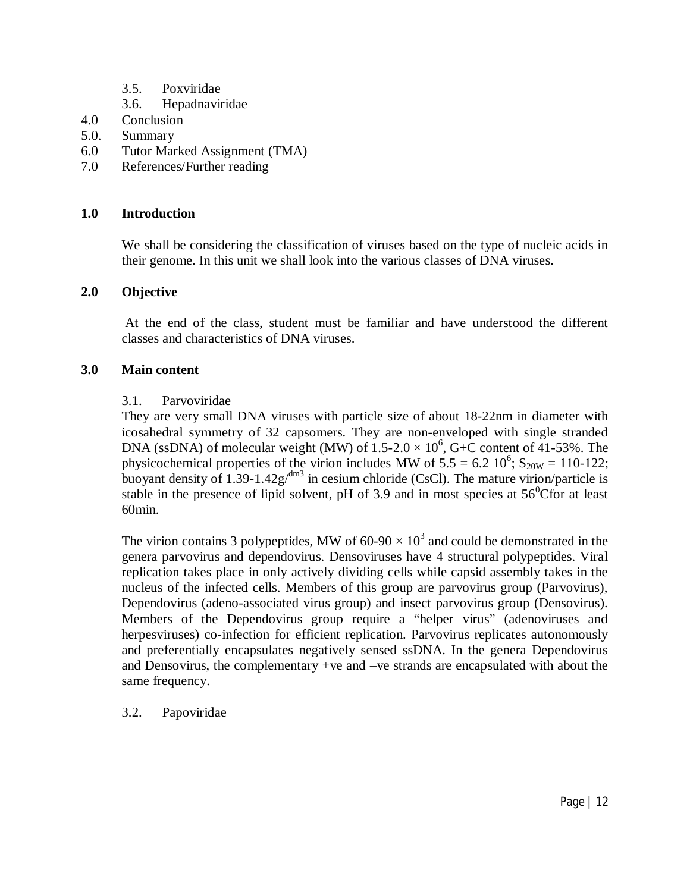3.5. Poxviridae
3.6. Hepadnaviridae

4.0 Conclusion
5.0. Summary
6.0 Tutor Marked Assignment (TMA)
7.0 References/Further reading

## 1.0 Introduction

We shall be considering the classification of viruses based on the type of nucleic acids in their genome. In this unit we shall look into the various classes of DNA viruses.

## 2.0 Objective

At the end of the class, student must be familiar and have understood the different classes and characteristics of DNA viruses.

## 3.0 Main content

### 3.1. Parvoviridae

They are very small DNA viruses with particle size of about 18-22nm in diameter with icosahedral symmetry of 32 capsomers. They are non-enveloped with single stranded DNA (ssDNA) of molecular weight (MW) of $1.5\text{-}2.0 \times 10^6$, G+C content of 41-53%. The physicochemical properties of the virion includes MW of $5.5 = 6.2\ 10^6$; $S_{20W} = 110\text{-}122$; buoyant density of $1.39\text{-}1.42g/^{dm3}$ in cesium chloride (CsCl). The mature virion/particle is stable in the presence of lipid solvent, pH of 3.9 and in most species at $56^0$Cfor at least 60min.

The virion contains 3 polypeptides, MW of $60\text{-}90 \times 10^3$ and could be demonstrated in the genera parvovirus and dependovirus. Densoviruses have 4 structural polypeptides. Viral replication takes place in only actively dividing cells while capsid assembly takes in the nucleus of the infected cells. Members of this group are parvovirus group (Parvovirus), Dependovirus (adeno-associated virus group) and insect parvovirus group (Densovirus). Members of the Dependovirus group require a "helper virus" (adenoviruses and herpesviruses) co-infection for efficient replication. Parvovirus replicates autonomously and preferentially encapsulates negatively sensed ssDNA. In the genera Dependovirus and Densovirus, the complementary +ve and –ve strands are encapsulated with about the same frequency.

### 3.2. Papoviridae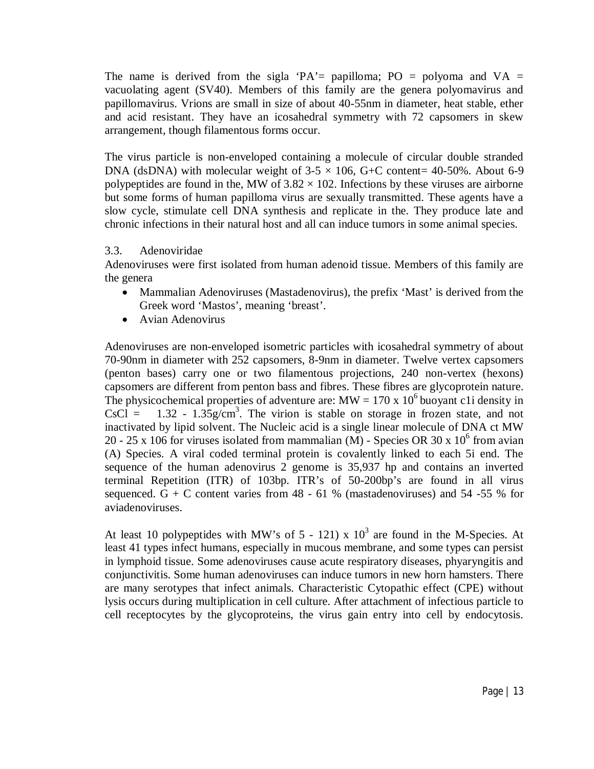The name is derived from the sigla 'PA'= papilloma; PO = polyoma and VA = vacuolating agent (SV40). Members of this family are the genera polyomavirus and papillomavirus. Vrions are small in size of about 40-55nm in diameter, heat stable, ether and acid resistant. They have an icosahedral symmetry with 72 capsomers in skew arrangement, though filamentous forms occur.

The virus particle is non-enveloped containing a molecule of circular double stranded DNA (dsDNA) with molecular weight of 3-5 × 106, G+C content= 40-50%. About 6-9 polypeptides are found in the, MW of 3.82 × 102. Infections by these viruses are airborne but some forms of human papilloma virus are sexually transmitted. These agents have a slow cycle, stimulate cell DNA synthesis and replicate in the. They produce late and chronic infections in their natural host and all can induce tumors in some animal species.

### 3.3. Adenoviridae

Adenoviruses were first isolated from human adenoid tissue. Members of this family are the genera

- Mammalian Adenoviruses (Mastadenovirus), the prefix 'Mast' is derived from the Greek word 'Mastos', meaning 'breast'.
- Avian Adenovirus

Adenoviruses are non-enveloped isometric particles with icosahedral symmetry of about 70-90nm in diameter with 252 capsomers, 8-9nm in diameter. Twelve vertex capsomers (penton bases) carry one or two filamentous projections, 240 non-vertex (hexons) capsomers are different from penton bass and fibres. These fibres are glycoprotein nature. The physicochemical properties of adventure are: MW = 170 x $10^6$ buoyant c1i density in CsCl = 1.32 - 1.35g/$cm^3$. The virion is stable on storage in frozen state, and not inactivated by lipid solvent. The Nucleic acid is a single linear molecule of DNA ct MW 20 - 25 x 106 for viruses isolated from mammalian (M) - Species OR 30 x $10^6$ from avian (A) Species. A viral coded terminal protein is covalently linked to each 5i end. The sequence of the human adenovirus 2 genome is 35,937 hp and contains an inverted terminal Repetition (ITR) of 103bp. ITR's of 50-200bp's are found in all virus sequenced. G + C content varies from 48 - 61 % (mastadenoviruses) and 54 -55 % for aviadenoviruses.

At least 10 polypeptides with MW's of 5 - 121) x $10^3$ are found in the M-Species. At least 41 types infect humans, especially in mucous membrane, and some types can persist in lymphoid tissue. Some adenoviruses cause acute respiratory diseases, phyaryngitis and conjunctivitis. Some human adenoviruses can induce tumors in new horn hamsters. There are many serotypes that infect animals. Characteristic Cytopathic effect (CPE) without lysis occurs during multiplication in cell culture. After attachment of infectious particle to cell receptocytes by the glycoproteins, the virus gain entry into cell by endocytosis.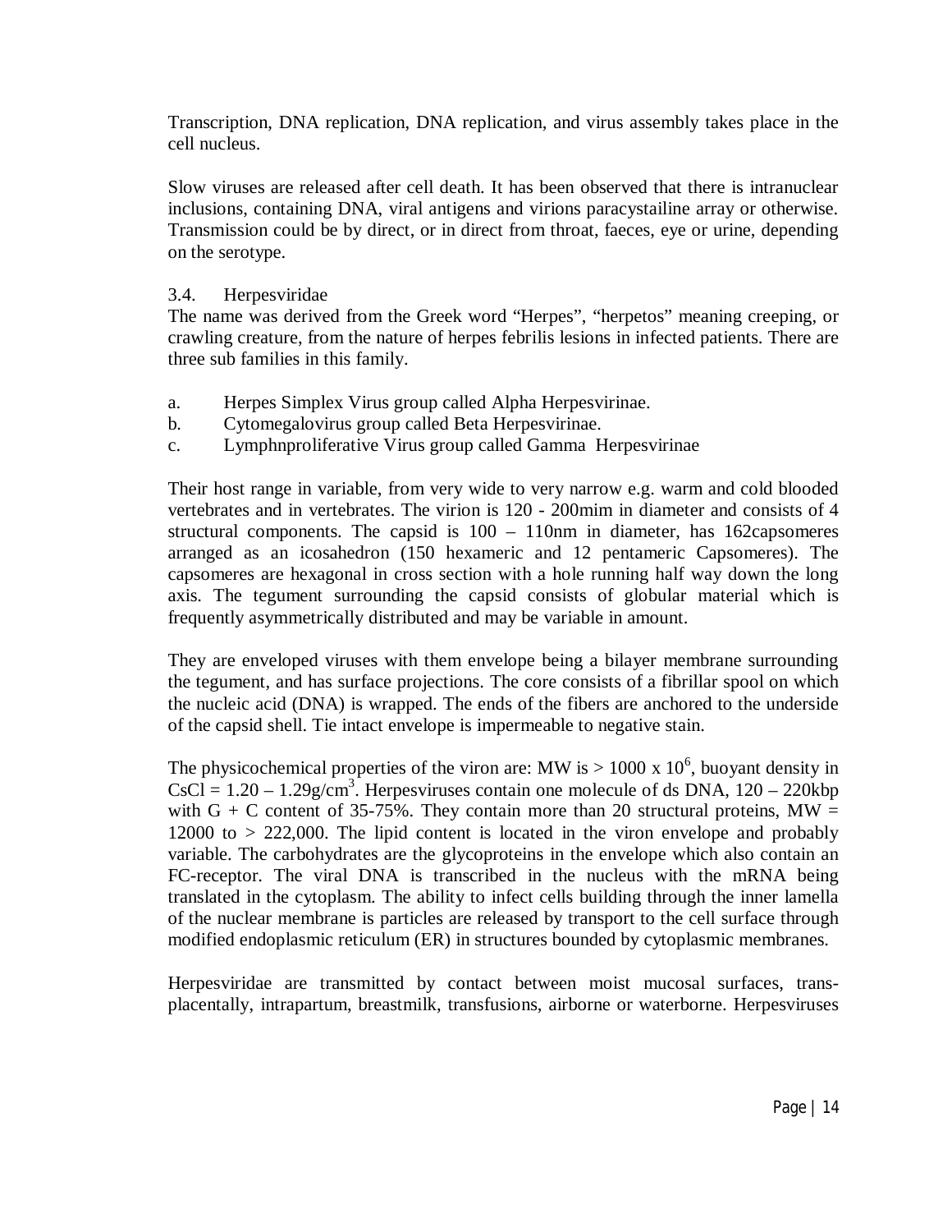Transcription, DNA replication, DNA replication, and virus assembly takes place in the cell nucleus.

Slow viruses are released after cell death. It has been observed that there is intranuclear inclusions, containing DNA, viral antigens and virions paracystailine array or otherwise. Transmission could be by direct, or in direct from throat, faeces, eye or urine, depending on the serotype.

### 3.4. Herpesviridae

The name was derived from the Greek word "Herpes", "herpetos" meaning creeping, or crawling creature, from the nature of herpes febrilis lesions in infected patients. There are three sub families in this family.

a. Herpes Simplex Virus group called Alpha Herpesvirinae.
b. Cytomegalovirus group called Beta Herpesvirinae.
c. Lymphnproliferative Virus group called Gamma Herpesvirinae

Their host range in variable, from very wide to very narrow e.g. warm and cold blooded vertebrates and in vertebrates. The virion is 120 - 200mim in diameter and consists of 4 structural components. The capsid is 100 – 110nm in diameter, has 162capsomeres arranged as an icosahedron (150 hexameric and 12 pentameric Capsomeres). The capsomeres are hexagonal in cross section with a hole running half way down the long axis. The tegument surrounding the capsid consists of globular material which is frequently asymmetrically distributed and may be variable in amount.

They are enveloped viruses with them envelope being a bilayer membrane surrounding the tegument, and has surface projections. The core consists of a fibrillar spool on which the nucleic acid (DNA) is wrapped. The ends of the fibers are anchored to the underside of the capsid shell. Tie intact envelope is impermeable to negative stain.

The physicochemical properties of the viron are: MW is > 1000 x $10^6$, buoyant density in CsCl = 1.20 – 1.29g/$cm^3$. Herpesviruses contain one molecule of ds DNA, 120 – 220kbp with G + C content of 35-75%. They contain more than 20 structural proteins, MW = 12000 to > 222,000. The lipid content is located in the viron envelope and probably variable. The carbohydrates are the glycoproteins in the envelope which also contain an FC-receptor. The viral DNA is transcribed in the nucleus with the mRNA being translated in the cytoplasm. The ability to infect cells building through the inner lamella of the nuclear membrane is particles are released by transport to the cell surface through modified endoplasmic reticulum (ER) in structures bounded by cytoplasmic membranes.

Herpesviridae are transmitted by contact between moist mucosal surfaces, trans-placentally, intrapartum, breastmilk, transfusions, airborne or waterborne. Herpesviruses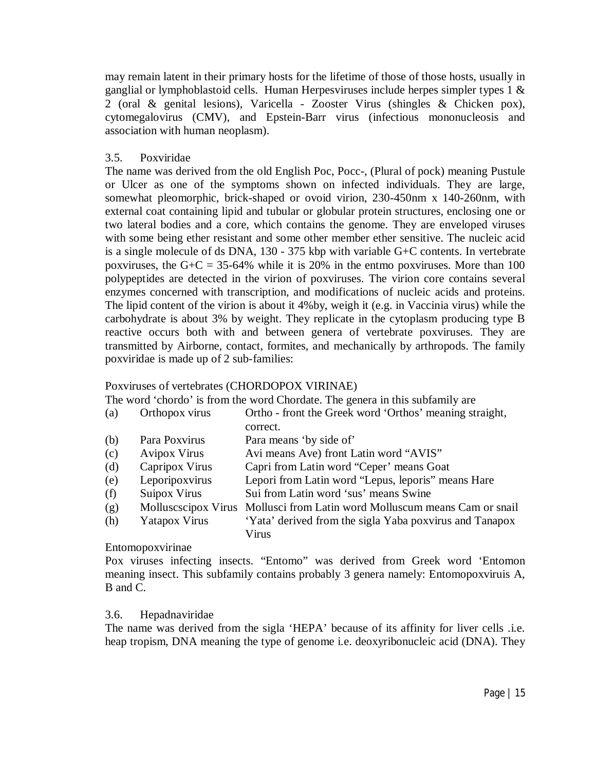may remain latent in their primary hosts for the lifetime of those of those hosts, usually in ganglial or lymphoblastoid cells. Human Herpesviruses include herpes simpler types 1 & 2 (oral & genital lesions), Varicella - Zooster Virus (shingles & Chicken pox), cytomegalovirus (CMV), and Epstein-Barr virus (infectious mononucleosis and association with human neoplasm).

### 3.5. Poxviridae

The name was derived from the old English Poc, Pocc-, (Plural of pock) meaning Pustule or Ulcer as one of the symptoms shown on infected individuals. They are large, somewhat pleomorphic, brick-shaped or ovoid virion, 230-450nm x 140-260nm, with external coat containing lipid and tubular or globular protein structures, enclosing one or two lateral bodies and a core, which contains the genome. They are enveloped viruses with some being ether resistant and some other member ether sensitive. The nucleic acid is a single molecule of ds DNA, 130 - 375 kbp with variable G+C contents. In vertebrate poxviruses, the G+C = 35-64% while it is 20% in the entmo poxviruses. More than 100 polypeptides are detected in the virion of poxviruses. The virion core contains several enzymes concerned with transcription, and modifications of nucleic acids and proteins. The lipid content of the virion is about it 4%by, weigh it (e.g. in Vaccinia virus) while the carbohydrate is about 3% by weight. They replicate in the cytoplasm producing type B reactive occurs both with and between genera of vertebrate poxviruses. They are transmitted by Airborne, contact, formites, and mechanically by arthropods. The family poxviridae is made up of 2 sub-families:

Poxviruses of vertebrates (CHORDOPOX VIRINAE)

The word 'chordo' is from the word Chordate. The genera in this subfamily are

| | | |
|---|---|---|
| (a) | Orthopox virus | Ortho - front the Greek word 'Orthos' meaning straight, correct. |
| (b) | Para Poxvirus | Para means 'by side of' |
| (c) | Avipox Virus | Avi means Ave) front Latin word "AVIS" |
| (d) | Capripox Virus | Capri from Latin word "Ceper' means Goat |
| (e) | Leporipoxvirus | Lepori from Latin word "Lepus, leporis" means Hare |
| (f) | Suipox Virus | Sui from Latin word 'sus' means Swine |
| (g) | Molluscscipox Virus | Mollusci from Latin word Molluscum means Cam or snail |
| (h) | Yatapox Virus | 'Yata' derived from the sigla Yaba poxvirus and Tanapox Virus |

Entomopoxvirinae

Pox viruses infecting insects. "Entomo" was derived from Greek word 'Entomon meaning insect. This subfamily contains probably 3 genera namely: Entomopoxviruis A, B and C.

### 3.6. Hepadnaviridae

The name was derived from the sigla 'HEPA' because of its affinity for liver cells .i.e. heap tropism, DNA meaning the type of genome i.e. deoxyribonucleic acid (DNA). They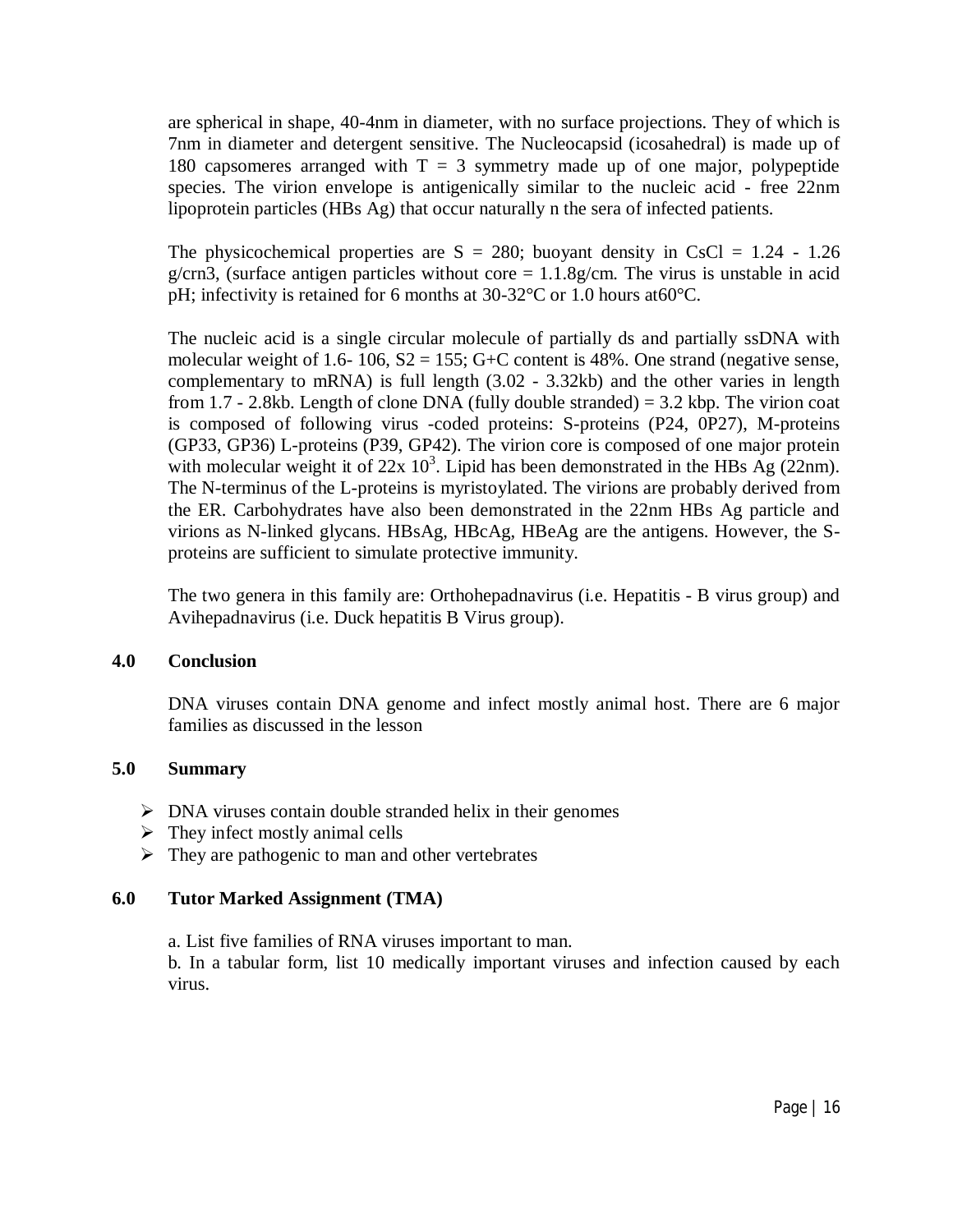are spherical in shape, 40-4nm in diameter, with no surface projections. They of which is 7nm in diameter and detergent sensitive. The Nucleocapsid (icosahedral) is made up of 180 capsomeres arranged with T = 3 symmetry made up of one major, polypeptide species. The virion envelope is antigenically similar to the nucleic acid - free 22nm lipoprotein particles (HBs Ag) that occur naturally n the sera of infected patients.

The physicochemical properties are S = 280; buoyant density in CsCl = 1.24 - 1.26 g/crn3, (surface antigen particles without core = 1.1.8g/cm. The virus is unstable in acid pH; infectivity is retained for 6 months at 30-32°C or 1.0 hours at60°C.

The nucleic acid is a single circular molecule of partially ds and partially ssDNA with molecular weight of 1.6- 106, S2 = 155; G+C content is 48%. One strand (negative sense, complementary to mRNA) is full length (3.02 - 3.32kb) and the other varies in length from 1.7 - 2.8kb. Length of clone DNA (fully double stranded) = 3.2 kbp. The virion coat is composed of following virus -coded proteins: S-proteins (P24, 0P27), M-proteins (GP33, GP36) L-proteins (P39, GP42). The virion core is composed of one major protein with molecular weight it of $22x\ 10^3$. Lipid has been demonstrated in the HBs Ag (22nm). The N-terminus of the L-proteins is myristoylated. The virions are probably derived from the ER. Carbohydrates have also been demonstrated in the 22nm HBs Ag particle and virions as N-linked glycans. HBsAg, HBcAg, HBeAg are the antigens. However, the S-proteins are sufficient to simulate protective immunity.

The two genera in this family are: Orthohepadnavirus (i.e. Hepatitis - B virus group) and Avihepadnavirus (i.e. Duck hepatitis B Virus group).

## 4.0 Conclusion

DNA viruses contain DNA genome and infect mostly animal host. There are 6 major families as discussed in the lesson

## 5.0 Summary

- DNA viruses contain double stranded helix in their genomes
- They infect mostly animal cells
- They are pathogenic to man and other vertebrates

## 6.0 Tutor Marked Assignment (TMA)

a. List five families of RNA viruses important to man.
b. In a tabular form, list 10 medically important viruses and infection caused by each virus.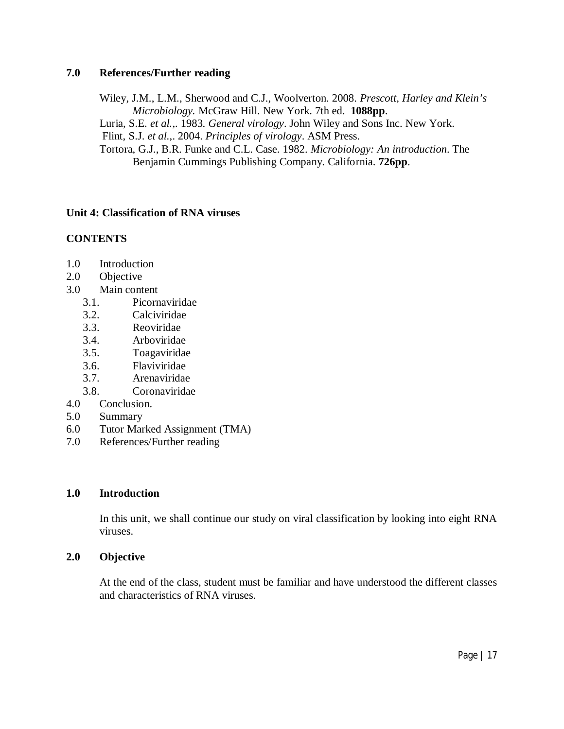## 7.0 References/Further reading

Wiley, J.M., L.M., Sherwood and C.J., Woolverton. 2008. *Prescott, Harley and Klein's Microbiology.* McGraw Hill. New York. 7th ed. **1088pp**.

Luria, S.E. *et al.*,. 1983. *General virology*. John Wiley and Sons Inc. New York.

Flint, S.J. *et al.*,. 2004. *Principles of virology*. ASM Press.

Tortora, G.J., B.R. Funke and C.L. Case. 1982. *Microbiology: An introduction*. The Benjamin Cummings Publishing Company. California. **726pp**.

# Unit 4: Classification of RNA viruses

## CONTENTS

- 1.0 Introduction
- 2.0 Objective
- 3.0 Main content
  - 3.1. Picornaviridae
  - 3.2. Calciviridae
  - 3.3. Reoviridae
  - 3.4. Arboviridae
  - 3.5. Toagaviridae
  - 3.6. Flaviviridae
  - 3.7. Arenaviridae
  - 3.8. Coronaviridae
- 4.0 Conclusion.
- 5.0 Summary
- 6.0 Tutor Marked Assignment (TMA)
- 7.0 References/Further reading

## 1.0 Introduction

In this unit, we shall continue our study on viral classification by looking into eight RNA viruses.

## 2.0 Objective

At the end of the class, student must be familiar and have understood the different classes and characteristics of RNA viruses.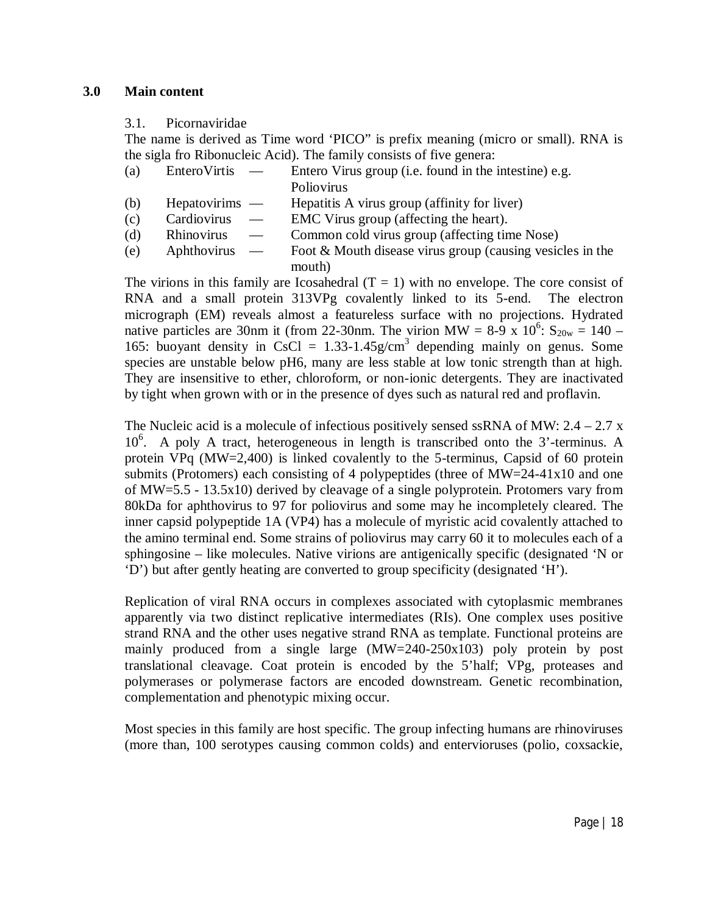## 3.0 Main content

### 3.1. Picornaviridae

The name is derived as Time word 'PICO" is prefix meaning (micro or small). RNA is the sigla fro Ribonucleic Acid). The family consists of five genera:

(a) EnteroVirtis — Entero Virus group (i.e. found in the intestine) e.g. Poliovirus
(b) Hepatovirims — Hepatitis A virus group (affinity for liver)
(c) Cardiovirus — EMC Virus group (affecting the heart).
(d) Rhinovirus — Common cold virus group (affecting time Nose)
(e) Aphthovirus — Foot & Mouth disease virus group (causing vesicles in the mouth)

The virions in this family are Icosahedral (T = 1) with no envelope. The core consist of RNA and a small protein 313VPg covalently linked to its 5-end. The electron micrograph (EM) reveals almost a featureless surface with no projections. Hydrated native particles are 30nm it (from 22-30nm. The virion MW = 8-9 x $10^6$: $S_{20w}$ = 140 – 165: buoyant density in CsCl = 1.33-1.45g/$cm^3$ depending mainly on genus. Some species are unstable below pH6, many are less stable at low tonic strength than at high. They are insensitive to ether, chloroform, or non-ionic detergents. They are inactivated by tight when grown with or in the presence of dyes such as natural red and proflavin.

The Nucleic acid is a molecule of infectious positively sensed ssRNA of MW: 2.4 – 2.7 x $10^6$. A poly A tract, heterogeneous in length is transcribed onto the 3'-terminus. A protein VPq (MW=2,400) is linked covalently to the 5-terminus, Capsid of 60 protein submits (Protomers) each consisting of 4 polypeptides (three of MW=24-41x10 and one of MW=5.5 - 13.5x10) derived by cleavage of a single polyprotein. Protomers vary from 80kDa for aphthovirus to 97 for poliovirus and some may he incompletely cleared. The inner capsid polypeptide 1A (VP4) has a molecule of myristic acid covalently attached to the amino terminal end. Some strains of poliovirus may carry 60 it to molecules each of a sphingosine – like molecules. Native virions are antigenically specific (designated 'N or 'D') but after gently heating are converted to group specificity (designated 'H').

Replication of viral RNA occurs in complexes associated with cytoplasmic membranes apparently via two distinct replicative intermediates (RIs). One complex uses positive strand RNA and the other uses negative strand RNA as template. Functional proteins are mainly produced from a single large (MW=240-250x103) poly protein by post translational cleavage. Coat protein is encoded by the 5'half; VPg, proteases and polymerases or polymerase factors are encoded downstream. Genetic recombination, complementation and phenotypic mixing occur.

Most species in this family are host specific. The group infecting humans are rhinoviruses (more than, 100 serotypes causing common colds) and enterviouses (polio, coxsackie,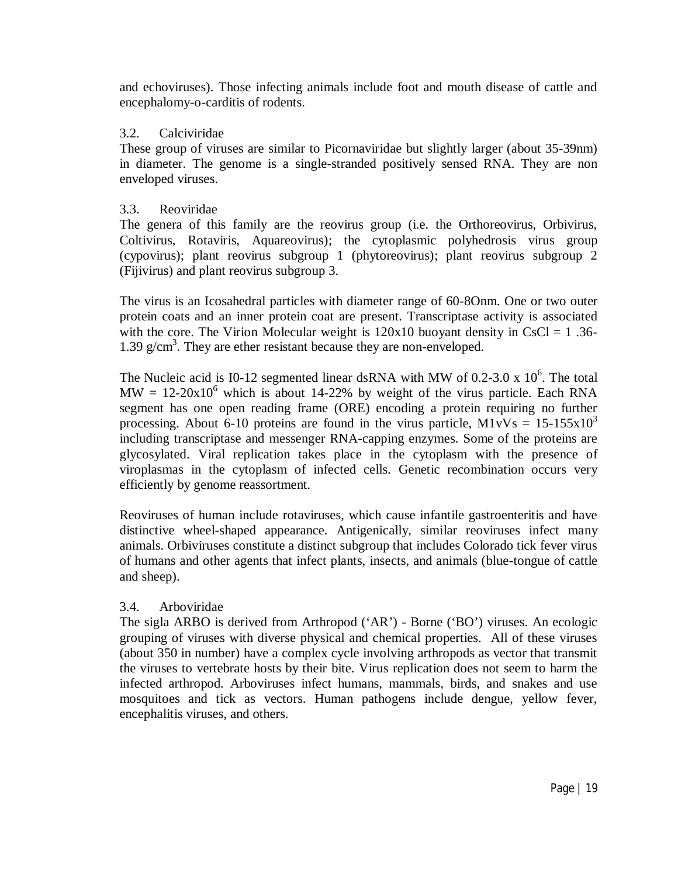and echoviruses). Those infecting animals include foot and mouth disease of cattle and encephalomy-o-carditis of rodents.

### 3.2. Calciviridae

These group of viruses are similar to Picornaviridae but slightly larger (about 35-39nm) in diameter. The genome is a single-stranded positively sensed RNA. They are non enveloped viruses.

### 3.3. Reoviridae

The genera of this family are the reovirus group (i.e. the Orthoreovirus, Orbivirus, Coltivirus, Rotaviris, Aquareovirus); the cytoplasmic polyhedrosis virus group (cypovirus); plant reovirus subgroup 1 (phytoreovirus); plant reovirus subgroup 2 (Fijivirus) and plant reovirus subgroup 3.

The virus is an Icosahedral particles with diameter range of 60-8Onm. One or two outer protein coats and an inner protein coat are present. Transcriptase activity is associated with the core. The Virion Molecular weight is 120x10 buoyant density in CsCl = 1 .36-1.39 $g/cm^3$. They are ether resistant because they are non-enveloped.

The Nucleic acid is I0-12 segmented linear dsRNA with MW of 0.2-3.0 x $10^6$. The total MW = 12-20x$10^6$ which is about 14-22% by weight of the virus particle. Each RNA segment has one open reading frame (ORE) encoding a protein requiring no further processing. About 6-10 proteins are found in the virus particle, M1vVs = 15-155x$10^3$ including transcriptase and messenger RNA-capping enzymes. Some of the proteins are glycosylated. Viral replication takes place in the cytoplasm with the presence of viroplasmas in the cytoplasm of infected cells. Genetic recombination occurs very efficiently by genome reassortment.

Reoviruses of human include rotaviruses, which cause infantile gastroenteritis and have distinctive wheel-shaped appearance. Antigenically, similar reoviruses infect many animals. Orbiviruses constitute a distinct subgroup that includes Colorado tick fever virus of humans and other agents that infect plants, insects, and animals (blue-tongue of cattle and sheep).

### 3.4. Arboviridae

The sigla ARBO is derived from Arthropod ('AR') - Borne ('BO') viruses. An ecologic grouping of viruses with diverse physical and chemical properties. All of these viruses (about 350 in number) have a complex cycle involving arthropods as vector that transmit the viruses to vertebrate hosts by their bite. Virus replication does not seem to harm the infected arthropod. Arboviruses infect humans, mammals, birds, and snakes and use mosquitoes and tick as vectors. Human pathogens include dengue, yellow fever, encephalitis viruses, and others.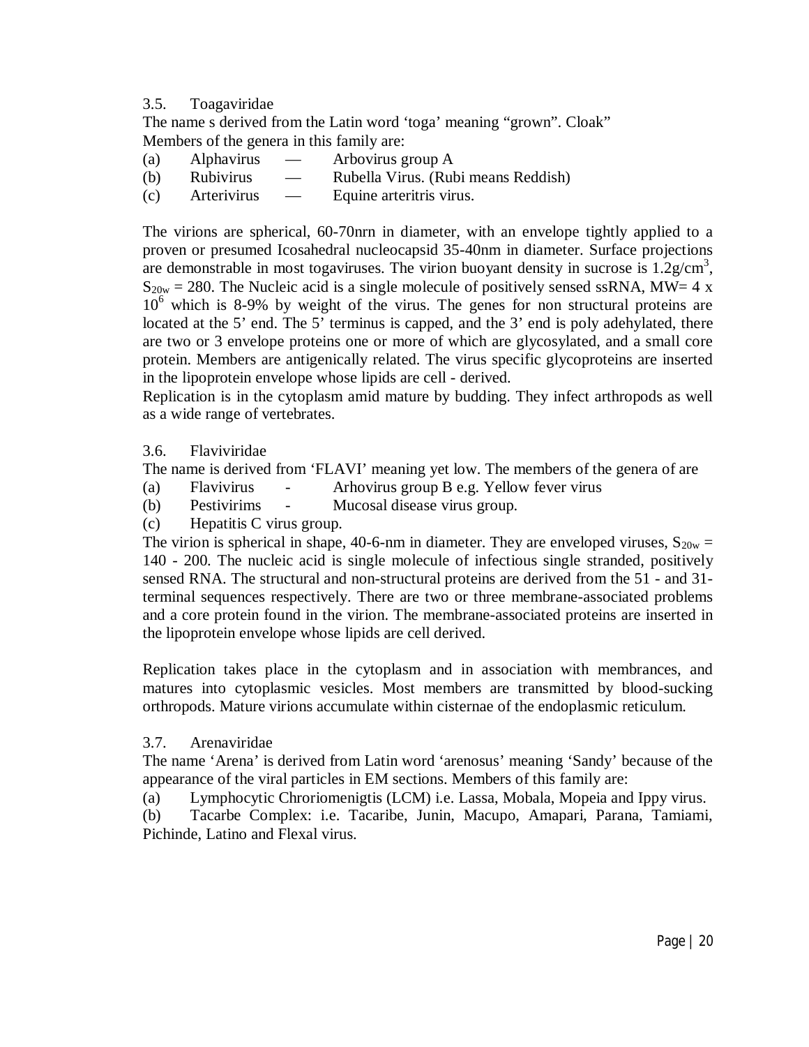### 3.5. Toagaviridae

The name s derived from the Latin word 'toga' meaning "grown". Cloak"

Members of the genera in this family are:

(a) Alphavirus — Arbovirus group A

(b) Rubivirus — Rubella Virus. (Rubi means Reddish)

(c) Arterivirus — Equine arteritris virus.

The virions are spherical, 60-70nrn in diameter, with an envelope tightly applied to a proven or presumed Icosahedral nucleocapsid 35-40nm in diameter. Surface projections are demonstrable in most togaviruses. The virion buoyant density in sucrose is $1.2g/cm^3$, $S_{20w} = 280$. The Nucleic acid is a single molecule of positively sensed ssRNA, MW= $4 \times 10^6$ which is 8-9% by weight of the virus. The genes for non structural proteins are located at the 5' end. The 5' terminus is capped, and the 3' end is poly adehylated, there are two or 3 envelope proteins one or more of which are glycosylated, and a small core protein. Members are antigenically related. The virus specific glycoproteins are inserted in the lipoprotein envelope whose lipids are cell - derived.

Replication is in the cytoplasm amid mature by budding. They infect arthropods as well as a wide range of vertebrates.

### 3.6. Flaviviridae

The name is derived from 'FLAVI' meaning yet low. The members of the genera of are

(a) Flavivirus - Arhovirus group B e.g. Yellow fever virus

(b) Pestivirims - Mucosal disease virus group.

(c) Hepatitis C virus group.

The virion is spherical in shape, 40-6-nm in diameter. They are enveloped viruses, $S_{20w}$ = 140 - 200. The nucleic acid is single molecule of infectious single stranded, positively sensed RNA. The structural and non-structural proteins are derived from the 51 - and 31-terminal sequences respectively. There are two or three membrane-associated problems and a core protein found in the virion. The membrane-associated proteins are inserted in the lipoprotein envelope whose lipids are cell derived.

Replication takes place in the cytoplasm and in association with membrances, and matures into cytoplasmic vesicles. Most members are transmitted by blood-sucking orthropods. Mature virions accumulate within cisternae of the endoplasmic reticulum.

### 3.7. Arenaviridae

The name 'Arena' is derived from Latin word 'arenosus' meaning 'Sandy' because of the appearance of the viral particles in EM sections. Members of this family are:

(a) Lymphocytic Chroriomenigtis (LCM) i.e. Lassa, Mobala, Mopeia and Ippy virus.

(b) Tacarbe Complex: i.e. Tacaribe, Junin, Macupo, Amapari, Parana, Tamiami, Pichinde, Latino and Flexal virus.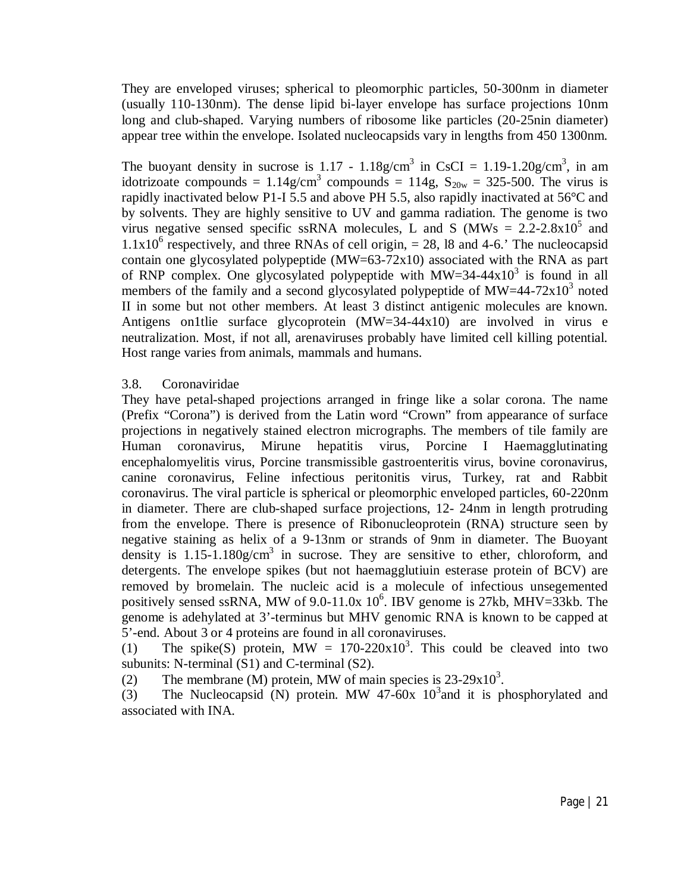They are enveloped viruses; spherical to pleomorphic particles, 50-300nm in diameter (usually 110-130nm). The dense lipid bi-layer envelope has surface projections 10nm long and club-shaped. Varying numbers of ribosome like particles (20-25nin diameter) appear tree within the envelope. Isolated nucleocapsids vary in lengths from 450 1300nm.

The buoyant density in sucrose is 1.17 - 1.18g/cm$^3$ in CsCI = 1.19-1.20g/cm$^3$, in am idotrizoate compounds = 1.14g/cm$^3$ compounds = 114g, $S_{20w}$ = 325-500. The virus is rapidly inactivated below P1-I 5.5 and above PH 5.5, also rapidly inactivated at 56°C and by solvents. They are highly sensitive to UV and gamma radiation. The genome is two virus negative sensed specific ssRNA molecules, L and S (MWs = 2.2-2.8x10$^5$ and 1.1x10$^6$ respectively, and three RNAs of cell origin, = 28, l8 and 4-6.' The nucleocapsid contain one glycosylated polypeptide (MW=63-72x10) associated with the RNA as part of RNP complex. One glycosylated polypeptide with MW=34-44x10$^3$ is found in all members of the family and a second glycosylated polypeptide of MW=44-72x10$^3$ noted II in some but not other members. At least 3 distinct antigenic molecules are known. Antigens on1tlie surface glycoprotein (MW=34-44x10) are involved in virus e neutralization. Most, if not all, arenaviruses probably have limited cell killing potential. Host range varies from animals, mammals and humans.

### 3.8. Coronaviridae

They have petal-shaped projections arranged in fringe like a solar corona. The name (Prefix "Corona") is derived from the Latin word "Crown" from appearance of surface projections in negatively stained electron micrographs. The members of tile family are Human coronavirus, Mirune hepatitis virus, Porcine I Haemagglutinating encephalomyelitis virus, Porcine transmissible gastroenteritis virus, bovine coronavirus, canine coronavirus, Feline infectious peritonitis virus, Turkey, rat and Rabbit coronavirus. The viral particle is spherical or pleomorphic enveloped particles, 60-220nm in diameter. There are club-shaped surface projections, 12- 24nm in length protruding from the envelope. There is presence of Ribonucleoprotein (RNA) structure seen by negative staining as helix of a 9-13nm or strands of 9nm in diameter. The Buoyant density is 1.15-1.180g/cm$^3$ in sucrose. They are sensitive to ether, chloroform, and detergents. The envelope spikes (but not haemagglutiuin esterase protein of BCV) are removed by bromelain. The nucleic acid is a molecule of infectious unsegemented positively sensed ssRNA, MW of 9.0-11.0x 10$^6$. IBV genome is 27kb, MHV=33kb. The genome is adehylated at 3'-terminus but MHV genomic RNA is known to be capped at 5'-end. About 3 or 4 proteins are found in all coronaviruses.

(1) The spike(S) protein, MW = 170-220x10$^3$. This could be cleaved into two subunits: N-terminal (S1) and C-terminal (S2).

(2) The membrane (M) protein, MW of main species is 23-29x10$^3$.

(3) The Nucleocapsid (N) protein. MW 47-60x 10$^3$and it is phosphorylated and associated with INA.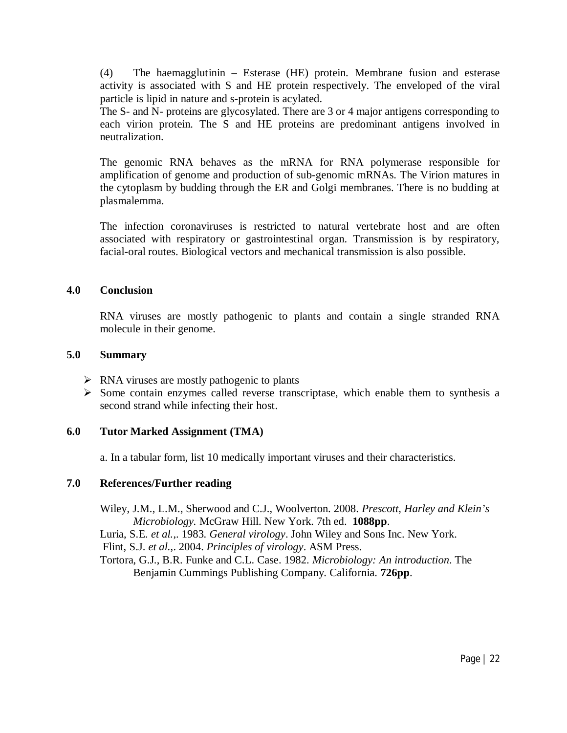(4) The haemagglutinin – Esterase (HE) protein. Membrane fusion and esterase activity is associated with S and HE protein respectively. The enveloped of the viral particle is lipid in nature and s-protein is acylated.
The S- and N- proteins are glycosylated. There are 3 or 4 major antigens corresponding to each virion protein. The S and HE proteins are predominant antigens involved in neutralization.

The genomic RNA behaves as the mRNA for RNA polymerase responsible for amplification of genome and production of sub-genomic mRNAs. The Virion matures in the cytoplasm by budding through the ER and Golgi membranes. There is no budding at plasmalemma.

The infection coronaviruses is restricted to natural vertebrate host and are often associated with respiratory or gastrointestinal organ. Transmission is by respiratory, facial-oral routes. Biological vectors and mechanical transmission is also possible.

## 4.0 Conclusion

RNA viruses are mostly pathogenic to plants and contain a single stranded RNA molecule in their genome.

## 5.0 Summary

- RNA viruses are mostly pathogenic to plants
- Some contain enzymes called reverse transcriptase, which enable them to synthesis a second strand while infecting their host.

## 6.0 Tutor Marked Assignment (TMA)

a. In a tabular form, list 10 medically important viruses and their characteristics.

## 7.0 References/Further reading

Wiley, J.M., L.M., Sherwood and C.J., Woolverton. 2008. *Prescott, Harley and Klein's Microbiology.* McGraw Hill. New York. 7th ed. **1088pp**.
Luria, S.E. *et al.*,. 1983. *General virology*. John Wiley and Sons Inc. New York.
Flint, S.J. *et al.*,. 2004. *Principles of virology*. ASM Press.
Tortora, G.J., B.R. Funke and C.L. Case. 1982. *Microbiology: An introduction*. The Benjamin Cummings Publishing Company. California. **726pp**.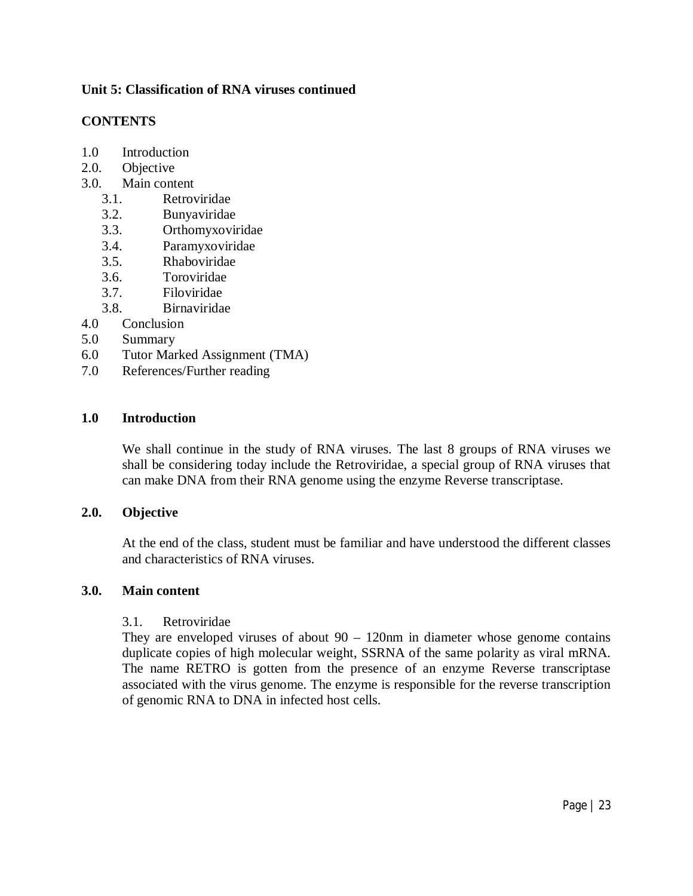**Unit 5: Classification of RNA viruses continued**

**CONTENTS**

1.0 Introduction
2.0. Objective
3.0. Main content
   3.1. Retroviridae
   3.2. Bunyaviridae
   3.3. Orthomyxoviridae
   3.4. Paramyxoviridae
   3.5. Rhaboviridae
   3.6. Toroviridae
   3.7. Filoviridae
   3.8. Birnaviridae
4.0 Conclusion
5.0 Summary
6.0 Tutor Marked Assignment (TMA)
7.0 References/Further reading

## 1.0 Introduction

We shall continue in the study of RNA viruses. The last 8 groups of RNA viruses we shall be considering today include the Retroviridae, a special group of RNA viruses that can make DNA from their RNA genome using the enzyme Reverse transcriptase.

## 2.0. Objective

At the end of the class, student must be familiar and have understood the different classes and characteristics of RNA viruses.

## 3.0. Main content

3.1. Retroviridae

They are enveloped viruses of about 90 – 120nm in diameter whose genome contains duplicate copies of high molecular weight, SSRNA of the same polarity as viral mRNA. The name RETRO is gotten from the presence of an enzyme Reverse transcriptase associated with the virus genome. The enzyme is responsible for the reverse transcription of genomic RNA to DNA in infected host cells.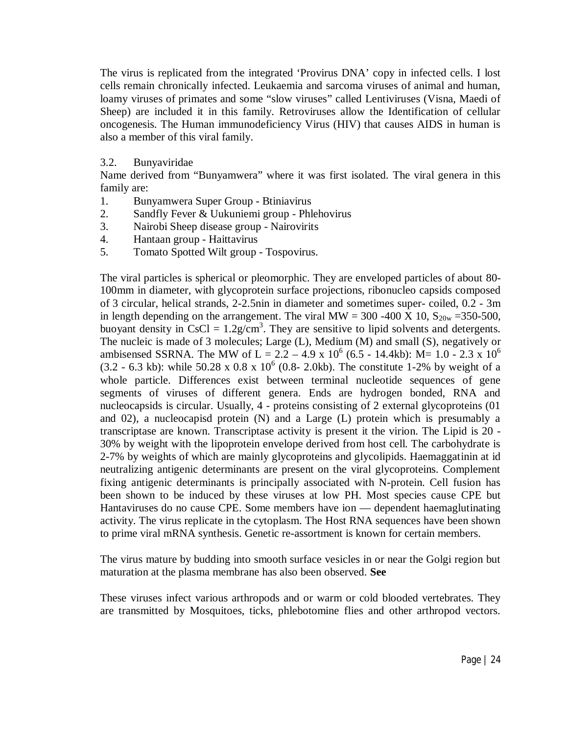The virus is replicated from the integrated 'Provirus DNA' copy in infected cells. I lost cells remain chronically infected. Leukaemia and sarcoma viruses of animal and human, loamy viruses of primates and some "slow viruses" called Lentiviruses (Visna, Maedi of Sheep) are included it in this family. Retroviruses allow the Identification of cellular oncogenesis. The Human immunodeficiency Virus (HIV) that causes AIDS in human is also a member of this viral family.

3.2. Bunyaviridae

Name derived from "Bunyamwera" where it was first isolated. The viral genera in this family are:

1. Bunyamwera Super Group - Btiniavirus
2. Sandfly Fever & Uukuniemi group - Phlehovirus
3. Nairobi Sheep disease group - Nairovirits
4. Hantaan group - Haittavirus
5. Tomato Spotted Wilt group - Tospovirus.

The viral particles is spherical or pleomorphic. They are enveloped particles of about 80-100mm in diameter, with glycoprotein surface projections, ribonucleo capsids composed of 3 circular, helical strands, 2-2.5nin in diameter and sometimes super- coiled, 0.2 - 3m in length depending on the arrangement. The viral MW = 300 -400 X 10, $S_{20w}$ =350-500, buoyant density in CsCl = 1.2g/cm$^3$. They are sensitive to lipid solvents and detergents. The nucleic is made of 3 molecules; Large (L), Medium (M) and small (S), negatively or ambisensed SSRNA. The MW of L = 2.2 – 4.9 x $10^6$ (6.5 - 14.4kb): M= 1.0 - 2.3 x $10^6$ (3.2 - 6.3 kb): while 50.28 x 0.8 x $10^6$ (0.8- 2.0kb). The constitute 1-2% by weight of a whole particle. Differences exist between terminal nucleotide sequences of gene segments of viruses of different genera. Ends are hydrogen bonded, RNA and nucleocapsids is circular. Usually, 4 - proteins consisting of 2 external glycoproteins (01 and 02), a nucleocapisd protein (N) and a Large (L) protein which is presumably a transcriptase are known. Transcriptase activity is present it the virion. The Lipid is 20 - 30% by weight with the lipoprotein envelope derived from host cell. The carbohydrate is 2-7% by weights of which are mainly glycoproteins and glycolipids. Haemaggatinin at id neutralizing antigenic determinants are present on the viral glycoproteins. Complement fixing antigenic determinants is principally associated with N-protein. Cell fusion has been shown to be induced by these viruses at low PH. Most species cause CPE but Hantaviruses do no cause CPE. Some members have ion — dependent haemaglutinating activity. The virus replicate in the cytoplasm. The Host RNA sequences have been shown to prime viral mRNA synthesis. Genetic re-assortment is known for certain members.

The virus mature by budding into smooth surface vesicles in or near the Golgi region but maturation at the plasma membrane has also been observed. **See**

These viruses infect various arthropods and or warm or cold blooded vertebrates. They are transmitted by Mosquitoes, ticks, phlebotomine flies and other arthropod vectors.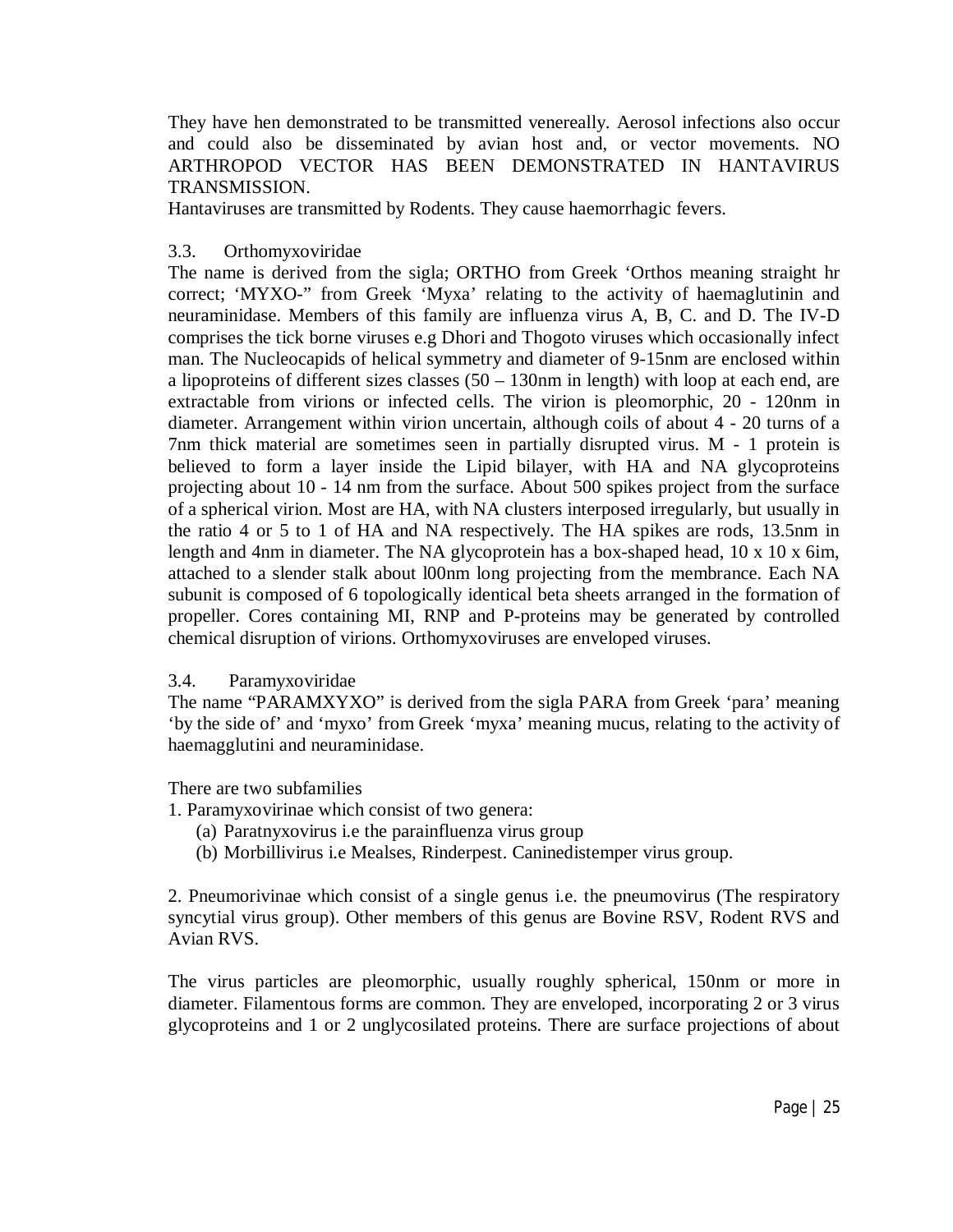They have hen demonstrated to be transmitted venereally. Aerosol infections also occur and could also be disseminated by avian host and, or vector movements. NO ARTHROPOD VECTOR HAS BEEN DEMONSTRATED IN HANTAVIRUS TRANSMISSION.

Hantaviruses are transmitted by Rodents. They cause haemorrhagic fevers.

### 3.3. Orthomyxoviridae

The name is derived from the sigla; ORTHO from Greek 'Orthos meaning straight hr correct; 'MYXO-" from Greek 'Myxa' relating to the activity of haemaglutinin and neuraminidase. Members of this family are influenza virus A, B, C. and D. The IV-D comprises the tick borne viruses e.g Dhori and Thogoto viruses which occasionally infect man. The Nucleocapids of helical symmetry and diameter of 9-15nm are enclosed within a lipoproteins of different sizes classes (50 – 130nm in length) with loop at each end, are extractable from virions or infected cells. The virion is pleomorphic, 20 - 120nm in diameter. Arrangement within virion uncertain, although coils of about 4 - 20 turns of a 7nm thick material are sometimes seen in partially disrupted virus. M - 1 protein is believed to form a layer inside the Lipid bilayer, with HA and NA glycoproteins projecting about 10 - 14 nm from the surface. About 500 spikes project from the surface of a spherical virion. Most are HA, with NA clusters interposed irregularly, but usually in the ratio 4 or 5 to 1 of HA and NA respectively. The HA spikes are rods, 13.5nm in length and 4nm in diameter. The NA glycoprotein has a box-shaped head, 10 x 10 x 6im, attached to a slender stalk about l00nm long projecting from the membrance. Each NA subunit is composed of 6 topologically identical beta sheets arranged in the formation of propeller. Cores containing MI, RNP and P-proteins may be generated by controlled chemical disruption of virions. Orthomyxoviruses are enveloped viruses.

### 3.4. Paramyxoviridae

The name "PARAMXYXO" is derived from the sigla PARA from Greek 'para' meaning 'by the side of' and 'myxo' from Greek 'myxa' meaning mucus, relating to the activity of haemagglutini and neuraminidase.

There are two subfamilies

1. Paramyxovirinae which consist of two genera:
   (a) Paratnyxovirus i.e the parainfluenza virus group
   (b) Morbillivirus i.e Mealses, Rinderpest. Caninedistemper virus group.

2. Pneumorivinae which consist of a single genus i.e. the pneumovirus (The respiratory syncytial virus group). Other members of this genus are Bovine RSV, Rodent RVS and Avian RVS.

The virus particles are pleomorphic, usually roughly spherical, 150nm or more in diameter. Filamentous forms are common. They are enveloped, incorporating 2 or 3 virus glycoproteins and 1 or 2 unglycosilated proteins. There are surface projections of about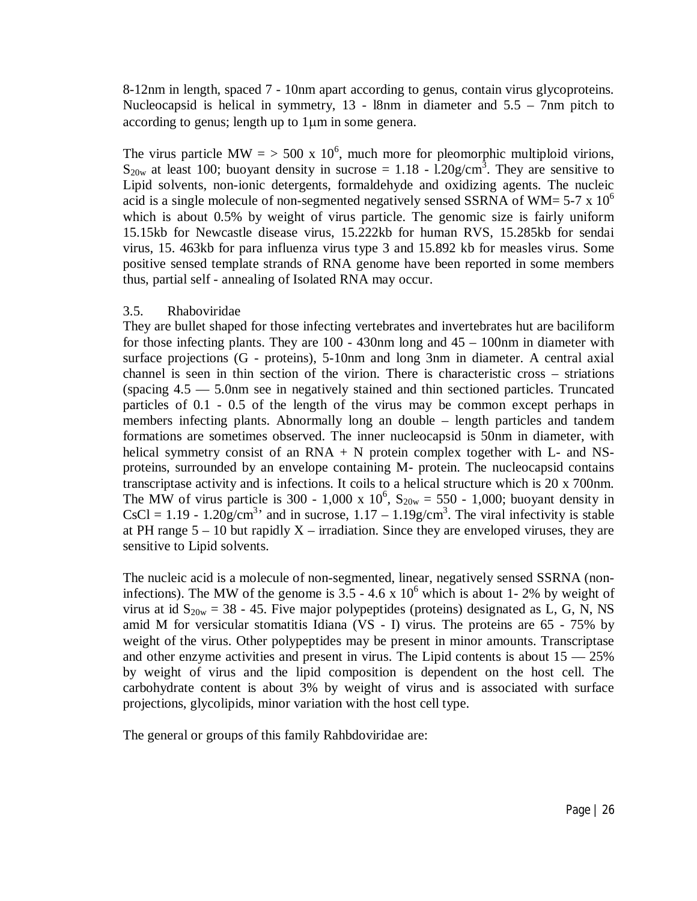8-12nm in length, spaced 7 - 10nm apart according to genus, contain virus glycoproteins. Nucleocapsid is helical in symmetry, 13 - l8nm in diameter and 5.5 – 7nm pitch to according to genus; length up to 1μm in some genera.

The virus particle MW = > 500 x $10^6$, much more for pleomorphic multiploid virions, $S_{20w}$ at least 100; buoyant density in sucrose = 1.18 - l.20g/cm$^3$. They are sensitive to Lipid solvents, non-ionic detergents, formaldehyde and oxidizing agents. The nucleic acid is a single molecule of non-segmented negatively sensed SSRNA of WM= 5-7 x $10^6$ which is about 0.5% by weight of virus particle. The genomic size is fairly uniform 15.15kb for Newcastle disease virus, 15.222kb for human RVS, 15.285kb for sendai virus, 15. 463kb for para influenza virus type 3 and 15.892 kb for measles virus. Some positive sensed template strands of RNA genome have been reported in some members thus, partial self - annealing of Isolated RNA may occur.

### 3.5. Rhaboviridae

They are bullet shaped for those infecting vertebrates and invertebrates hut are baciliform for those infecting plants. They are 100 - 430nm long and 45 – 100nm in diameter with surface projections (G - proteins), 5-10nm and long 3nm in diameter. A central axial channel is seen in thin section of the virion. There is characteristic cross – striations (spacing 4.5 — 5.0nm see in negatively stained and thin sectioned particles. Truncated particles of 0.1 - 0.5 of the length of the virus may be common except perhaps in members infecting plants. Abnormally long an double – length particles and tandem formations are sometimes observed. The inner nucleocapsid is 50nm in diameter, with helical symmetry consist of an RNA + N protein complex together with L- and NS-proteins, surrounded by an envelope containing M- protein. The nucleocapsid contains transcriptase activity and is infections. It coils to a helical structure which is 20 x 700nm. The MW of virus particle is 300 - 1,000 x $10^6$, $S_{20w}$ = 550 - 1,000; buoyant density in CsCl = 1.19 - 1.20g/cm$^3$' and in sucrose, 1.17 – 1.19g/cm$^3$. The viral infectivity is stable at PH range 5 – 10 but rapidly X – irradiation. Since they are enveloped viruses, they are sensitive to Lipid solvents.

The nucleic acid is a molecule of non-segmented, linear, negatively sensed SSRNA (non-infections). The MW of the genome is 3.5 - 4.6 x $10^6$ which is about 1- 2% by weight of virus at id $S_{20w}$ = 38 - 45. Five major polypeptides (proteins) designated as L, G, N, NS amid M for versicular stomatitis Idiana (VS - I) virus. The proteins are 65 - 75% by weight of the virus. Other polypeptides may be present in minor amounts. Transcriptase and other enzyme activities and present in virus. The Lipid contents is about 15 — 25% by weight of virus and the lipid composition is dependent on the host cell. The carbohydrate content is about 3% by weight of virus and is associated with surface projections, glycolipids, minor variation with the host cell type.

The general or groups of this family Rahbdoviridae are: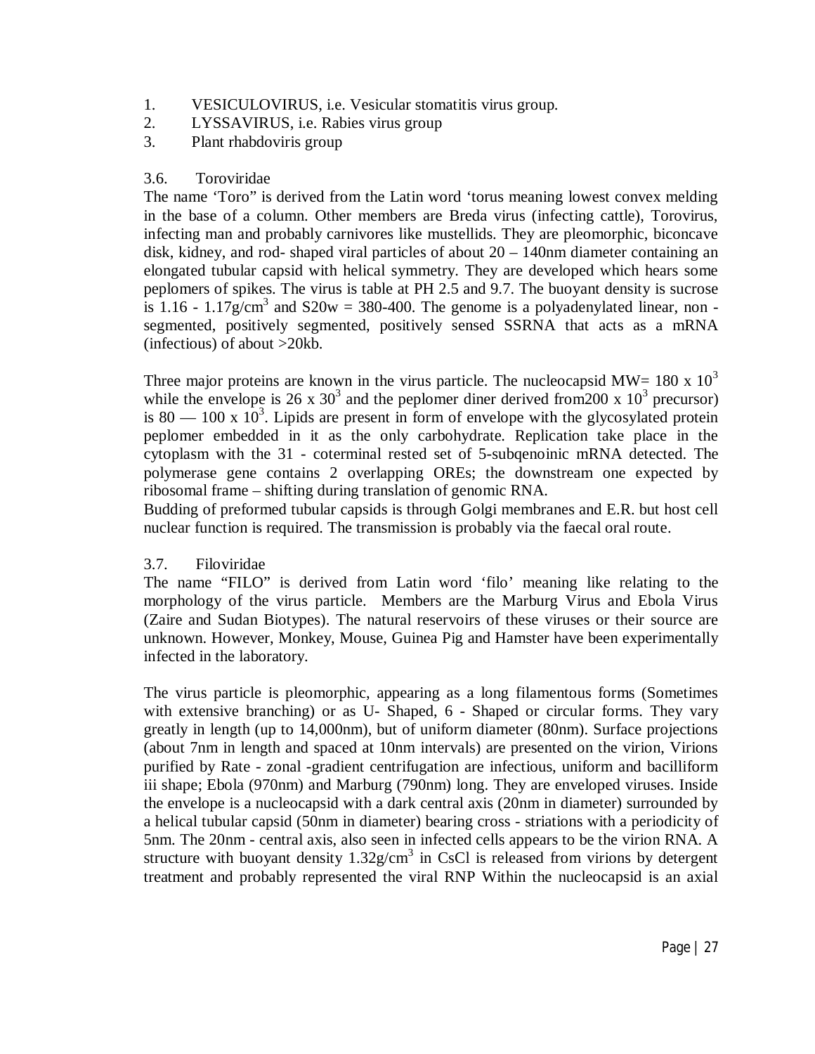1. VESICULOVIRUS, i.e. Vesicular stomatitis virus group.
2. LYSSAVIRUS, i.e. Rabies virus group
3. Plant rhabdoviris group

### 3.6. Toroviridae

The name 'Toro" is derived from the Latin word 'torus meaning lowest convex melding in the base of a column. Other members are Breda virus (infecting cattle), Torovirus, infecting man and probably carnivores like mustellids. They are pleomorphic, biconcave disk, kidney, and rod- shaped viral particles of about 20 – 140nm diameter containing an elongated tubular capsid with helical symmetry. They are developed which hears some peplomers of spikes. The virus is table at PH 2.5 and 9.7. The buoyant density is sucrose is 1.16 - 1.17g/cm$^3$ and S20w = 380-400. The genome is a polyadenylated linear, non - segmented, positively segmented, positively sensed SSRNA that acts as a mRNA (infectious) of about >20kb.

Three major proteins are known in the virus particle. The nucleocapsid MW= 180 x 10$^3$ while the envelope is 26 x 30$^3$ and the peplomer diner derived from200 x 10$^3$ precursor) is 80 — 100 x 10$^3$. Lipids are present in form of envelope with the glycosylated protein peplomer embedded in it as the only carbohydrate. Replication take place in the cytoplasm with the 31 - coterminal rested set of 5-subqenoinic mRNA detected. The polymerase gene contains 2 overlapping OREs; the downstream one expected by ribosomal frame – shifting during translation of genomic RNA.
Budding of preformed tubular capsids is through Golgi membranes and E.R. but host cell nuclear function is required. The transmission is probably via the faecal oral route.

### 3.7. Filoviridae

The name "FILO" is derived from Latin word 'filo' meaning like relating to the morphology of the virus particle. Members are the Marburg Virus and Ebola Virus (Zaire and Sudan Biotypes). The natural reservoirs of these viruses or their source are unknown. However, Monkey, Mouse, Guinea Pig and Hamster have been experimentally infected in the laboratory.

The virus particle is pleomorphic, appearing as a long filamentous forms (Sometimes with extensive branching) or as U- Shaped, 6 - Shaped or circular forms. They vary greatly in length (up to 14,000nm), but of uniform diameter (80nm). Surface projections (about 7nm in length and spaced at 10nm intervals) are presented on the virion, Virions purified by Rate - zonal -gradient centrifugation are infectious, uniform and bacilliform iii shape; Ebola (970nm) and Marburg (790nm) long. They are enveloped viruses. Inside the envelope is a nucleocapsid with a dark central axis (20nm in diameter) surrounded by a helical tubular capsid (50nm in diameter) bearing cross - striations with a periodicity of 5nm. The 20nm - central axis, also seen in infected cells appears to be the virion RNA. A structure with buoyant density 1.32g/cm$^3$ in CsCl is released from virions by detergent treatment and probably represented the viral RNP Within the nucleocapsid is an axial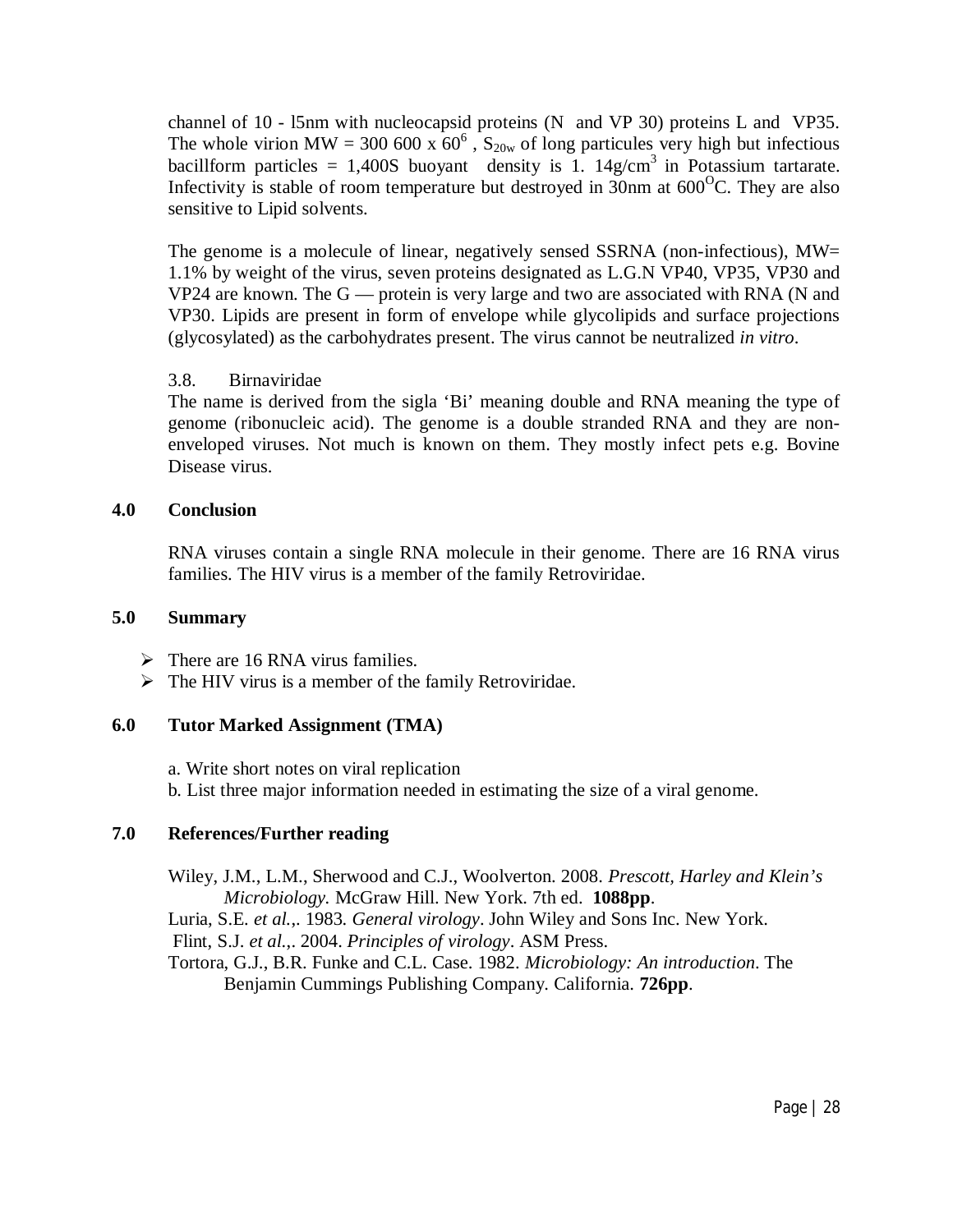channel of 10 - l5nm with nucleocapsid proteins (N and VP 30) proteins L and VP35. The whole virion MW = 300 600 x $60^6$ , $S_{20w}$ of long particules very high but infectious bacillform particles = 1,400S buoyant density is 1. 14g/$cm^3$ in Potassium tartarate. Infectivity is stable of room temperature but destroyed in 30nm at $600^O$C. They are also sensitive to Lipid solvents.

The genome is a molecule of linear, negatively sensed SSRNA (non-infectious), MW= 1.1% by weight of the virus, seven proteins designated as L.G.N VP40, VP35, VP30 and VP24 are known. The G — protein is very large and two are associated with RNA (N and VP30. Lipids are present in form of envelope while glycolipids and surface projections (glycosylated) as the carbohydrates present. The virus cannot be neutralized *in vitro*.

3.8. Birnaviridae

The name is derived from the sigla 'Bi' meaning double and RNA meaning the type of genome (ribonucleic acid). The genome is a double stranded RNA and they are non-enveloped viruses. Not much is known on them. They mostly infect pets e.g. Bovine Disease virus.

## 4.0 Conclusion

RNA viruses contain a single RNA molecule in their genome. There are 16 RNA virus families. The HIV virus is a member of the family Retroviridae.

## 5.0 Summary

- There are 16 RNA virus families.
- The HIV virus is a member of the family Retroviridae.

## 6.0 Tutor Marked Assignment (TMA)

a. Write short notes on viral replication
b. List three major information needed in estimating the size of a viral genome.

## 7.0 References/Further reading

Wiley, J.M., L.M., Sherwood and C.J., Woolverton. 2008. *Prescott, Harley and Klein's Microbiology.* McGraw Hill. New York. 7th ed. **1088pp**.
Luria, S.E. *et al.*,. 1983. *General virology*. John Wiley and Sons Inc. New York.
Flint, S.J. *et al.*,. 2004. *Principles of virology*. ASM Press.
Tortora, G.J., B.R. Funke and C.L. Case. 1982. *Microbiology: An introduction*. The Benjamin Cummings Publishing Company. California. **726pp**.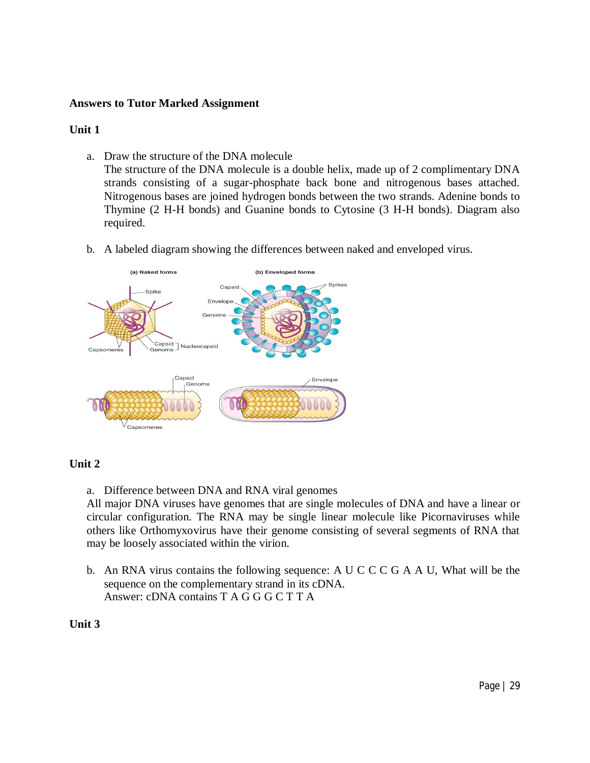**Answers to Tutor Marked Assignment**

**Unit 1**

a. Draw the structure of the DNA molecule

The structure of the DNA molecule is a double helix, made up of 2 complimentary DNA strands consisting of a sugar-phosphate back bone and nitrogenous bases attached. Nitrogenous bases are joined hydrogen bonds between the two strands. Adenine bonds to Thymine (2 H-H bonds) and Guanine bonds to Cytosine (3 H-H bonds). Diagram also required.

b. A labeled diagram showing the differences between naked and enveloped virus.

**Unit 2**

a. Difference between DNA and RNA viral genomes

All major DNA viruses have genomes that are single molecules of DNA and have a linear or circular configuration. The RNA may be single linear molecule like Picornaviruses while others like Orthomyxovirus have their genome consisting of several segments of RNA that may be loosely associated within the virion.

b. An RNA virus contains the following sequence: A U C C C G A A U, What will be the sequence on the complementary strand in its cDNA.

Answer: cDNA contains T A G G G C T T A

**Unit 3**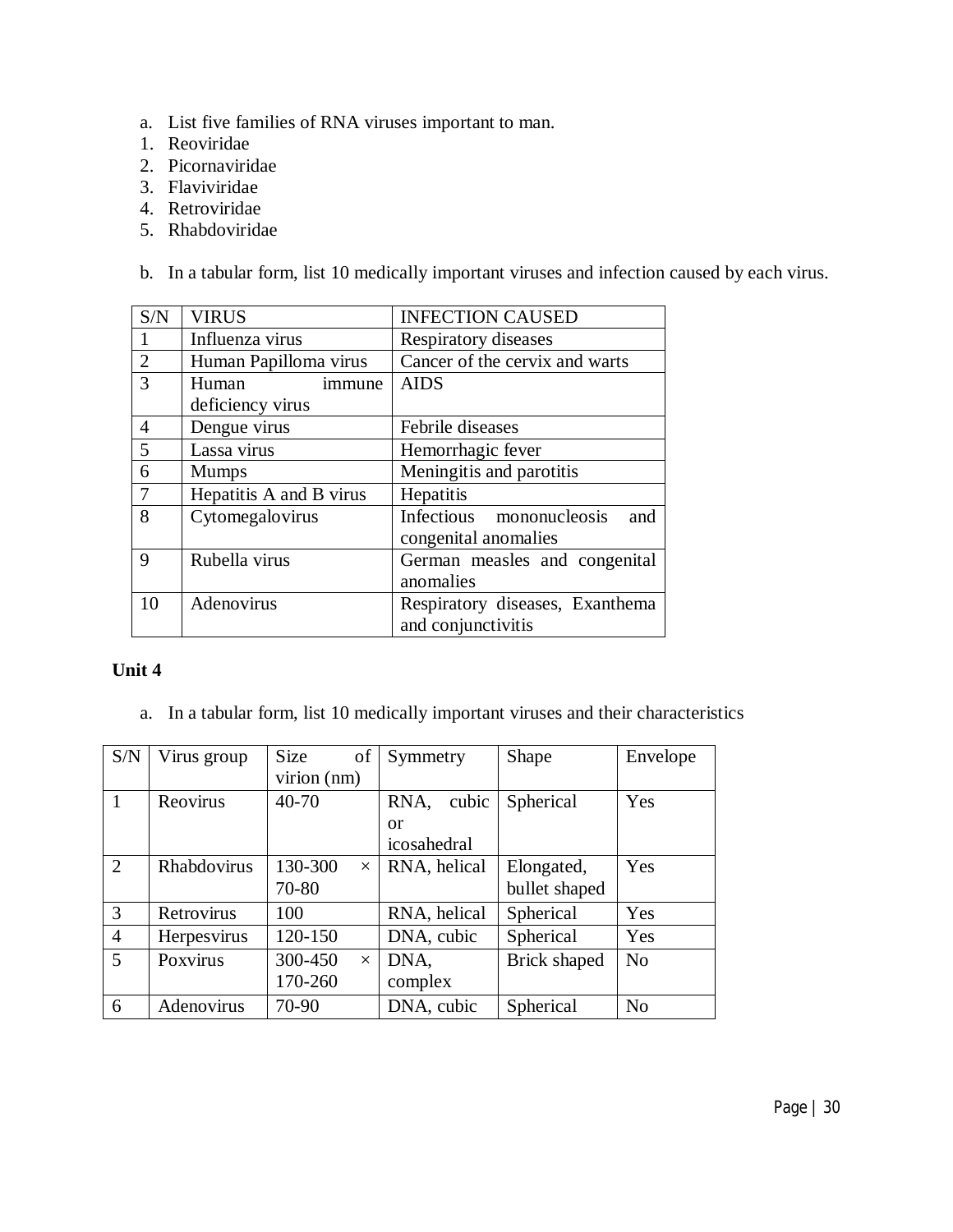a. List five families of RNA viruses important to man.

1. Reoviridae
2. Picornaviridae
3. Flaviviridae
4. Retroviridae
5. Rhabdoviridae

b. In a tabular form, list 10 medically important viruses and infection caused by each virus.

| S/N | VIRUS | INFECTION CAUSED |
|---|---|---|
| 1 | Influenza virus | Respiratory diseases |
| 2 | Human Papilloma virus | Cancer of the cervix and warts |
| 3 | Human immune deficiency virus | AIDS |
| 4 | Dengue virus | Febrile diseases |
| 5 | Lassa virus | Hemorrhagic fever |
| 6 | Mumps | Meningitis and parotitis |
| 7 | Hepatitis A and B virus | Hepatitis |
| 8 | Cytomegalovirus | Infectious mononucleosis and congenital anomalies |
| 9 | Rubella virus | German measles and congenital anomalies |
| 10 | Adenovirus | Respiratory diseases, Exanthema and conjunctivitis |

**Unit 4**

a. In a tabular form, list 10 medically important viruses and their characteristics

| S/N | Virus group | Size of virion (nm) | Symmetry | Shape | Envelope |
|---|---|---|---|---|---|
| 1 | Reovirus | 40-70 | RNA, cubic or icosahedral | Spherical | Yes |
| 2 | Rhabdovirus | 130-300 × 70-80 | RNA, helical | Elongated, bullet shaped | Yes |
| 3 | Retrovirus | 100 | RNA, helical | Spherical | Yes |
| 4 | Herpesvirus | 120-150 | DNA, cubic | Spherical | Yes |
| 5 | Poxvirus | 300-450 × 170-260 | DNA, complex | Brick shaped | No |
| 6 | Adenovirus | 70-90 | DNA, cubic | Spherical | No |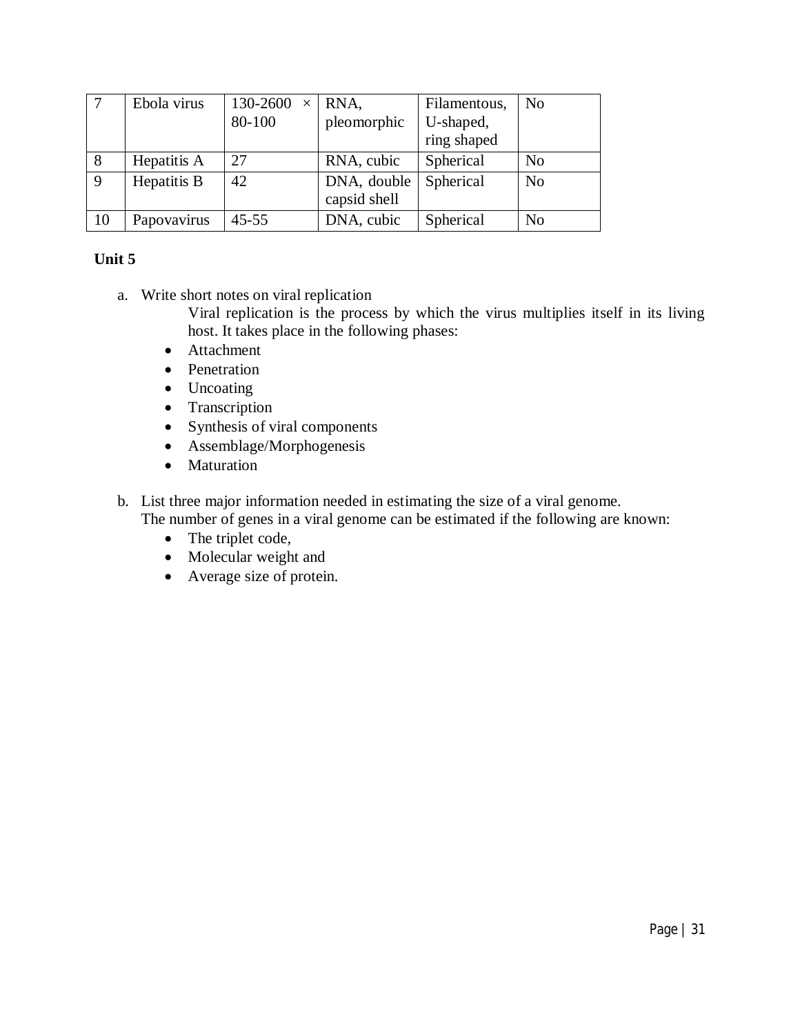| 7 | Ebola virus | 130-2600 × 80-100 | RNA, pleomorphic | Filamentous, U-shaped, ring shaped | No |
|---|---|---|---|---|---|
| 8 | Hepatitis A | 27 | RNA, cubic | Spherical | No |
| 9 | Hepatitis B | 42 | DNA, double capsid shell | Spherical | No |
| 10 | Papovavirus | 45-55 | DNA, cubic | Spherical | No |

**Unit 5**

a. Write short notes on viral replication

Viral replication is the process by which the virus multiplies itself in its living host. It takes place in the following phases:

- Attachment
- Penetration
- Uncoating
- Transcription
- Synthesis of viral components
- Assemblage/Morphogenesis
- Maturation

b. List three major information needed in estimating the size of a viral genome.

The number of genes in a viral genome can be estimated if the following are known:

- The triplet code,
- Molecular weight and
- Average size of protein.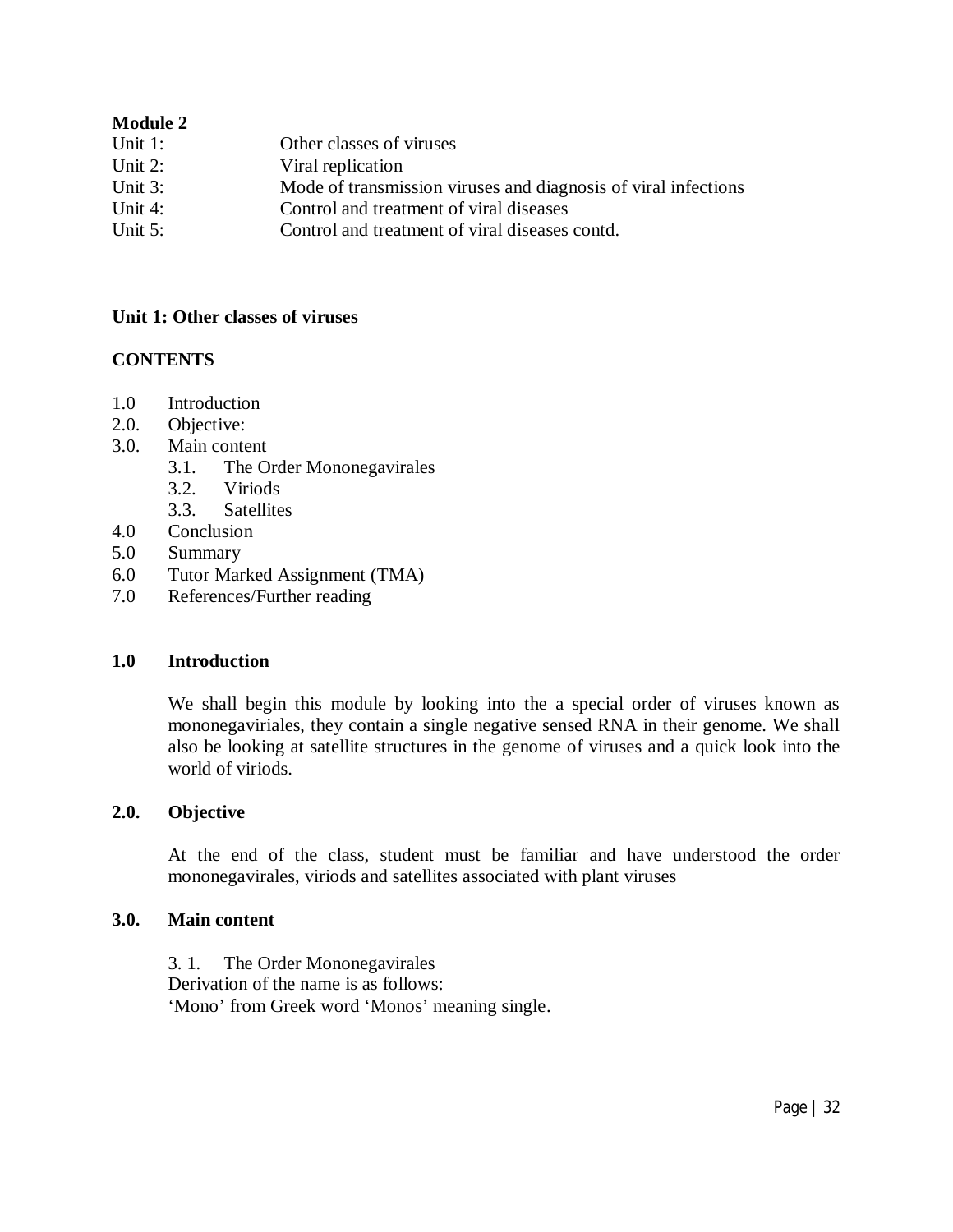**Module 2**

| | |
|---|---|
| Unit 1: | Other classes of viruses |
| Unit 2: | Viral replication |
| Unit 3: | Mode of transmission viruses and diagnosis of viral infections |
| Unit 4: | Control and treatment of viral diseases |
| Unit 5: | Control and treatment of viral diseases contd. |

## Unit 1: Other classes of viruses

**CONTENTS**

1.0 Introduction
2.0. Objective:
3.0. Main content
   3.1. The Order Mononegavirales
   3.2. Viriods
   3.3. Satellites
4.0 Conclusion
5.0 Summary
6.0 Tutor Marked Assignment (TMA)
7.0 References/Further reading

### 1.0 Introduction

We shall begin this module by looking into the a special order of viruses known as mononegaviriales, they contain a single negative sensed RNA in their genome. We shall also be looking at satellite structures in the genome of viruses and a quick look into the world of viriods.

### 2.0. Objective

At the end of the class, student must be familiar and have understood the order mononegavirales, viriods and satellites associated with plant viruses

### 3.0. Main content

3. 1. The Order Mononegavirales
Derivation of the name is as follows:
'Mono' from Greek word 'Monos' meaning single.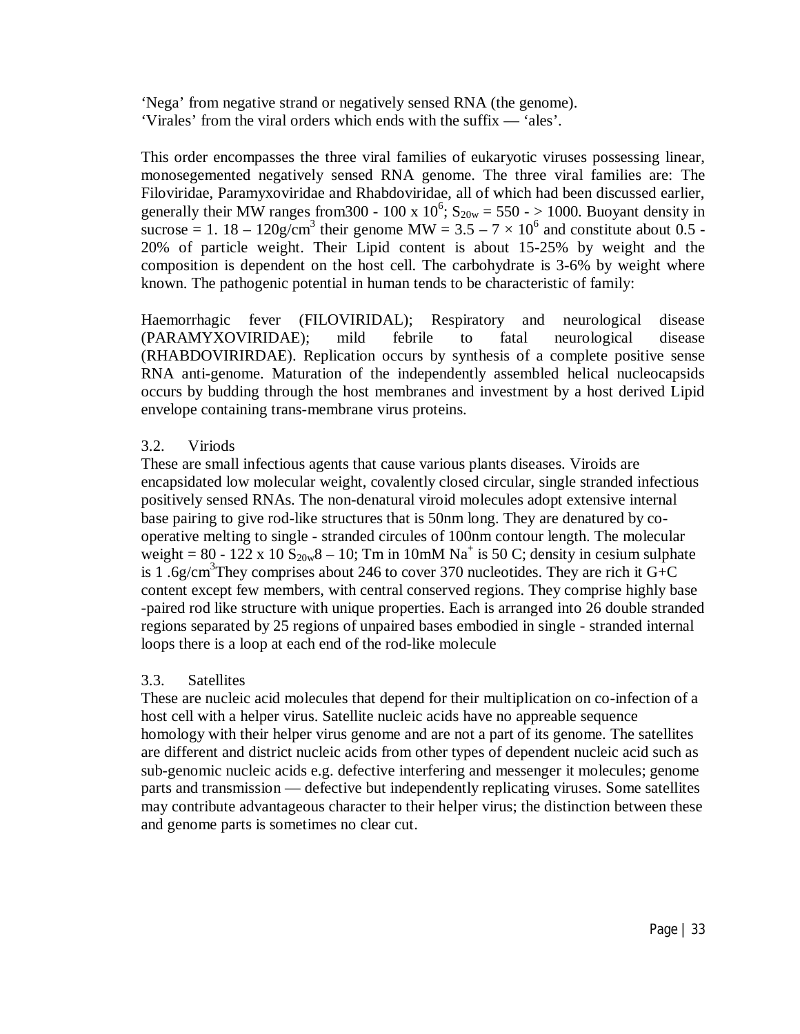'Nega' from negative strand or negatively sensed RNA (the genome).
'Virales' from the viral orders which ends with the suffix — 'ales'.

This order encompasses the three viral families of eukaryotic viruses possessing linear, monosegemented negatively sensed RNA genome. The three viral families are: The Filoviridae, Paramyxoviridae and Rhabdoviridae, all of which had been discussed earlier, generally their MW ranges from300 - 100 x $10^6$; $S_{20w}$ = 550 - > 1000. Buoyant density in sucrose = 1. 18 – 120g/$cm^3$ their genome MW = 3.5 – 7 × $10^6$ and constitute about 0.5 - 20% of particle weight. Their Lipid content is about 15-25% by weight and the composition is dependent on the host cell. The carbohydrate is 3-6% by weight where known. The pathogenic potential in human tends to be characteristic of family:

Haemorrhagic fever (FILOVIRIDAL); Respiratory and neurological disease (PARAMYXOVIRIDAE); mild febrile to fatal neurological disease (RHABDOVIRIRDAE). Replication occurs by synthesis of a complete positive sense RNA anti-genome. Maturation of the independently assembled helical nucleocapsids occurs by budding through the host membranes and investment by a host derived Lipid envelope containing trans-membrane virus proteins.

### 3.2. Viriods

These are small infectious agents that cause various plants diseases. Viroids are encapsidated low molecular weight, covalently closed circular, single stranded infectious positively sensed RNAs. The non-denatural viroid molecules adopt extensive internal base pairing to give rod-like structures that is 50nm long. They are denatured by co-operative melting to single - stranded circules of 100nm contour length. The molecular weight = 80 - 122 x 10 $S_{20w}$8 – 10; Tm in 10mM $Na^+$ is 50 C; density in cesium sulphate is 1 .6g/$cm^3$They comprises about 246 to cover 370 nucleotides. They are rich it G+C content except few members, with central conserved regions. They comprise highly base -paired rod like structure with unique properties. Each is arranged into 26 double stranded regions separated by 25 regions of unpaired bases embodied in single - stranded internal loops there is a loop at each end of the rod-like molecule

### 3.3. Satellites

These are nucleic acid molecules that depend for their multiplication on co-infection of a host cell with a helper virus. Satellite nucleic acids have no appreable sequence homology with their helper virus genome and are not a part of its genome. The satellites are different and district nucleic acids from other types of dependent nucleic acid such as sub-genomic nucleic acids e.g. defective interfering and messenger it molecules; genome parts and transmission — defective but independently replicating viruses. Some satellites may contribute advantageous character to their helper virus; the distinction between these and genome parts is sometimes no clear cut.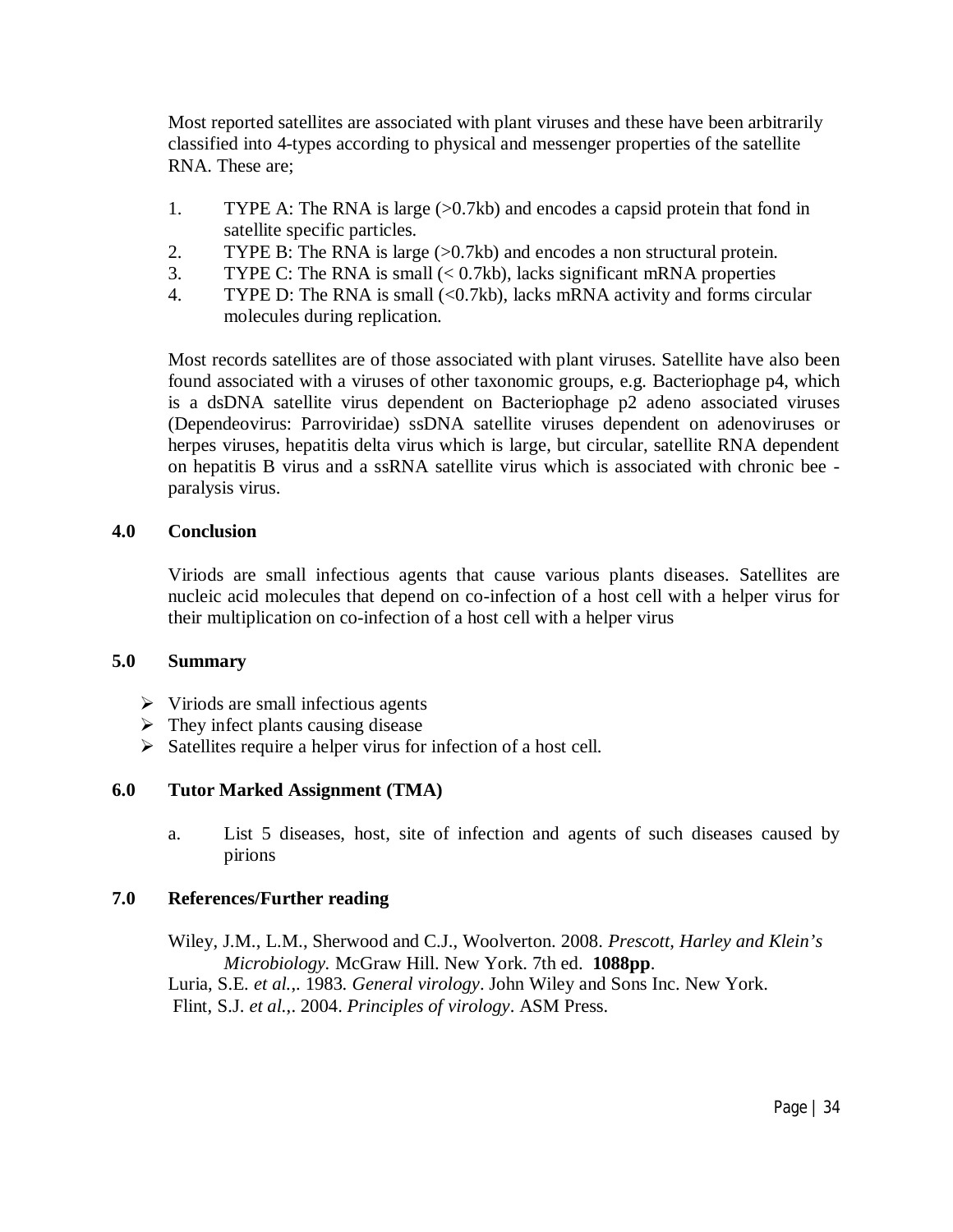Most reported satellites are associated with plant viruses and these have been arbitrarily classified into 4-types according to physical and messenger properties of the satellite RNA. These are;

1. TYPE A: The RNA is large (>0.7kb) and encodes a capsid protein that fond in satellite specific particles.
2. TYPE B: The RNA is large (>0.7kb) and encodes a non structural protein.
3. TYPE C: The RNA is small (< 0.7kb), lacks significant mRNA properties
4. TYPE D: The RNA is small (<0.7kb), lacks mRNA activity and forms circular molecules during replication.

Most records satellites are of those associated with plant viruses. Satellite have also been found associated with a viruses of other taxonomic groups, e.g. Bacteriophage p4, which is a dsDNA satellite virus dependent on Bacteriophage p2 adeno associated viruses (Dependeovirus: Parroviridae) ssDNA satellite viruses dependent on adenoviruses or herpes viruses, hepatitis delta virus which is large, but circular, satellite RNA dependent on hepatitis B virus and a ssRNA satellite virus which is associated with chronic bee - paralysis virus.

## 4.0 Conclusion

Viriods are small infectious agents that cause various plants diseases. Satellites are nucleic acid molecules that depend on co-infection of a host cell with a helper virus for their multiplication on co-infection of a host cell with a helper virus

## 5.0 Summary

- Viriods are small infectious agents
- They infect plants causing disease
- Satellites require a helper virus for infection of a host cell.

## 6.0 Tutor Marked Assignment (TMA)

a. List 5 diseases, host, site of infection and agents of such diseases caused by pirions

## 7.0 References/Further reading

Wiley, J.M., L.M., Sherwood and C.J., Woolverton. 2008. *Prescott, Harley and Klein's Microbiology.* McGraw Hill. New York. 7th ed. **1088pp**.

Luria, S.E. *et al.*,. 1983. *General virology*. John Wiley and Sons Inc. New York.

Flint, S.J. *et al.*,. 2004. *Principles of virology*. ASM Press.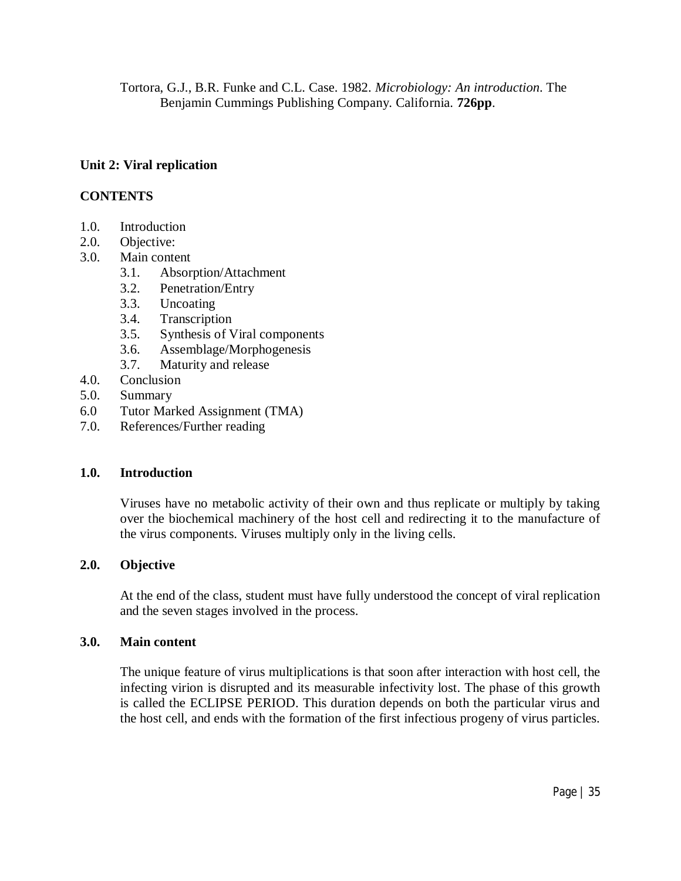Tortora, G.J., B.R. Funke and C.L. Case. 1982. *Microbiology: An introduction*. The Benjamin Cummings Publishing Company. California. **726pp**.

## Unit 2: Viral replication

**CONTENTS**

1.0. Introduction
2.0. Objective:
3.0. Main content
  3.1. Absorption/Attachment
  3.2. Penetration/Entry
  3.3. Uncoating
  3.4. Transcription
  3.5. Synthesis of Viral components
  3.6. Assemblage/Morphogenesis
  3.7. Maturity and release
4.0. Conclusion
5.0. Summary
6.0 Tutor Marked Assignment (TMA)
7.0. References/Further reading

### 1.0. Introduction

Viruses have no metabolic activity of their own and thus replicate or multiply by taking over the biochemical machinery of the host cell and redirecting it to the manufacture of the virus components. Viruses multiply only in the living cells.

### 2.0. Objective

At the end of the class, student must have fully understood the concept of viral replication and the seven stages involved in the process.

### 3.0. Main content

The unique feature of virus multiplications is that soon after interaction with host cell, the infecting virion is disrupted and its measurable infectivity lost. The phase of this growth is called the ECLIPSE PERIOD. This duration depends on both the particular virus and the host cell, and ends with the formation of the first infectious progeny of virus particles.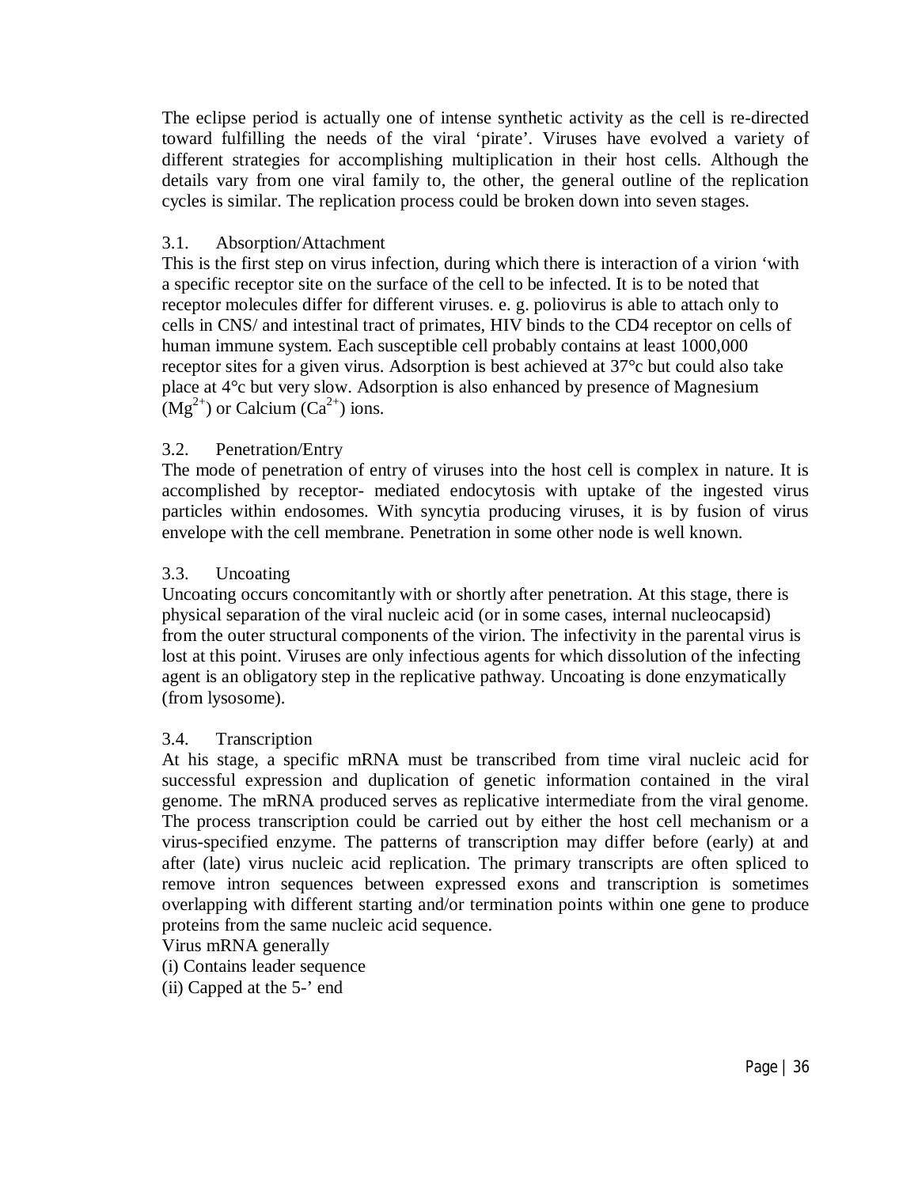The eclipse period is actually one of intense synthetic activity as the cell is re-directed toward fulfilling the needs of the viral 'pirate'. Viruses have evolved a variety of different strategies for accomplishing multiplication in their host cells. Although the details vary from one viral family to, the other, the general outline of the replication cycles is similar. The replication process could be broken down into seven stages.

### 3.1. Absorption/Attachment

This is the first step on virus infection, during which there is interaction of a virion 'with a specific receptor site on the surface of the cell to be infected. It is to be noted that receptor molecules differ for different viruses. e. g. poliovirus is able to attach only to cells in CNS/ and intestinal tract of primates, HIV binds to the CD4 receptor on cells of human immune system. Each susceptible cell probably contains at least 1000,000 receptor sites for a given virus. Adsorption is best achieved at 37°c but could also take place at 4°c but very slow. Adsorption is also enhanced by presence of Magnesium ($Mg^{2+}$) or Calcium ($Ca^{2+}$) ions.

### 3.2. Penetration/Entry

The mode of penetration of entry of viruses into the host cell is complex in nature. It is accomplished by receptor- mediated endocytosis with uptake of the ingested virus particles within endosomes. With syncytia producing viruses, it is by fusion of virus envelope with the cell membrane. Penetration in some other node is well known.

### 3.3. Uncoating

Uncoating occurs concomitantly with or shortly after penetration. At this stage, there is physical separation of the viral nucleic acid (or in some cases, internal nucleocapsid) from the outer structural components of the virion. The infectivity in the parental virus is lost at this point. Viruses are only infectious agents for which dissolution of the infecting agent is an obligatory step in the replicative pathway. Uncoating is done enzymatically (from lysosome).

### 3.4. Transcription

At his stage, a specific mRNA must be transcribed from time viral nucleic acid for successful expression and duplication of genetic information contained in the viral genome. The mRNA produced serves as replicative intermediate from the viral genome. The process transcription could be carried out by either the host cell mechanism or a virus-specified enzyme. The patterns of transcription may differ before (early) at and after (late) virus nucleic acid replication. The primary transcripts are often spliced to remove intron sequences between expressed exons and transcription is sometimes overlapping with different starting and/or termination points within one gene to produce proteins from the same nucleic acid sequence.

Virus mRNA generally

(i) Contains leader sequence

(ii) Capped at the 5-' end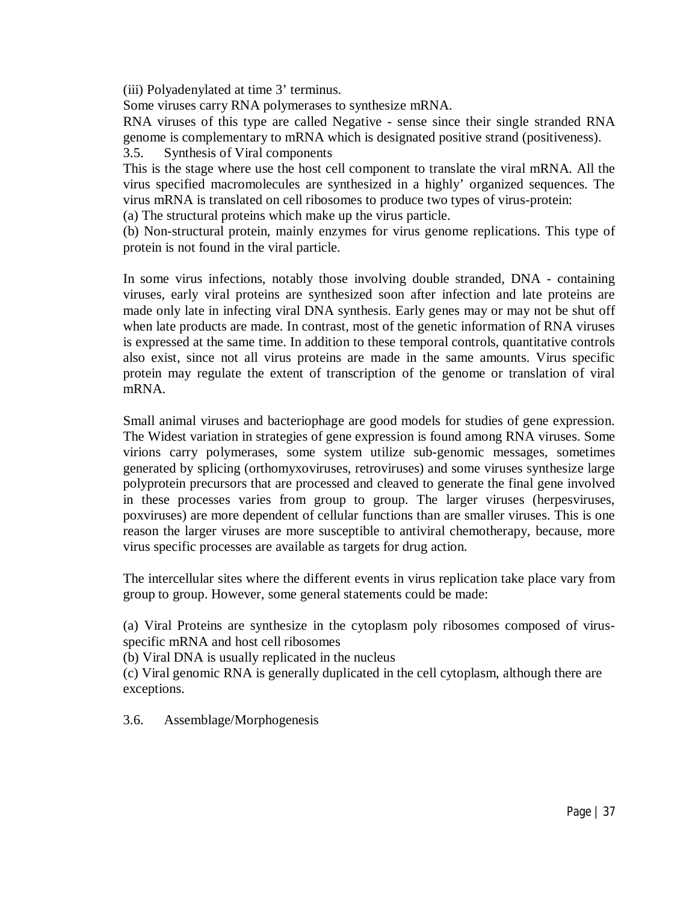(iii) Polyadenylated at time 3' terminus.

Some viruses carry RNA polymerases to synthesize mRNA.

RNA viruses of this type are called Negative - sense since their single stranded RNA genome is complementary to mRNA which is designated positive strand (positiveness).

### 3.5. Synthesis of Viral components

This is the stage where use the host cell component to translate the viral mRNA. All the virus specified macromolecules are synthesized in a highly' organized sequences. The virus mRNA is translated on cell ribosomes to produce two types of virus-protein:

(a) The structural proteins which make up the virus particle.

(b) Non-structural protein, mainly enzymes for virus genome replications. This type of protein is not found in the viral particle.

In some virus infections, notably those involving double stranded, DNA - containing viruses, early viral proteins are synthesized soon after infection and late proteins are made only late in infecting viral DNA synthesis. Early genes may or may not be shut off when late products are made. In contrast, most of the genetic information of RNA viruses is expressed at the same time. In addition to these temporal controls, quantitative controls also exist, since not all virus proteins are made in the same amounts. Virus specific protein may regulate the extent of transcription of the genome or translation of viral mRNA.

Small animal viruses and bacteriophage are good models for studies of gene expression. The Widest variation in strategies of gene expression is found among RNA viruses. Some virions carry polymerases, some system utilize sub-genomic messages, sometimes generated by splicing (orthomyxoviruses, retroviruses) and some viruses synthesize large polyprotein precursors that are processed and cleaved to generate the final gene involved in these processes varies from group to group. The larger viruses (herpesviruses, poxviruses) are more dependent of cellular functions than are smaller viruses. This is one reason the larger viruses are more susceptible to antiviral chemotherapy, because, more virus specific processes are available as targets for drug action.

The intercellular sites where the different events in virus replication take place vary from group to group. However, some general statements could be made:

(a) Viral Proteins are synthesize in the cytoplasm poly ribosomes composed of virus-specific mRNA and host cell ribosomes

(b) Viral DNA is usually replicated in the nucleus

(c) Viral genomic RNA is generally duplicated in the cell cytoplasm, although there are exceptions.

### 3.6. Assemblage/Morphogenesis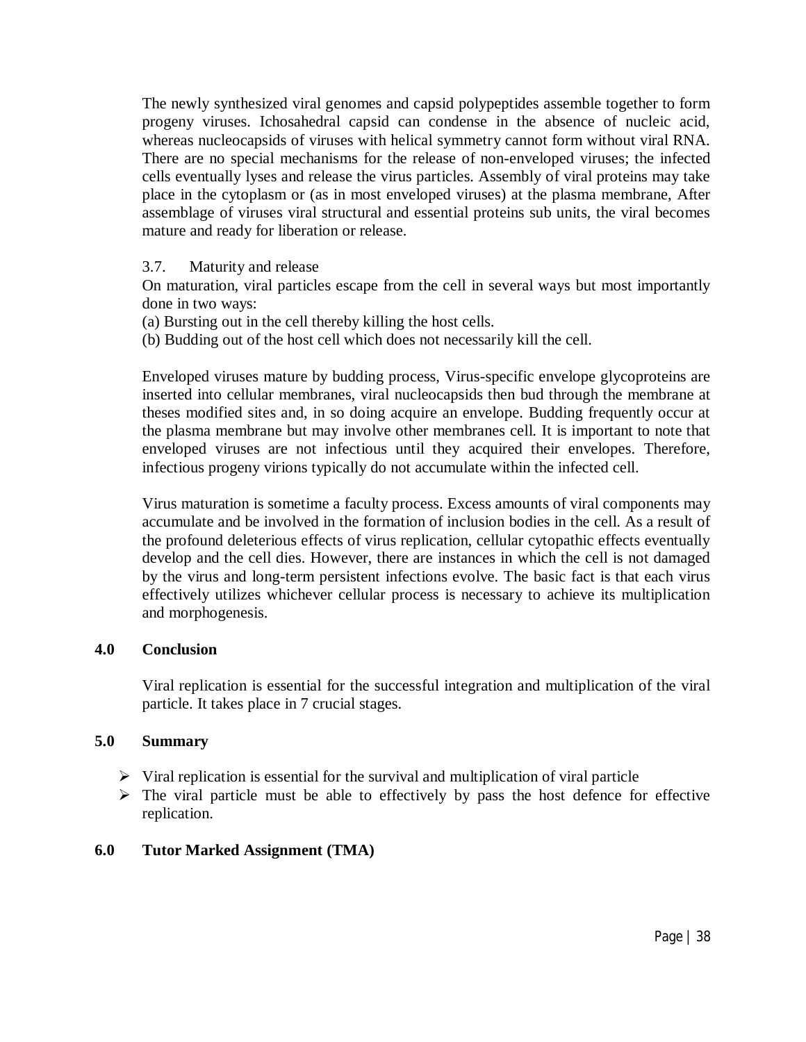The newly synthesized viral genomes and capsid polypeptides assemble together to form progeny viruses. Ichosahedral capsid can condense in the absence of nucleic acid, whereas nucleocapsids of viruses with helical symmetry cannot form without viral RNA. There are no special mechanisms for the release of non-enveloped viruses; the infected cells eventually lyses and release the virus particles. Assembly of viral proteins may take place in the cytoplasm or (as in most enveloped viruses) at the plasma membrane, After assemblage of viruses viral structural and essential proteins sub units, the viral becomes mature and ready for liberation or release.

3.7. Maturity and release

On maturation, viral particles escape from the cell in several ways but most importantly done in two ways:

(a) Bursting out in the cell thereby killing the host cells.

(b) Budding out of the host cell which does not necessarily kill the cell.

Enveloped viruses mature by budding process, Virus-specific envelope glycoproteins are inserted into cellular membranes, viral nucleocapsids then bud through the membrane at theses modified sites and, in so doing acquire an envelope. Budding frequently occur at the plasma membrane but may involve other membranes cell. It is important to note that enveloped viruses are not infectious until they acquired their envelopes. Therefore, infectious progeny virions typically do not accumulate within the infected cell.

Virus maturation is sometime a faculty process. Excess amounts of viral components may accumulate and be involved in the formation of inclusion bodies in the cell. As a result of the profound deleterious effects of virus replication, cellular cytopathic effects eventually develop and the cell dies. However, there are instances in which the cell is not damaged by the virus and long-term persistent infections evolve. The basic fact is that each virus effectively utilizes whichever cellular process is necessary to achieve its multiplication and morphogenesis.

## 4.0 Conclusion

Viral replication is essential for the successful integration and multiplication of the viral particle. It takes place in 7 crucial stages.

## 5.0 Summary

- Viral replication is essential for the survival and multiplication of viral particle
- The viral particle must be able to effectively by pass the host defence for effective replication.

## 6.0 Tutor Marked Assignment (TMA)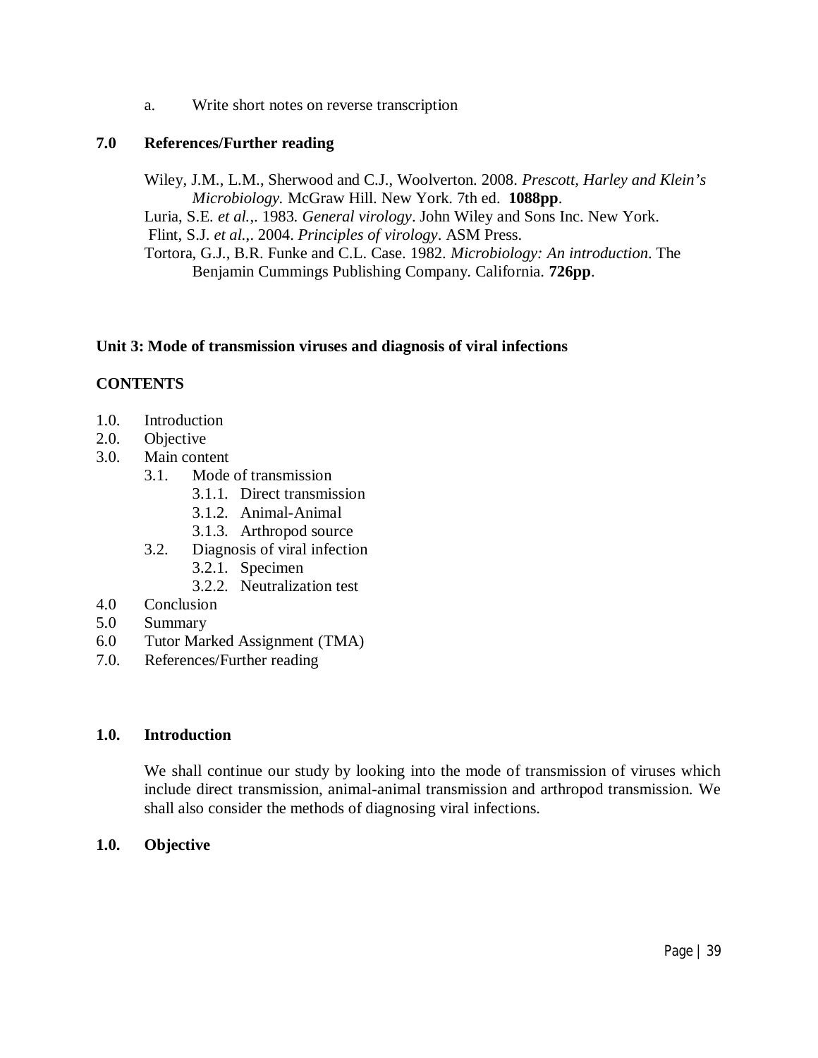a. Write short notes on reverse transcription

## 7.0 References/Further reading

Wiley, J.M., L.M., Sherwood and C.J., Woolverton. 2008. *Prescott, Harley and Klein's Microbiology.* McGraw Hill. New York. 7th ed. **1088pp**.

Luria, S.E. *et al.*,. 1983. *General virology*. John Wiley and Sons Inc. New York.

Flint, S.J. *et al.*,. 2004. *Principles of virology*. ASM Press.

Tortora, G.J., B.R. Funke and C.L. Case. 1982. *Microbiology: An introduction*. The Benjamin Cummings Publishing Company. California. **726pp**.

## Unit 3: Mode of transmission viruses and diagnosis of viral infections

### CONTENTS

- 1.0. Introduction
- 2.0. Objective
- 3.0. Main content
  - 3.1. Mode of transmission
    - 3.1.1. Direct transmission
    - 3.1.2. Animal-Animal
    - 3.1.3. Arthropod source
  - 3.2. Diagnosis of viral infection
    - 3.2.1. Specimen
    - 3.2.2. Neutralization test
- 4.0 Conclusion
- 5.0 Summary
- 6.0 Tutor Marked Assignment (TMA)
- 7.0. References/Further reading

### 1.0. Introduction

We shall continue our study by looking into the mode of transmission of viruses which include direct transmission, animal-animal transmission and arthropod transmission. We shall also consider the methods of diagnosing viral infections.

### 1.0. Objective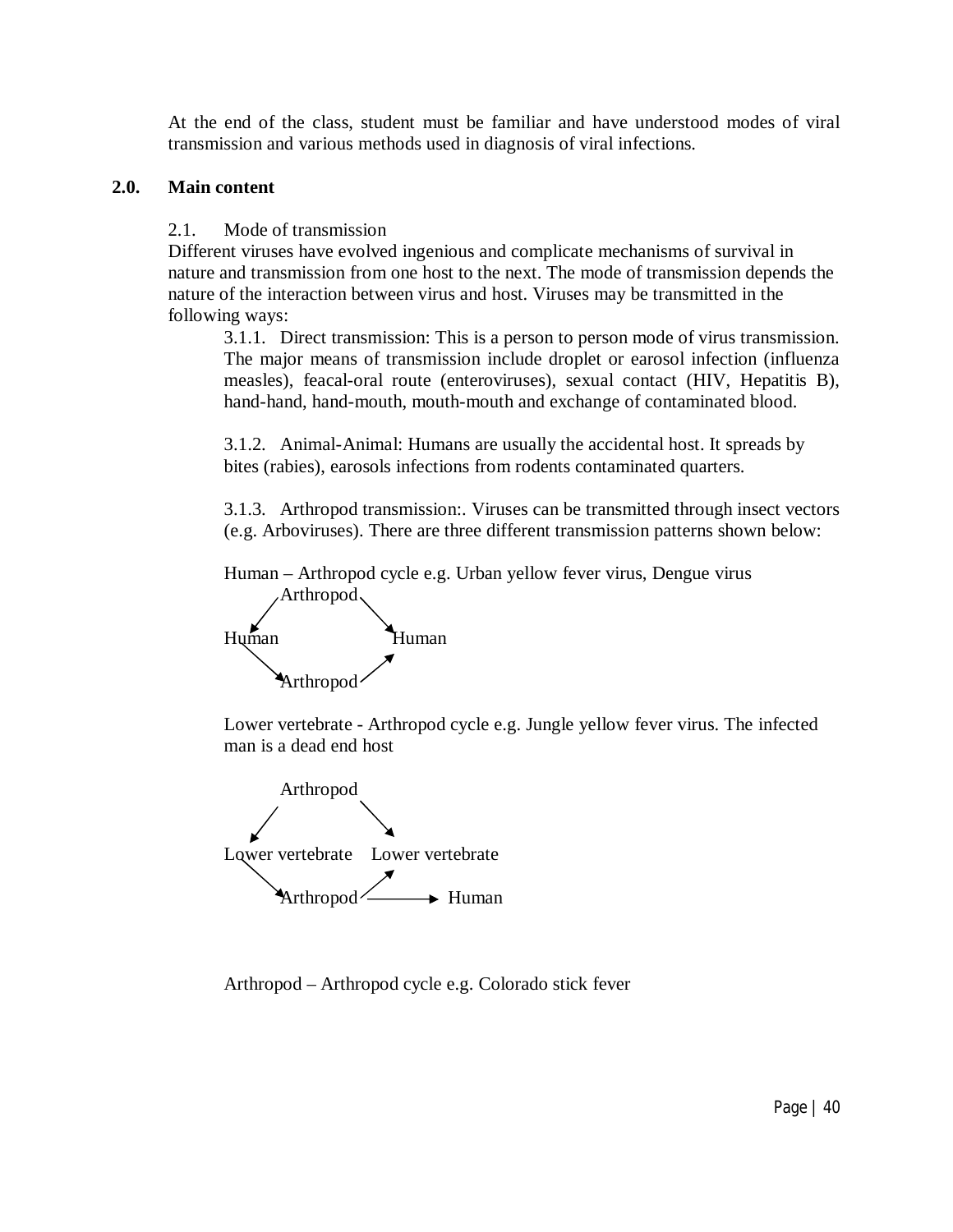At the end of the class, student must be familiar and have understood modes of viral transmission and various methods used in diagnosis of viral infections.

## 2.0. Main content

2.1. Mode of transmission

Different viruses have evolved ingenious and complicate mechanisms of survival in nature and transmission from one host to the next. The mode of transmission depends the nature of the interaction between virus and host. Viruses may be transmitted in the following ways:

3.1.1. Direct transmission: This is a person to person mode of virus transmission. The major means of transmission include droplet or earosol infection (influenza measles), feacal-oral route (enteroviruses), sexual contact (HIV, Hepatitis B), hand-hand, hand-mouth, mouth-mouth and exchange of contaminated blood.

3.1.2. Animal-Animal: Humans are usually the accidental host. It spreads by bites (rabies), earosols infections from rodents contaminated quarters.

3.1.3. Arthropod transmission:. Viruses can be transmitted through insect vectors (e.g. Arboviruses). There are three different transmission patterns shown below:

Human – Arthropod cycle e.g. Urban yellow fever virus, Dengue virus

```
        Arthropod
      ↙           ↘
Human               Human
      ↘           ↗
        Arthropod
```

Lower vertebrate - Arthropod cycle e.g. Jungle yellow fever virus. The infected man is a dead end host

```
          Arthropod
        ↙           ↘
Lower vertebrate    Lower vertebrate
        ↘           ↗
          Arthropod ──────→ Human
```

Arthropod – Arthropod cycle e.g. Colorado stick fever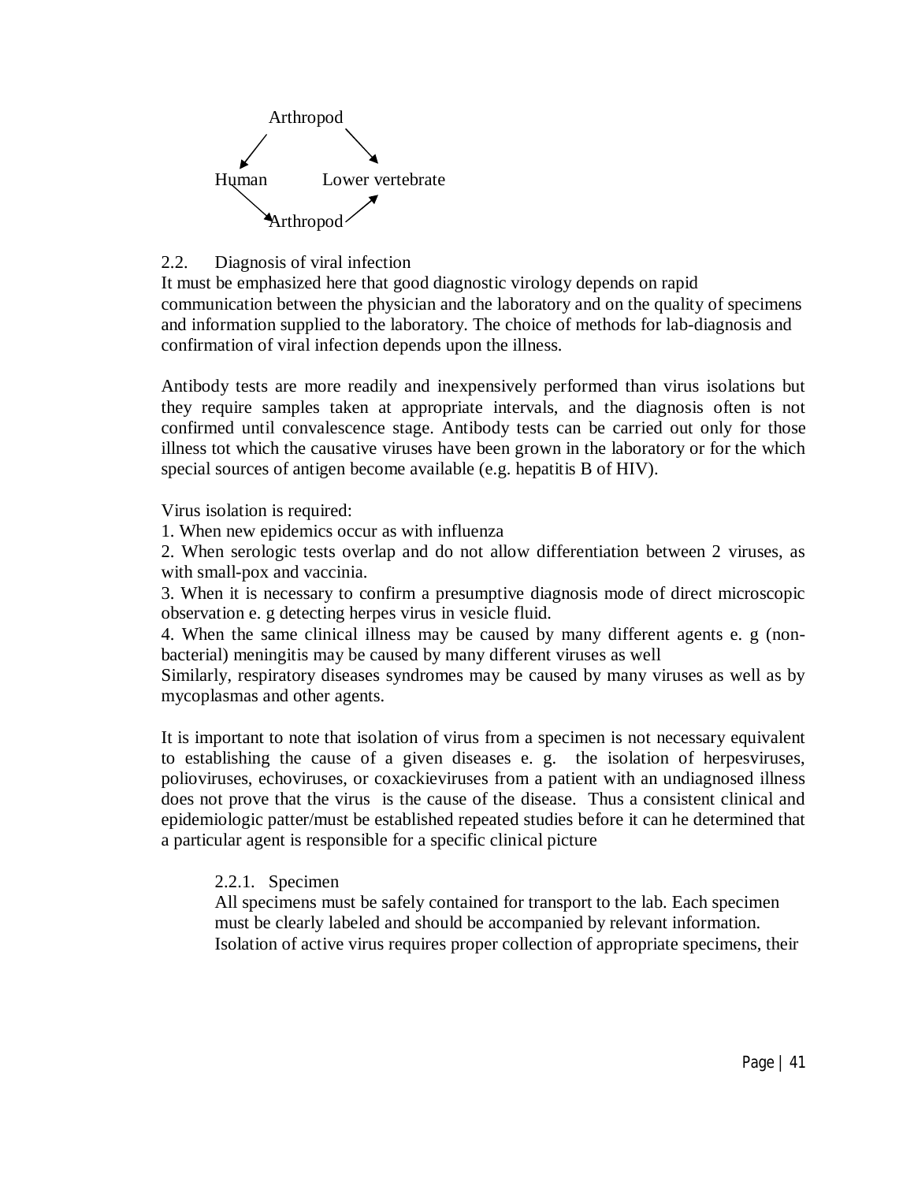Arthropod → Human, Lower vertebrate

Human → Arthropod → Lower vertebrate

## 2.2. Diagnosis of viral infection

It must be emphasized here that good diagnostic virology depends on rapid communication between the physician and the laboratory and on the quality of specimens and information supplied to the laboratory. The choice of methods for lab-diagnosis and confirmation of viral infection depends upon the illness.

Antibody tests are more readily and inexpensively performed than virus isolations but they require samples taken at appropriate intervals, and the diagnosis often is not confirmed until convalescence stage. Antibody tests can be carried out only for those illness tot which the causative viruses have been grown in the laboratory or for the which special sources of antigen become available (e.g. hepatitis B of HIV).

Virus isolation is required:

1. When new epidemics occur as with influenza
2. When serologic tests overlap and do not allow differentiation between 2 viruses, as with small-pox and vaccinia.
3. When it is necessary to confirm a presumptive diagnosis mode of direct microscopic observation e. g detecting herpes virus in vesicle fluid.
4. When the same clinical illness may be caused by many different agents e. g (non-bacterial) meningitis may be caused by many different viruses as well

Similarly, respiratory diseases syndromes may be caused by many viruses as well as by mycoplasmas and other agents.

It is important to note that isolation of virus from a specimen is not necessary equivalent to establishing the cause of a given diseases e. g. the isolation of herpesviruses, polioviruses, echoviruses, or coxackieviruses from a patient with an undiagnosed illness does not prove that the virus is the cause of the disease. Thus a consistent clinical and epidemiologic patter/must be established repeated studies before it can he determined that a particular agent is responsible for a specific clinical picture

### 2.2.1. Specimen

All specimens must be safely contained for transport to the lab. Each specimen must be clearly labeled and should be accompanied by relevant information. Isolation of active virus requires proper collection of appropriate specimens, their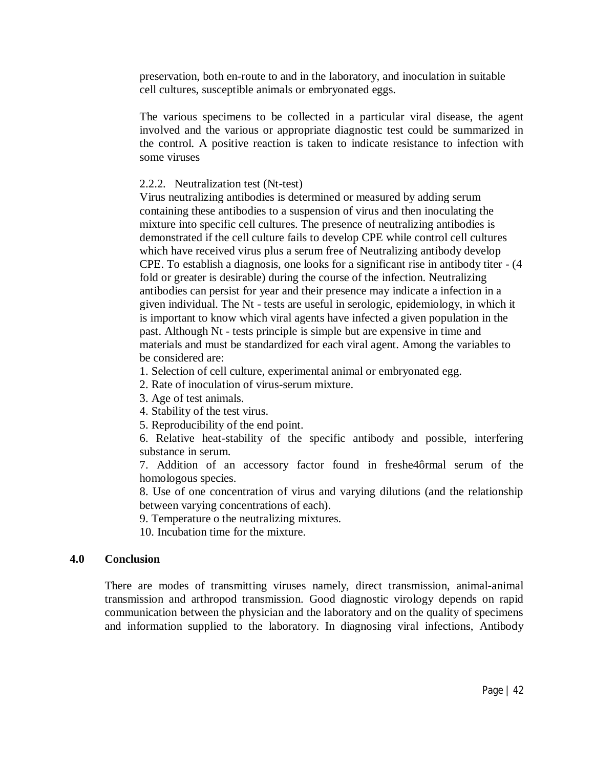preservation, both en-route to and in the laboratory, and inoculation in suitable cell cultures, susceptible animals or embryonated eggs.

The various specimens to be collected in a particular viral disease, the agent involved and the various or appropriate diagnostic test could be summarized in the control. A positive reaction is taken to indicate resistance to infection with some viruses

2.2.2. Neutralization test (Nt-test)

Virus neutralizing antibodies is determined or measured by adding serum containing these antibodies to a suspension of virus and then inoculating the mixture into specific cell cultures. The presence of neutralizing antibodies is demonstrated if the cell culture fails to develop CPE while control cell cultures which have received virus plus a serum free of Neutralizing antibody develop CPE. To establish a diagnosis, one looks for a significant rise in antibody titer - (4 fold or greater is desirable) during the course of the infection. Neutralizing antibodies can persist for year and their presence may indicate a infection in a given individual. The Nt - tests are useful in serologic, epidemiology, in which it is important to know which viral agents have infected a given population in the past. Although Nt - tests principle is simple but are expensive in time and materials and must be standardized for each viral agent. Among the variables to be considered are:

1. Selection of cell culture, experimental animal or embryonated egg.
2. Rate of inoculation of virus-serum mixture.
3. Age of test animals.
4. Stability of the test virus.
5. Reproducibility of the end point.
6. Relative heat-stability of the specific antibody and possible, interfering substance in serum.
7. Addition of an accessory factor found in freshe4ôrmal serum of the homologous species.
8. Use of one concentration of virus and varying dilutions (and the relationship between varying concentrations of each).
9. Temperature o the neutralizing mixtures.
10. Incubation time for the mixture.

## 4.0 Conclusion

There are modes of transmitting viruses namely, direct transmission, animal-animal transmission and arthropod transmission. Good diagnostic virology depends on rapid communication between the physician and the laboratory and on the quality of specimens and information supplied to the laboratory. In diagnosing viral infections, Antibody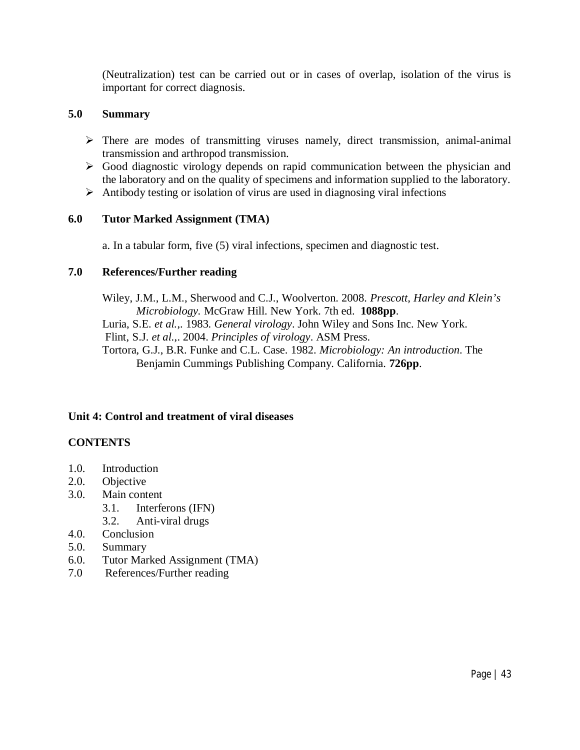(Neutralization) test can be carried out or in cases of overlap, isolation of the virus is important for correct diagnosis.

## 5.0 Summary

- There are modes of transmitting viruses namely, direct transmission, animal-animal transmission and arthropod transmission.
- Good diagnostic virology depends on rapid communication between the physician and the laboratory and on the quality of specimens and information supplied to the laboratory.
- Antibody testing or isolation of virus are used in diagnosing viral infections

## 6.0 Tutor Marked Assignment (TMA)

a. In a tabular form, five (5) viral infections, specimen and diagnostic test.

## 7.0 References/Further reading

Wiley, J.M., L.M., Sherwood and C.J., Woolverton. 2008. *Prescott, Harley and Klein's Microbiology.* McGraw Hill. New York. 7th ed. **1088pp**.
Luria, S.E. *et al.,*. 1983. *General virology*. John Wiley and Sons Inc. New York.
Flint, S.J. *et al.,*. 2004. *Principles of virology*. ASM Press.
Tortora, G.J., B.R. Funke and C.L. Case. 1982. *Microbiology: An introduction*. The Benjamin Cummings Publishing Company. California. **726pp**.

# Unit 4: Control and treatment of viral diseases

**CONTENTS**

1.0. Introduction
2.0. Objective
3.0. Main content
   3.1. Interferons (IFN)
   3.2. Anti-viral drugs
4.0. Conclusion
5.0. Summary
6.0. Tutor Marked Assignment (TMA)
7.0 References/Further reading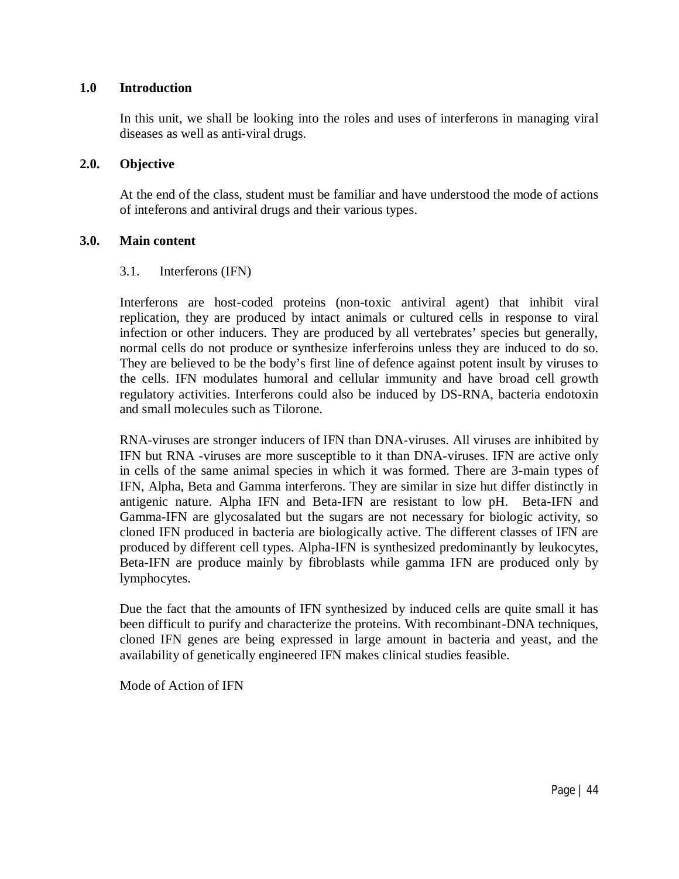## 1.0 Introduction

In this unit, we shall be looking into the roles and uses of interferons in managing viral diseases as well as anti-viral drugs.

## 2.0. Objective

At the end of the class, student must be familiar and have understood the mode of actions of inteferons and antiviral drugs and their various types.

## 3.0. Main content

### 3.1. Interferons (IFN)

Interferons are host-coded proteins (non-toxic antiviral agent) that inhibit viral replication, they are produced by intact animals or cultured cells in response to viral infection or other inducers. They are produced by all vertebrates' species but generally, normal cells do not produce or synthesize inferferoins unless they are induced to do so. They are believed to be the body's first line of defence against potent insult by viruses to the cells. IFN modulates humoral and cellular immunity and have broad cell growth regulatory activities. Interferons could also be induced by DS-RNA, bacteria endotoxin and small molecules such as Tilorone.

RNA-viruses are stronger inducers of IFN than DNA-viruses. All viruses are inhibited by IFN but RNA -viruses are more susceptible to it than DNA-viruses. IFN are active only in cells of the same animal species in which it was formed. There are 3-main types of IFN, Alpha, Beta and Gamma interferons. They are similar in size hut differ distinctly in antigenic nature. Alpha IFN and Beta-IFN are resistant to low pH. Beta-IFN and Gamma-IFN are glycosalated but the sugars are not necessary for biologic activity, so cloned IFN produced in bacteria are biologically active. The different classes of IFN are produced by different cell types. Alpha-IFN is synthesized predominantly by leukocytes, Beta-IFN are produce mainly by fibroblasts while gamma IFN are produced only by lymphocytes.

Due the fact that the amounts of IFN synthesized by induced cells are quite small it has been difficult to purify and characterize the proteins. With recombinant-DNA techniques, cloned IFN genes are being expressed in large amount in bacteria and yeast, and the availability of genetically engineered IFN makes clinical studies feasible.

Mode of Action of IFN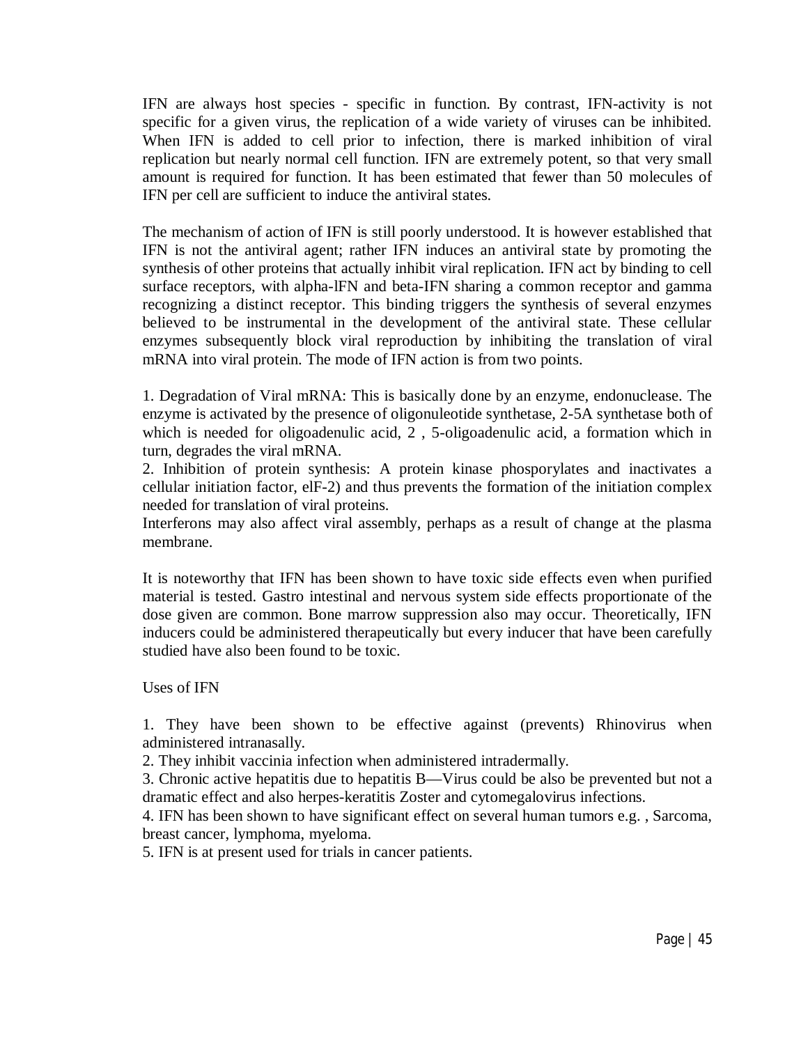IFN are always host species - specific in function. By contrast, IFN-activity is not specific for a given virus, the replication of a wide variety of viruses can be inhibited. When IFN is added to cell prior to infection, there is marked inhibition of viral replication but nearly normal cell function. IFN are extremely potent, so that very small amount is required for function. It has been estimated that fewer than 50 molecules of IFN per cell are sufficient to induce the antiviral states.

The mechanism of action of IFN is still poorly understood. It is however established that IFN is not the antiviral agent; rather IFN induces an antiviral state by promoting the synthesis of other proteins that actually inhibit viral replication. IFN act by binding to cell surface receptors, with alpha-lFN and beta-IFN sharing a common receptor and gamma recognizing a distinct receptor. This binding triggers the synthesis of several enzymes believed to be instrumental in the development of the antiviral state. These cellular enzymes subsequently block viral reproduction by inhibiting the translation of viral mRNA into viral protein. The mode of IFN action is from two points.

1. Degradation of Viral mRNA: This is basically done by an enzyme, endonuclease. The enzyme is activated by the presence of oligonuleotide synthetase, 2-5A synthetase both of which is needed for oligoadenulic acid, 2 , 5-oligoadenulic acid, a formation which in turn, degrades the viral mRNA.
2. Inhibition of protein synthesis: A protein kinase phosporylates and inactivates a cellular initiation factor, elF-2) and thus prevents the formation of the initiation complex needed for translation of viral proteins.

Interferons may also affect viral assembly, perhaps as a result of change at the plasma membrane.

It is noteworthy that IFN has been shown to have toxic side effects even when purified material is tested. Gastro intestinal and nervous system side effects proportionate of the dose given are common. Bone marrow suppression also may occur. Theoretically, IFN inducers could be administered therapeutically but every inducer that have been carefully studied have also been found to be toxic.

Uses of IFN

1. They have been shown to be effective against (prevents) Rhinovirus when administered intranasally.
2. They inhibit vaccinia infection when administered intradermally.
3. Chronic active hepatitis due to hepatitis B—Virus could be also be prevented but not a dramatic effect and also herpes-keratitis Zoster and cytomegalovirus infections.
4. IFN has been shown to have significant effect on several human tumors e.g. , Sarcoma, breast cancer, lymphoma, myeloma.
5. IFN is at present used for trials in cancer patients.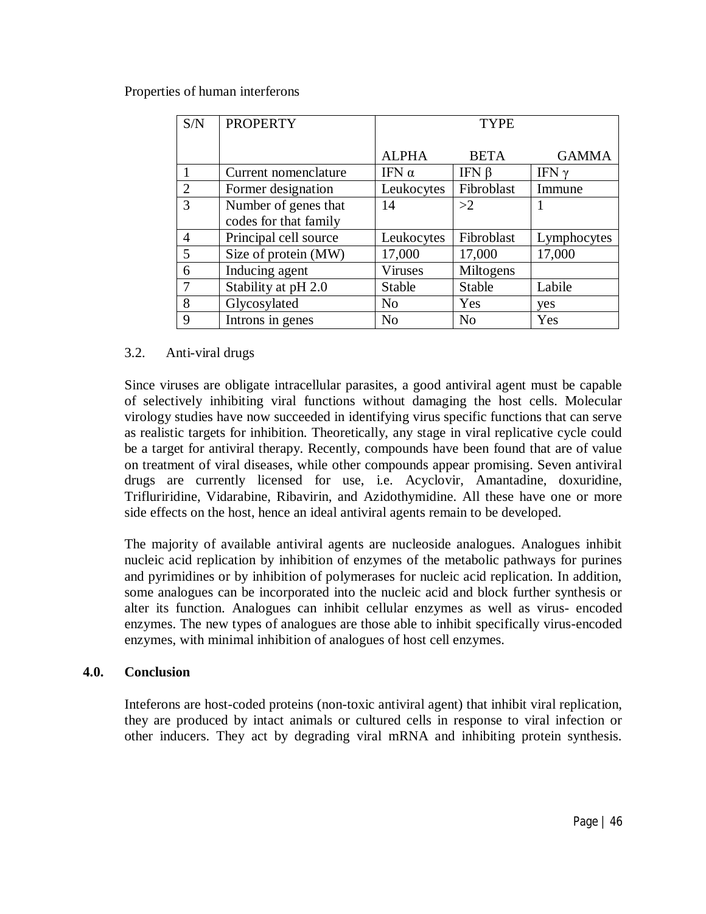Properties of human interferons

| S/N | PROPERTY | TYPE | | |
|---|---|---|---|---|
| | | ALPHA | BETA | GAMMA |
| 1 | Current nomenclature | IFN $\alpha$ | IFN $\beta$ | IFN $\gamma$ |
| 2 | Former designation | Leukocytes | Fibroblast | Immune |
| 3 | Number of genes that codes for that family | 14 | >2 | 1 |
| 4 | Principal cell source | Leukocytes | Fibroblast | Lymphocytes |
| 5 | Size of protein (MW) | 17,000 | 17,000 | 17,000 |
| 6 | Inducing agent | Viruses | Miltogens | |
| 7 | Stability at pH 2.0 | Stable | Stable | Labile |
| 8 | Glycosylated | No | Yes | yes |
| 9 | Introns in genes | No | No | Yes |

### 3.2. Anti-viral drugs

Since viruses are obligate intracellular parasites, a good antiviral agent must be capable of selectively inhibiting viral functions without damaging the host cells. Molecular virology studies have now succeeded in identifying virus specific functions that can serve as realistic targets for inhibition. Theoretically, any stage in viral replicative cycle could be a target for antiviral therapy. Recently, compounds have been found that are of value on treatment of viral diseases, while other compounds appear promising. Seven antiviral drugs are currently licensed for use, i.e. Acyclovir, Amantadine, doxuridine, Trifluriridine, Vidarabine, Ribavirin, and Azidothymidine. All these have one or more side effects on the host, hence an ideal antiviral agents remain to be developed.

The majority of available antiviral agents are nucleoside analogues. Analogues inhibit nucleic acid replication by inhibition of enzymes of the metabolic pathways for purines and pyrimidines or by inhibition of polymerases for nucleic acid replication. In addition, some analogues can be incorporated into the nucleic acid and block further synthesis or alter its function. Analogues can inhibit cellular enzymes as well as virus- encoded enzymes. The new types of analogues are those able to inhibit specifically virus-encoded enzymes, with minimal inhibition of analogues of host cell enzymes.

## 4.0. Conclusion

Inteferons are host-coded proteins (non-toxic antiviral agent) that inhibit viral replication, they are produced by intact animals or cultured cells in response to viral infection or other inducers. They act by degrading viral mRNA and inhibiting protein synthesis.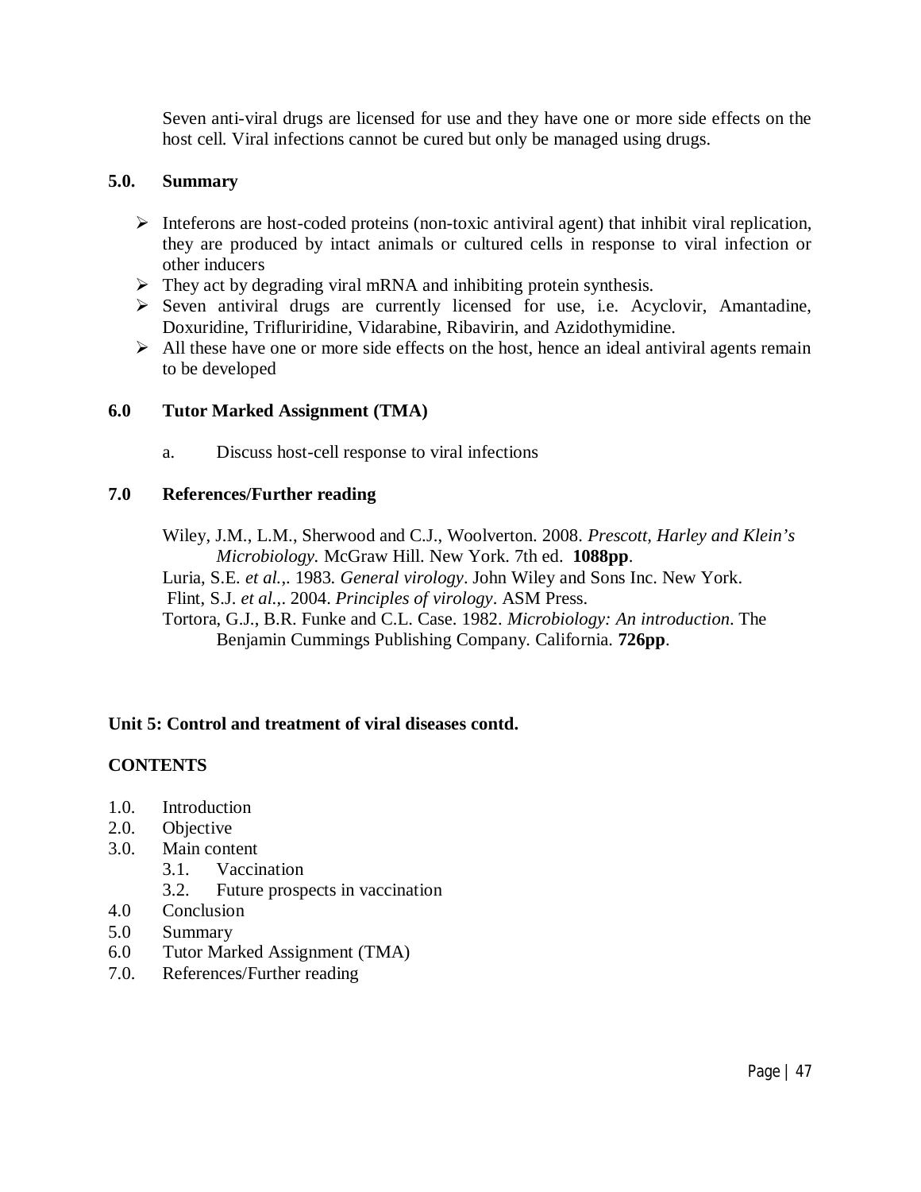Seven anti-viral drugs are licensed for use and they have one or more side effects on the host cell. Viral infections cannot be cured but only be managed using drugs.

## 5.0. Summary

- Inteferons are host-coded proteins (non-toxic antiviral agent) that inhibit viral replication, they are produced by intact animals or cultured cells in response to viral infection or other inducers
- They act by degrading viral mRNA and inhibiting protein synthesis.
- Seven antiviral drugs are currently licensed for use, i.e. Acyclovir, Amantadine, Doxuridine, Trifluriridine, Vidarabine, Ribavirin, and Azidothymidine.
- All these have one or more side effects on the host, hence an ideal antiviral agents remain to be developed

## 6.0 Tutor Marked Assignment (TMA)

a. Discuss host-cell response to viral infections

## 7.0 References/Further reading

Wiley, J.M., L.M., Sherwood and C.J., Woolverton. 2008. *Prescott, Harley and Klein's Microbiology.* McGraw Hill. New York. 7th ed. **1088pp**.

Luria, S.E. *et al.*,. 1983. *General virology*. John Wiley and Sons Inc. New York.

Flint, S.J. *et al.*,. 2004. *Principles of virology*. ASM Press.

Tortora, G.J., B.R. Funke and C.L. Case. 1982. *Microbiology: An introduction*. The Benjamin Cummings Publishing Company. California. **726pp**.

# Unit 5: Control and treatment of viral diseases contd.

## CONTENTS

1.0. Introduction
2.0. Objective
3.0. Main content
    3.1. Vaccination
    3.2. Future prospects in vaccination
4.0 Conclusion
5.0 Summary
6.0 Tutor Marked Assignment (TMA)
7.0. References/Further reading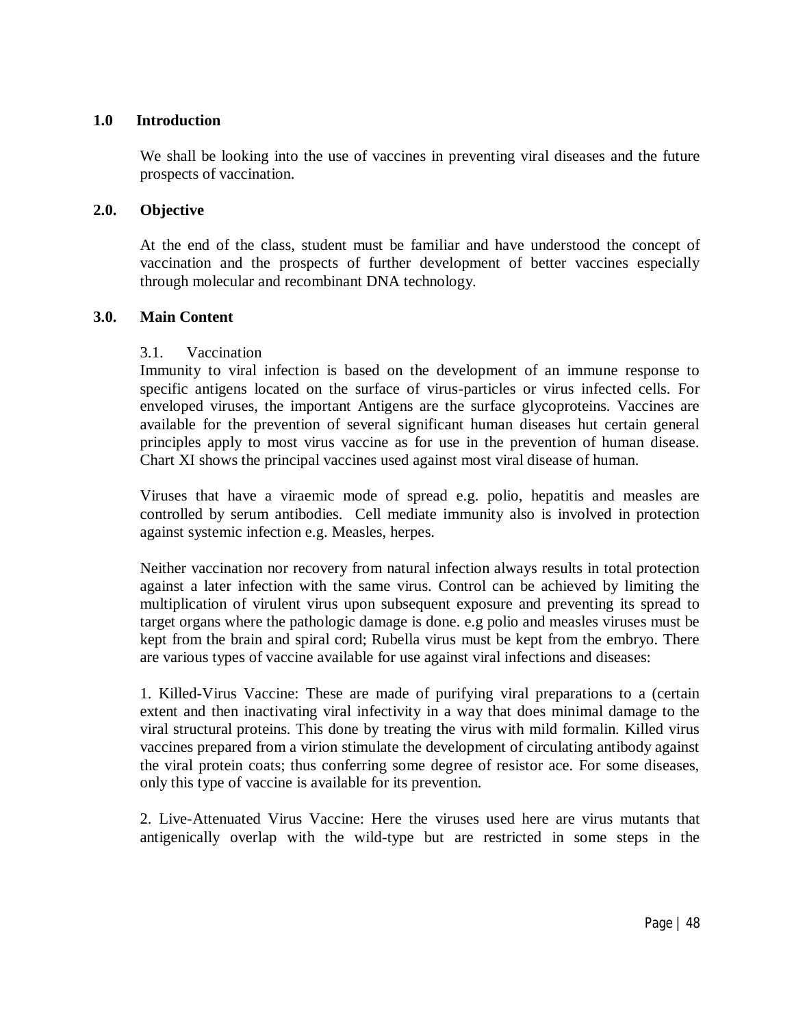## 1.0 Introduction

We shall be looking into the use of vaccines in preventing viral diseases and the future prospects of vaccination.

## 2.0. Objective

At the end of the class, student must be familiar and have understood the concept of vaccination and the prospects of further development of better vaccines especially through molecular and recombinant DNA technology.

## 3.0. Main Content

### 3.1. Vaccination

Immunity to viral infection is based on the development of an immune response to specific antigens located on the surface of virus-particles or virus infected cells. For enveloped viruses, the important Antigens are the surface glycoproteins. Vaccines are available for the prevention of several significant human diseases hut certain general principles apply to most virus vaccine as for use in the prevention of human disease. Chart XI shows the principal vaccines used against most viral disease of human.

Viruses that have a viraemic mode of spread e.g. polio, hepatitis and measles are controlled by serum antibodies. Cell mediate immunity also is involved in protection against systemic infection e.g. Measles, herpes.

Neither vaccination nor recovery from natural infection always results in total protection against a later infection with the same virus. Control can be achieved by limiting the multiplication of virulent virus upon subsequent exposure and preventing its spread to target organs where the pathologic damage is done. e.g polio and measles viruses must be kept from the brain and spiral cord; Rubella virus must be kept from the embryo. There are various types of vaccine available for use against viral infections and diseases:

1. Killed-Virus Vaccine: These are made of purifying viral preparations to a (certain extent and then inactivating viral infectivity in a way that does minimal damage to the viral structural proteins. This done by treating the virus with mild formalin. Killed virus vaccines prepared from a virion stimulate the development of circulating antibody against the viral protein coats; thus conferring some degree of resistor ace. For some diseases, only this type of vaccine is available for its prevention.

2. Live-Attenuated Virus Vaccine: Here the viruses used here are virus mutants that antigenically overlap with the wild-type but are restricted in some steps in the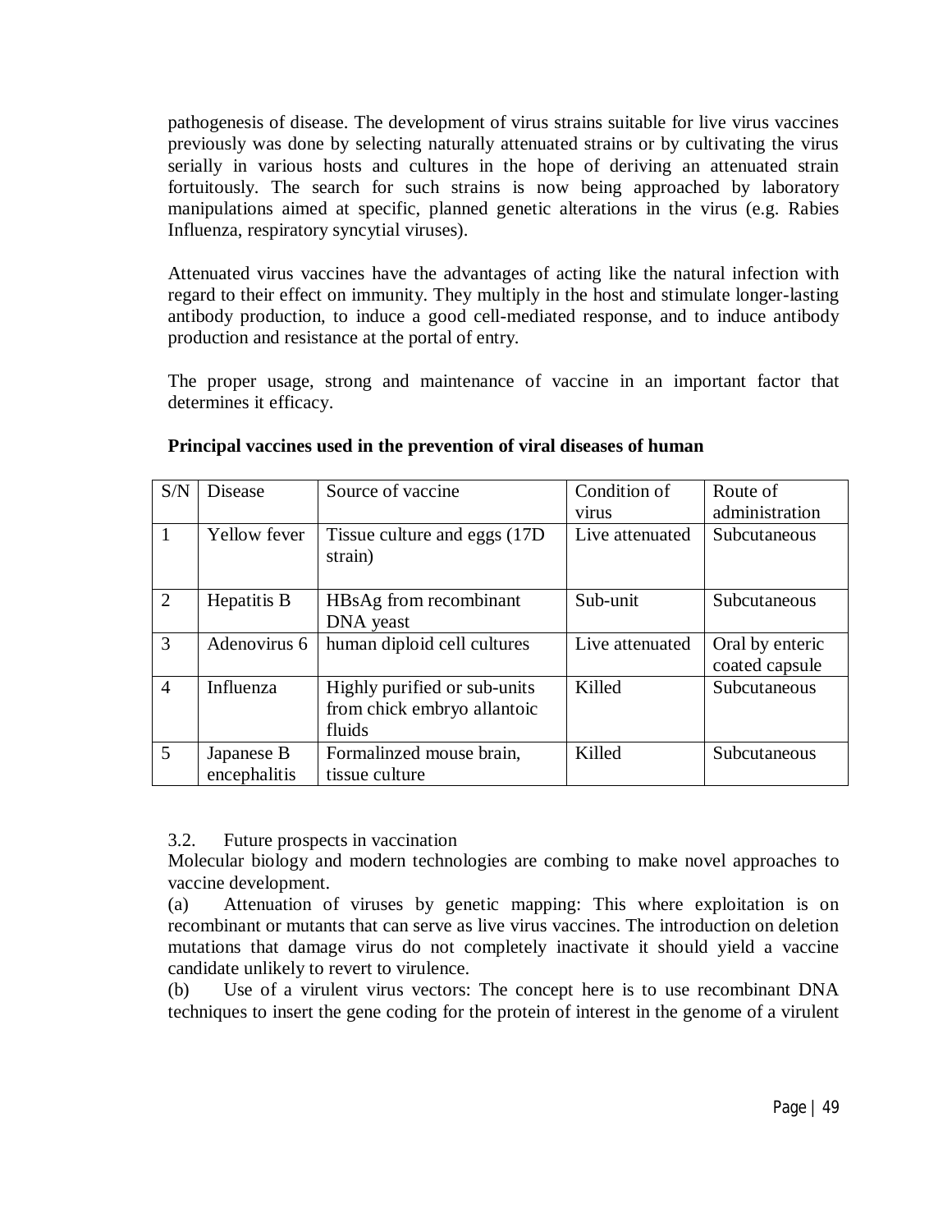pathogenesis of disease. The development of virus strains suitable for live virus vaccines previously was done by selecting naturally attenuated strains or by cultivating the virus serially in various hosts and cultures in the hope of deriving an attenuated strain fortuitously. The search for such strains is now being approached by laboratory manipulations aimed at specific, planned genetic alterations in the virus (e.g. Rabies Influenza, respiratory syncytial viruses).

Attenuated virus vaccines have the advantages of acting like the natural infection with regard to their effect on immunity. They multiply in the host and stimulate longer-lasting antibody production, to induce a good cell-mediated response, and to induce antibody production and resistance at the portal of entry.

The proper usage, strong and maintenance of vaccine in an important factor that determines it efficacy.

**Principal vaccines used in the prevention of viral diseases of human**

| S/N | Disease | Source of vaccine | Condition of virus | Route of administration |
|---|---|---|---|---|
| 1 | Yellow fever | Tissue culture and eggs (17D strain) | Live attenuated | Subcutaneous |
| 2 | Hepatitis B | HBsAg from recombinant DNA yeast | Sub-unit | Subcutaneous |
| 3 | Adenovirus 6 | human diploid cell cultures | Live attenuated | Oral by enteric coated capsule |
| 4 | Influenza | Highly purified or sub-units from chick embryo allantoic fluids | Killed | Subcutaneous |
| 5 | Japanese B encephalitis | Formalinzed mouse brain, tissue culture | Killed | Subcutaneous |

3.2. Future prospects in vaccination

Molecular biology and modern technologies are combing to make novel approaches to vaccine development.

(a) Attenuation of viruses by genetic mapping: This where exploitation is on recombinant or mutants that can serve as live virus vaccines. The introduction on deletion mutations that damage virus do not completely inactivate it should yield a vaccine candidate unlikely to revert to virulence.

(b) Use of a virulent virus vectors: The concept here is to use recombinant DNA techniques to insert the gene coding for the protein of interest in the genome of a virulent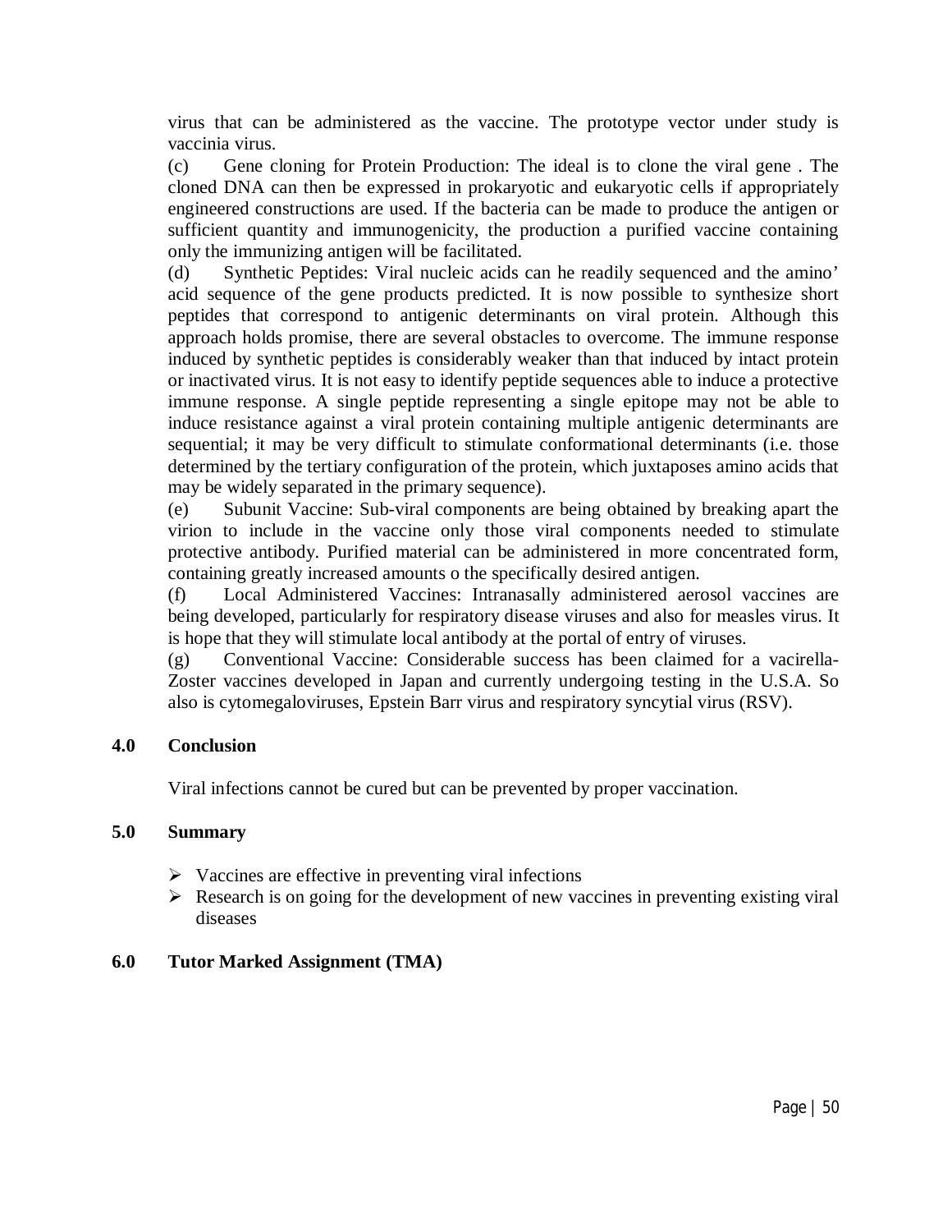virus that can be administered as the vaccine. The prototype vector under study is vaccinia virus.

(c) Gene cloning for Protein Production: The ideal is to clone the viral gene . The cloned DNA can then be expressed in prokaryotic and eukaryotic cells if appropriately engineered constructions are used. If the bacteria can be made to produce the antigen or sufficient quantity and immunogenicity, the production a purified vaccine containing only the immunizing antigen will be facilitated.

(d) Synthetic Peptides: Viral nucleic acids can he readily sequenced and the amino' acid sequence of the gene products predicted. It is now possible to synthesize short peptides that correspond to antigenic determinants on viral protein. Although this approach holds promise, there are several obstacles to overcome. The immune response induced by synthetic peptides is considerably weaker than that induced by intact protein or inactivated virus. It is not easy to identify peptide sequences able to induce a protective immune response. A single peptide representing a single epitope may not be able to induce resistance against a viral protein containing multiple antigenic determinants are sequential; it may be very difficult to stimulate conformational determinants (i.e. those determined by the tertiary configuration of the protein, which juxtaposes amino acids that may be widely separated in the primary sequence).

(e) Subunit Vaccine: Sub-viral components are being obtained by breaking apart the virion to include in the vaccine only those viral components needed to stimulate protective antibody. Purified material can be administered in more concentrated form, containing greatly increased amounts o the specifically desired antigen.

(f) Local Administered Vaccines: Intranasally administered aerosol vaccines are being developed, particularly for respiratory disease viruses and also for measles virus. It is hope that they will stimulate local antibody at the portal of entry of viruses.

(g) Conventional Vaccine: Considerable success has been claimed for a vacirella-Zoster vaccines developed in Japan and currently undergoing testing in the U.S.A. So also is cytomegaloviruses, Epstein Barr virus and respiratory syncytial virus (RSV).

## 4.0 Conclusion

Viral infections cannot be cured but can be prevented by proper vaccination.

## 5.0 Summary

- Vaccines are effective in preventing viral infections
- Research is on going for the development of new vaccines in preventing existing viral diseases

## 6.0 Tutor Marked Assignment (TMA)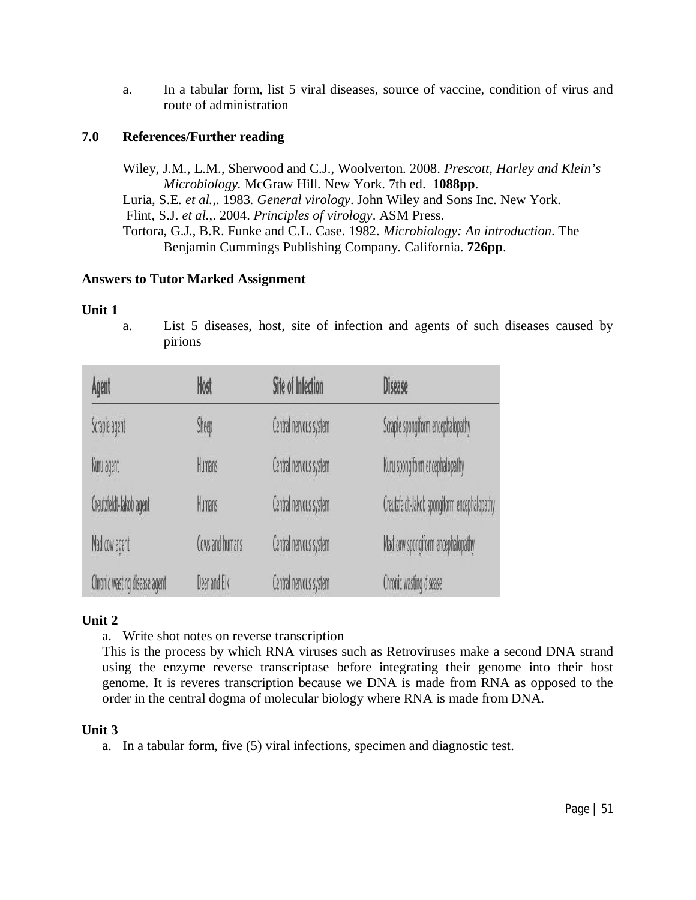a. In a tabular form, list 5 viral diseases, source of vaccine, condition of virus and route of administration

## 7.0 References/Further reading

Wiley, J.M., L.M., Sherwood and C.J., Woolverton. 2008. *Prescott, Harley and Klein's Microbiology.* McGraw Hill. New York. 7th ed. **1088pp**.

Luria, S.E. *et al.*,. 1983. *General virology*. John Wiley and Sons Inc. New York.

Flint, S.J. *et al.*,. 2004. *Principles of virology*. ASM Press.

Tortora, G.J., B.R. Funke and C.L. Case. 1982. *Microbiology: An introduction*. The Benjamin Cummings Publishing Company. California. **726pp**.

**Answers to Tutor Marked Assignment**

**Unit 1**

a. List 5 diseases, host, site of infection and agents of such diseases caused by pirions

| Agent | Host | Site of Infection | Disease |
|---|---|---|---|
| Scrapie agent | Sheep | Central nervous system | Scrapie spongiform encephalopathy |
| Kuru agent | Humans | Central nervous system | Kuru spongiform encephalopathy |
| Creutzfeldt-Jakob agent | Humans | Central nervous system | Creutzfeldt-Jakob spongiform encephalopathy |
| Mad cow agent | Cows and humans | Central nervous system | Mad cow spongiform encephalopathy |
| Chronic wasting disease agent | Deer and Elk | Central nervous system | Chronic wasting disease |

**Unit 2**

a. Write shot notes on reverse transcription

This is the process by which RNA viruses such as Retroviruses make a second DNA strand using the enzyme reverse transcriptase before integrating their genome into their host genome. It is reveres transcription because we DNA is made from RNA as opposed to the order in the central dogma of molecular biology where RNA is made from DNA.

**Unit 3**

a. In a tabular form, five (5) viral infections, specimen and diagnostic test.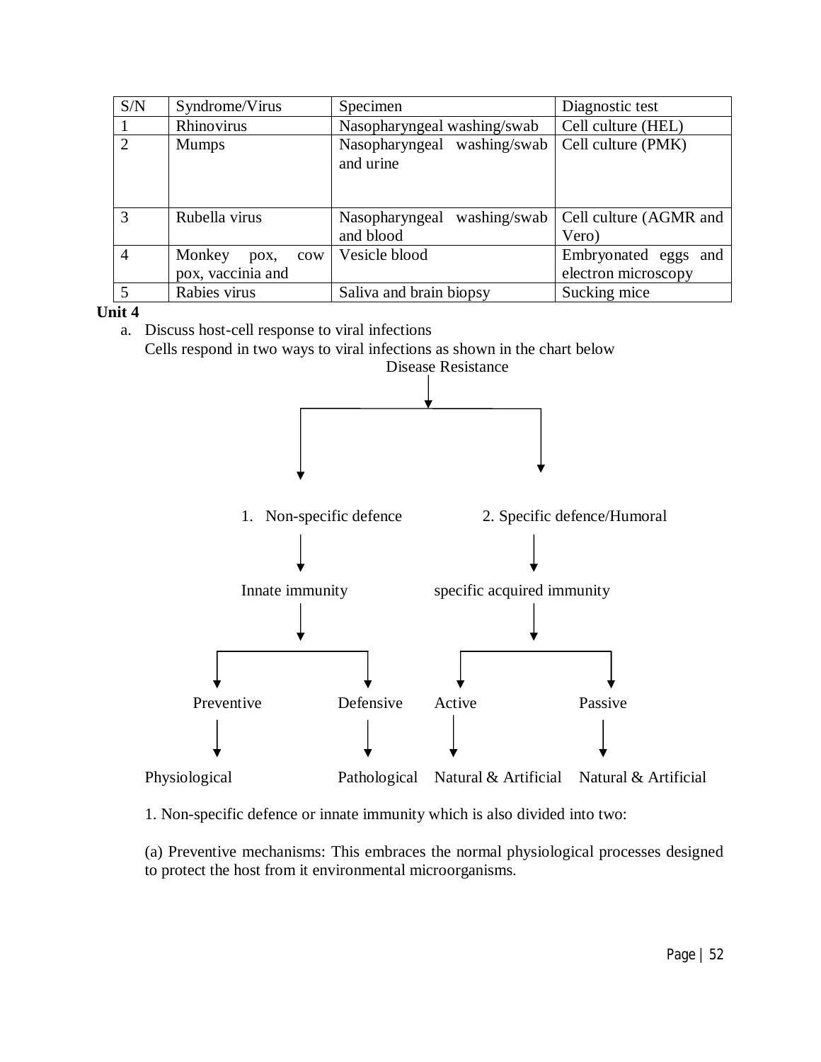| S/N | Syndrome/Virus | Specimen | Diagnostic test |
|---|---|---|---|
| 1 | Rhinovirus | Nasopharyngeal washing/swab | Cell culture (HEL) |
| 2 | Mumps | Nasopharyngeal washing/swab and urine | Cell culture (PMK) |
| 3 | Rubella virus | Nasopharyngeal washing/swab and blood | Cell culture (AGMR and Vero) |
| 4 | Monkey pox, cow pox, vaccinia and | Vesicle blood | Embryonated eggs and electron microscopy |
| 5 | Rabies virus | Saliva and brain biopsy | Sucking mice |

**Unit 4**

a. Discuss host-cell response to viral infections

Cells respond in two ways to viral infections as shown in the chart below

Disease Resistance
- 1. Non-specific defence → Innate immunity
  - Preventive → Physiological
  - Defensive → Pathological
- 2. Specific defence/Humoral → specific acquired immunity
  - Active → Natural & Artificial
  - Passive → Natural & Artificial

1. Non-specific defence or innate immunity which is also divided into two:

(a) Preventive mechanisms: This embraces the normal physiological processes designed to protect the host from it environmental microorganisms.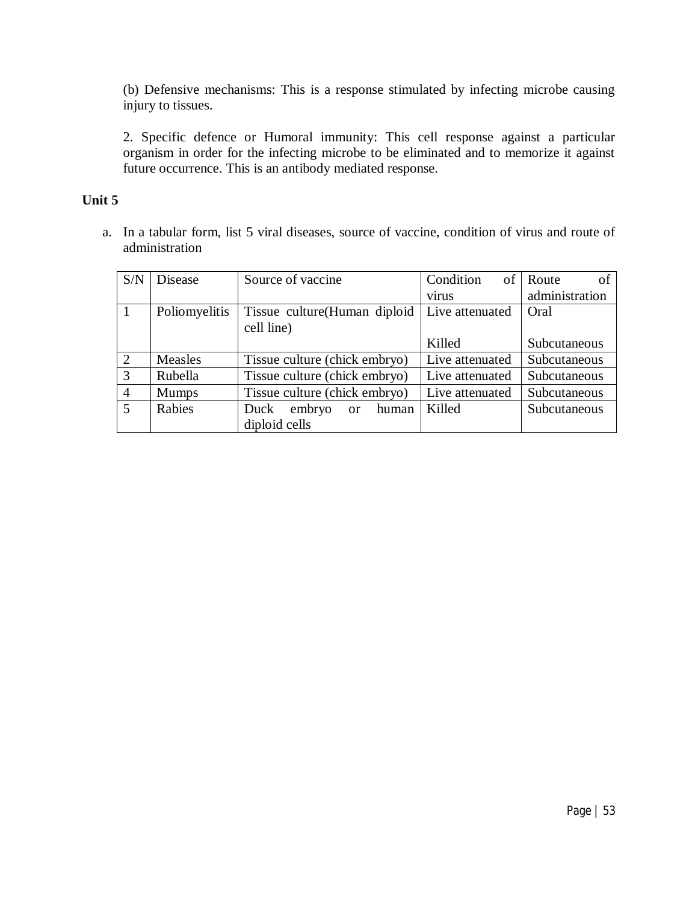(b) Defensive mechanisms: This is a response stimulated by infecting microbe causing injury to tissues.

2. Specific defence or Humoral immunity: This cell response against a particular organism in order for the infecting microbe to be eliminated and to memorize it against future occurrence. This is an antibody mediated response.

## Unit 5

a. In a tabular form, list 5 viral diseases, source of vaccine, condition of virus and route of administration

| S/N | Disease | Source of vaccine | Condition of virus | Route of administration |
|---|---|---|---|---|
| 1 | Poliomyelitis | Tissue culture(Human diploid cell line) | Live attenuated<br><br>Killed | Oral<br><br>Subcutaneous |
| 2 | Measles | Tissue culture (chick embryo) | Live attenuated | Subcutaneous |
| 3 | Rubella | Tissue culture (chick embryo) | Live attenuated | Subcutaneous |
| 4 | Mumps | Tissue culture (chick embryo) | Live attenuated | Subcutaneous |
| 5 | Rabies | Duck embryo or human diploid cells | Killed | Subcutaneous |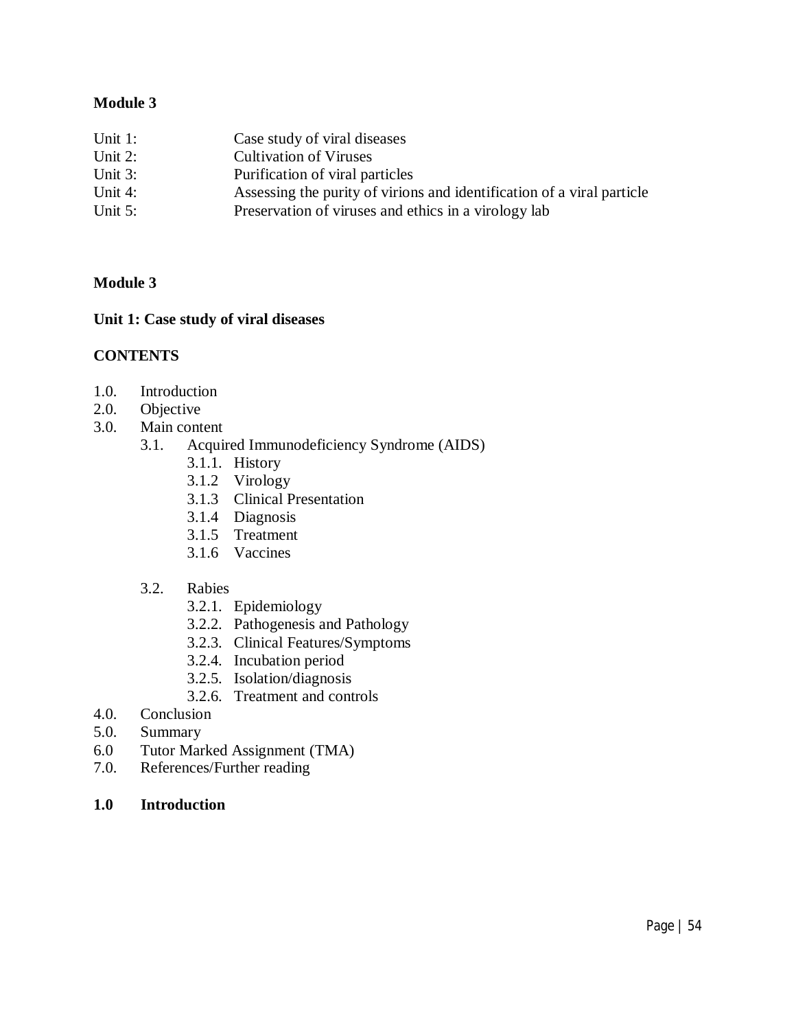**Module 3**

| | |
|---|---|
| Unit 1: | Case study of viral diseases |
| Unit 2: | Cultivation of Viruses |
| Unit 3: | Purification of viral particles |
| Unit 4: | Assessing the purity of virions and identification of a viral particle |
| Unit 5: | Preservation of viruses and ethics in a virology lab |

**Module 3**

**Unit 1: Case study of viral diseases**

**CONTENTS**

1.0. Introduction
2.0. Objective
3.0. Main content
  3.1. Acquired Immunodeficiency Syndrome (AIDS)
    3.1.1. History
    3.1.2 Virology
    3.1.3 Clinical Presentation
    3.1.4 Diagnosis
    3.1.5 Treatment
    3.1.6 Vaccines

  3.2. Rabies
    3.2.1. Epidemiology
    3.2.2. Pathogenesis and Pathology
    3.2.3. Clinical Features/Symptoms
    3.2.4. Incubation period
    3.2.5. Isolation/diagnosis
    3.2.6. Treatment and controls
4.0. Conclusion
5.0. Summary
6.0 Tutor Marked Assignment (TMA)
7.0. References/Further reading

**1.0 Introduction**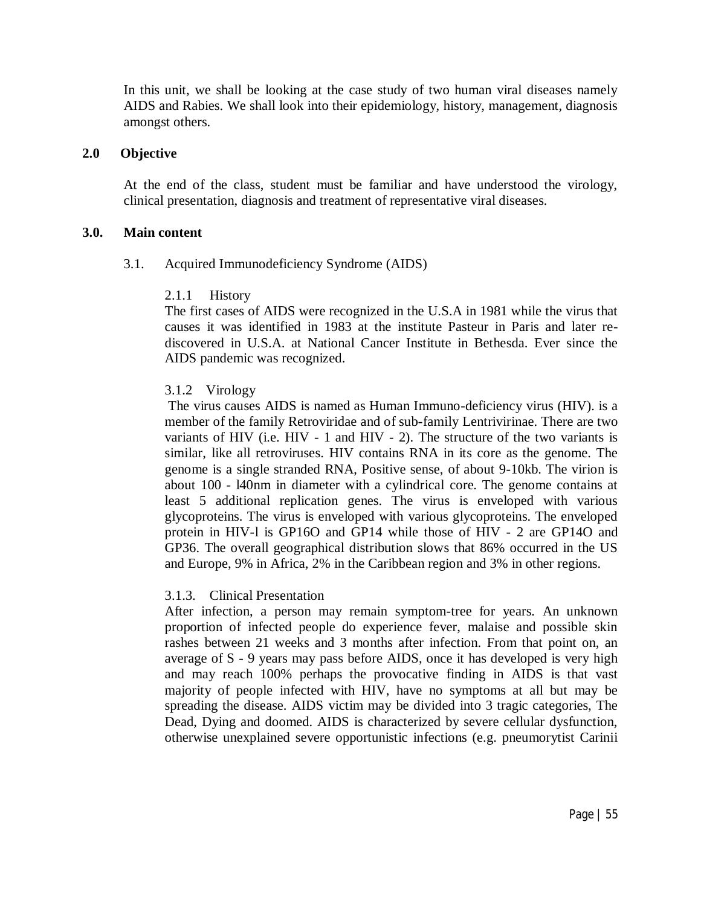In this unit, we shall be looking at the case study of two human viral diseases namely AIDS and Rabies. We shall look into their epidemiology, history, management, diagnosis amongst others.

## 2.0 Objective

At the end of the class, student must be familiar and have understood the virology, clinical presentation, diagnosis and treatment of representative viral diseases.

## 3.0. Main content

### 3.1. Acquired Immunodeficiency Syndrome (AIDS)

#### 2.1.1 History

The first cases of AIDS were recognized in the U.S.A in 1981 while the virus that causes it was identified in 1983 at the institute Pasteur in Paris and later re-discovered in U.S.A. at National Cancer Institute in Bethesda. Ever since the AIDS pandemic was recognized.

#### 3.1.2 Virology

The virus causes AIDS is named as Human Immuno-deficiency virus (HIV). is a member of the family Retroviridae and of sub-family Lentrivirinae. There are two variants of HIV (i.e. HIV - 1 and HIV - 2). The structure of the two variants is similar, like all retroviruses. HIV contains RNA in its core as the genome. The genome is a single stranded RNA, Positive sense, of about 9-10kb. The virion is about 100 - l40nm in diameter with a cylindrical core. The genome contains at least 5 additional replication genes. The virus is enveloped with various glycoproteins. The virus is enveloped with various glycoproteins. The enveloped protein in HIV-l is GP16O and GP14 while those of HIV - 2 are GP14O and GP36. The overall geographical distribution slows that 86% occurred in the US and Europe, 9% in Africa, 2% in the Caribbean region and 3% in other regions.

#### 3.1.3. Clinical Presentation

After infection, a person may remain symptom-tree for years. An unknown proportion of infected people do experience fever, malaise and possible skin rashes between 21 weeks and 3 months after infection. From that point on, an average of S - 9 years may pass before AIDS, once it has developed is very high and may reach 100% perhaps the provocative finding in AIDS is that vast majority of people infected with HIV, have no symptoms at all but may be spreading the disease. AIDS victim may be divided into 3 tragic categories, The Dead, Dying and doomed. AIDS is characterized by severe cellular dysfunction, otherwise unexplained severe opportunistic infections (e.g. pneumorytist Carinii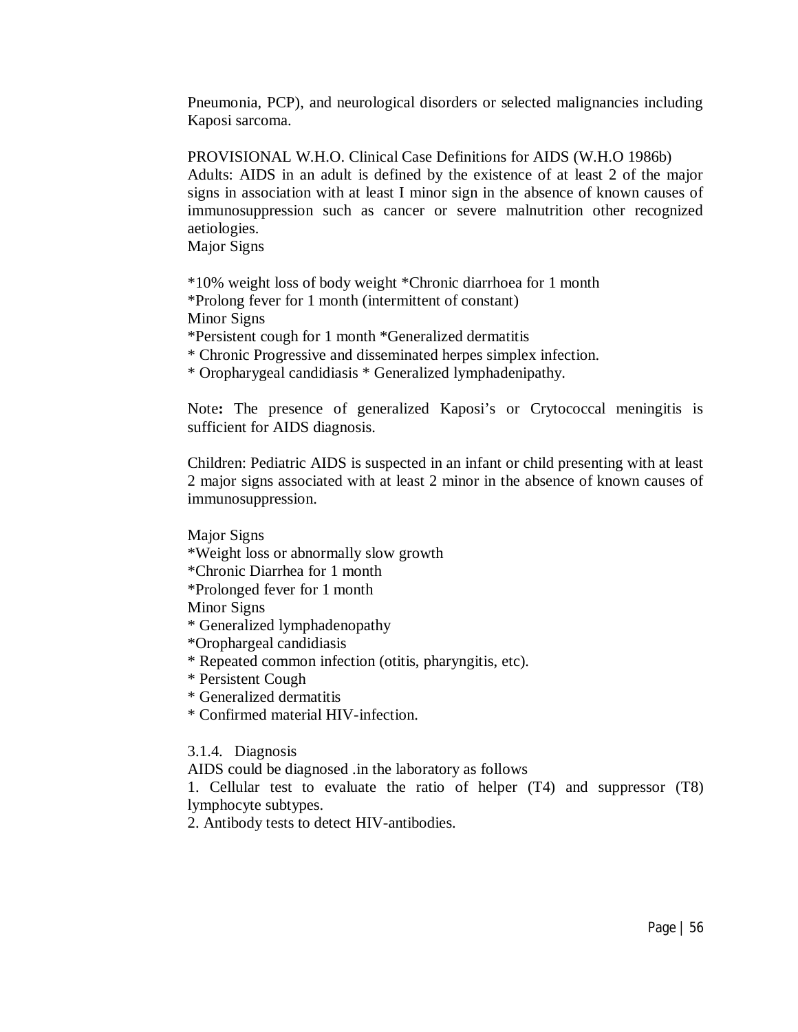Pneumonia, PCP), and neurological disorders or selected malignancies including Kaposi sarcoma.

PROVISIONAL W.H.O. Clinical Case Definitions for AIDS (W.H.O 1986b)
Adults: AIDS in an adult is defined by the existence of at least 2 of the major signs in association with at least I minor sign in the absence of known causes of immunosuppression such as cancer or severe malnutrition other recognized aetiologies.
Major Signs

*10% weight loss of body weight *Chronic diarrhoea for 1 month
*Prolong fever for 1 month (intermittent of constant)
Minor Signs
*Persistent cough for 1 month *Generalized dermatitis
* Chronic Progressive and disseminated herpes simplex infection.
* Oropharygeal candidiasis * Generalized lymphadenipathy.

Note**:** The presence of generalized Kaposi's or Crytococcal meningitis is sufficient for AIDS diagnosis.

Children: Pediatric AIDS is suspected in an infant or child presenting with at least 2 major signs associated with at least 2 minor in the absence of known causes of immunosuppression.

Major Signs
*Weight loss or abnormally slow growth
*Chronic Diarrhea for 1 month
*Prolonged fever for 1 month
Minor Signs
* Generalized lymphadenopathy
*Orophargeal candidiasis
* Repeated common infection (otitis, pharyngitis, etc).
* Persistent Cough
* Generalized dermatitis
* Confirmed material HIV-infection.

3.1.4. Diagnosis
AIDS could be diagnosed .in the laboratory as follows
1. Cellular test to evaluate the ratio of helper (T4) and suppressor (T8) lymphocyte subtypes.
2. Antibody tests to detect HIV-antibodies.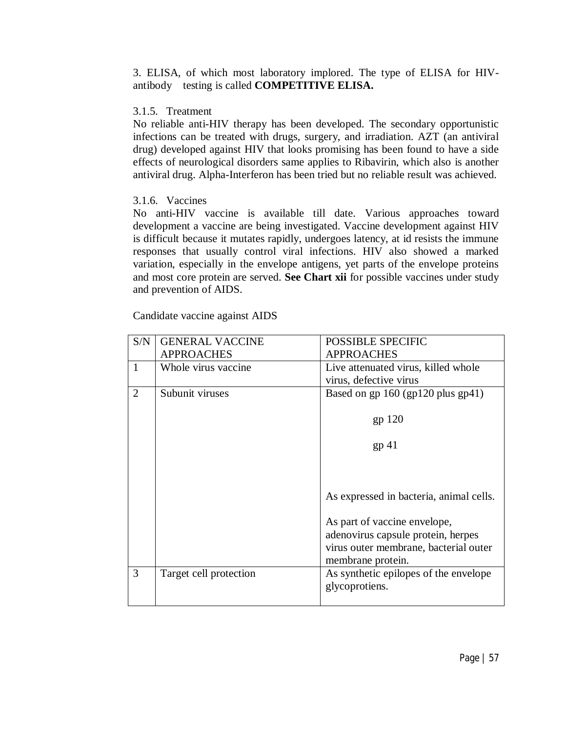3. ELISA, of which most laboratory implored. The type of ELISA for HIV-antibody testing is called **COMPETITIVE ELISA.**

### 3.1.5. Treatment

No reliable anti-HIV therapy has been developed. The secondary opportunistic infections can be treated with drugs, surgery, and irradiation. AZT (an antiviral drug) developed against HIV that looks promising has been found to have a side effects of neurological disorders same applies to Ribavirin, which also is another antiviral drug. Alpha-Interferon has been tried but no reliable result was achieved.

### 3.1.6. Vaccines

No anti-HIV vaccine is available till date. Various approaches toward development a vaccine are being investigated. Vaccine development against HIV is difficult because it mutates rapidly, undergoes latency, at id resists the immune responses that usually control viral infections. HIV also showed a marked variation, especially in the envelope antigens, yet parts of the envelope proteins and most core protein are served. **See Chart xii** for possible vaccines under study and prevention of AIDS.

Candidate vaccine against AIDS

| S/N | GENERAL VACCINE APPROACHES | POSSIBLE SPECIFIC APPROACHES |
|---|---|---|
| 1 | Whole virus vaccine | Live attenuated virus, killed whole virus, defective virus |
| 2 | Subunit viruses | Based on gp 160 (gp120 plus gp41)<br><br>gp 120<br><br>gp 41<br><br>As expressed in bacteria, animal cells.<br><br>As part of vaccine envelope, adenovirus capsule protein, herpes virus outer membrane, bacterial outer membrane protein. |
| 3 | Target cell protection | As synthetic epilopes of the envelope glycoprotiens. |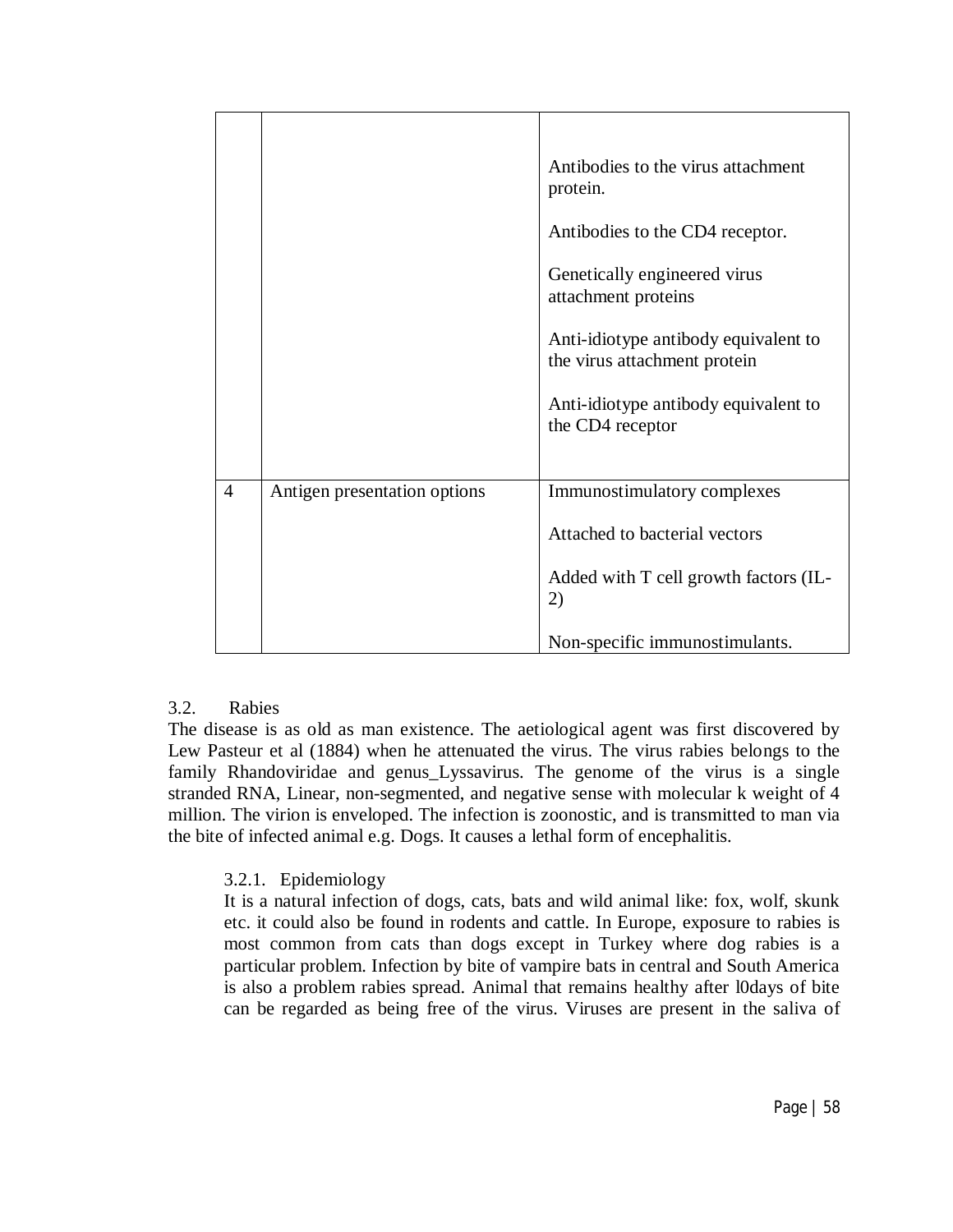| | | |
|---|---|---|
| | | Antibodies to the virus attachment protein.<br><br>Antibodies to the CD4 receptor.<br><br>Genetically engineered virus attachment proteins<br><br>Anti-idiotype antibody equivalent to the virus attachment protein<br><br>Anti-idiotype antibody equivalent to the CD4 receptor |
| 4 | Antigen presentation options | Immunostimulatory complexes<br><br>Attached to bacterial vectors<br><br>Added with T cell growth factors (IL-2)<br><br>Non-specific immunostimulants. |

## 3.2. Rabies

The disease is as old as man existence. The aetiological agent was first discovered by Lew Pasteur et al (1884) when he attenuated the virus. The virus rabies belongs to the family Rhandoviridae and genus_Lyssavirus. The genome of the virus is a single stranded RNA, Linear, non-segmented, and negative sense with molecular k weight of 4 million. The virion is enveloped. The infection is zoonostic, and is transmitted to man via the bite of infected animal e.g. Dogs. It causes a lethal form of encephalitis.

### 3.2.1. Epidemiology

It is a natural infection of dogs, cats, bats and wild animal like: fox, wolf, skunk etc. it could also be found in rodents and cattle. In Europe, exposure to rabies is most common from cats than dogs except in Turkey where dog rabies is a particular problem. Infection by bite of vampire bats in central and South America is also a problem rabies spread. Animal that remains healthy after l0days of bite can be regarded as being free of the virus. Viruses are present in the saliva of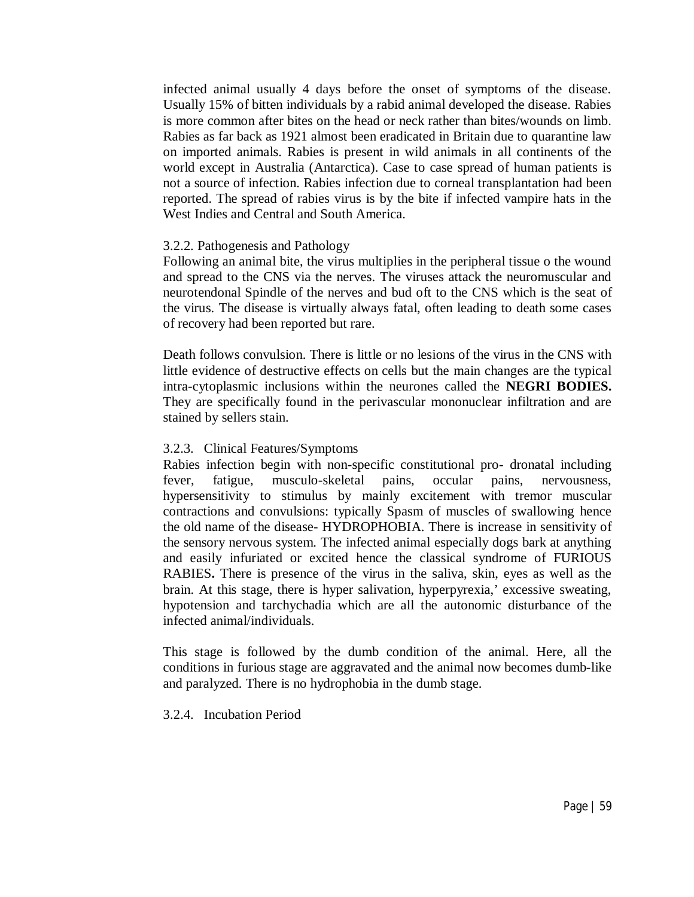infected animal usually 4 days before the onset of symptoms of the disease. Usually 15% of bitten individuals by a rabid animal developed the disease. Rabies is more common after bites on the head or neck rather than bites/wounds on limb. Rabies as far back as 1921 almost been eradicated in Britain due to quarantine law on imported animals. Rabies is present in wild animals in all continents of the world except in Australia (Antarctica). Case to case spread of human patients is not a source of infection. Rabies infection due to corneal transplantation had been reported. The spread of rabies virus is by the bite if infected vampire hats in the West Indies and Central and South America.

### 3.2.2. Pathogenesis and Pathology

Following an animal bite, the virus multiplies in the peripheral tissue o the wound and spread to the CNS via the nerves. The viruses attack the neuromuscular and neurotendonal Spindle of the nerves and bud oft to the CNS which is the seat of the virus. The disease is virtually always fatal, often leading to death some cases of recovery had been reported but rare.

Death follows convulsion. There is little or no lesions of the virus in the CNS with little evidence of destructive effects on cells but the main changes are the typical intra-cytoplasmic inclusions within the neurones called the **NEGRI BODIES.** They are specifically found in the perivascular mononuclear infiltration and are stained by sellers stain.

### 3.2.3. Clinical Features/Symptoms

Rabies infection begin with non-specific constitutional pro- dronatal including fever, fatigue, musculo-skeletal pains, occular pains, nervousness, hypersensitivity to stimulus by mainly excitement with tremor muscular contractions and convulsions: typically Spasm of muscles of swallowing hence the old name of the disease- HYDROPHOBIA. There is increase in sensitivity of the sensory nervous system. The infected animal especially dogs bark at anything and easily infuriated or excited hence the classical syndrome of FURIOUS RABIES**.** There is presence of the virus in the saliva, skin, eyes as well as the brain. At this stage, there is hyper salivation, hyperpyrexia,' excessive sweating, hypotension and tarchychadia which are all the autonomic disturbance of the infected animal/individuals.

This stage is followed by the dumb condition of the animal. Here, all the conditions in furious stage are aggravated and the animal now becomes dumb-like and paralyzed. There is no hydrophobia in the dumb stage.

### 3.2.4. Incubation Period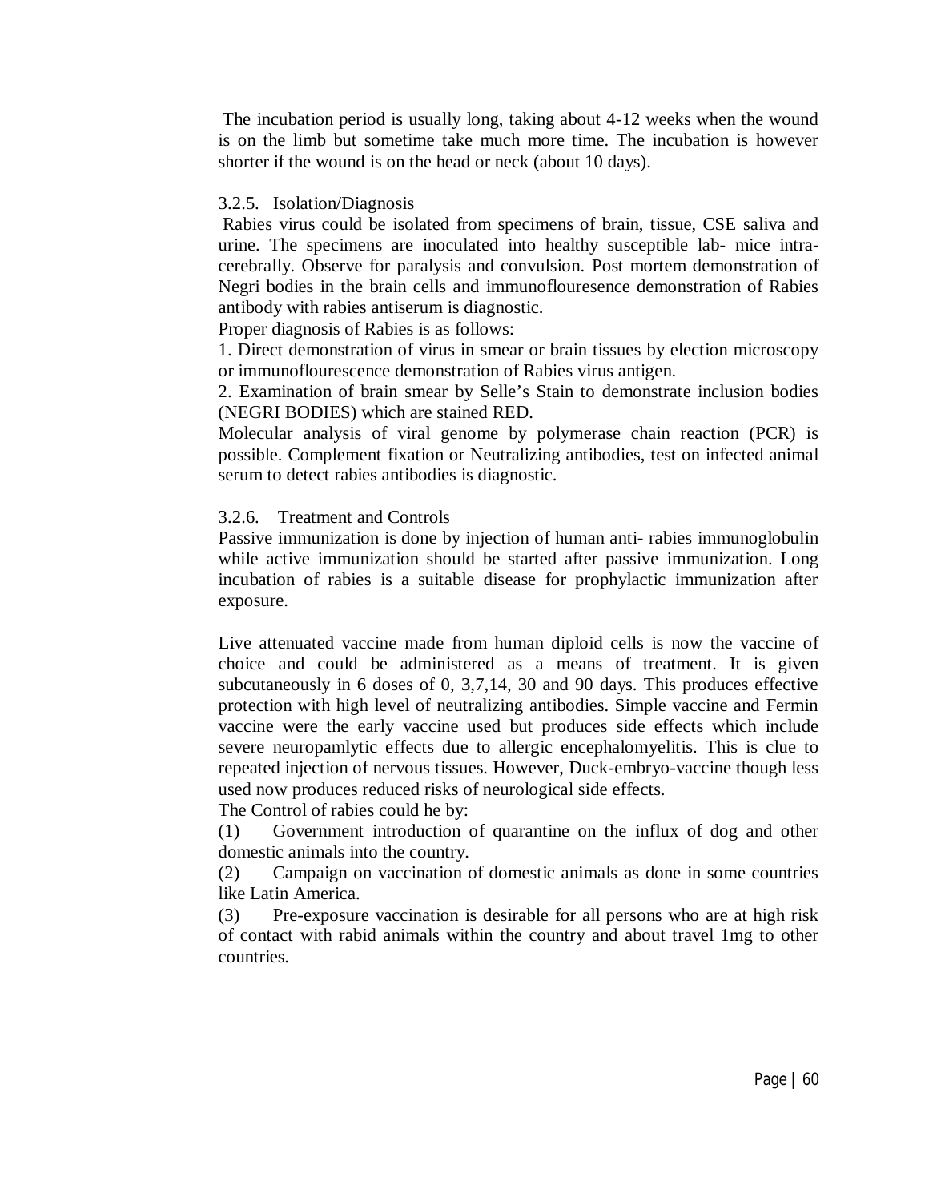The incubation period is usually long, taking about 4-12 weeks when the wound is on the limb but sometime take much more time. The incubation is however shorter if the wound is on the head or neck (about 10 days).

### 3.2.5. Isolation/Diagnosis

Rabies virus could be isolated from specimens of brain, tissue, CSE saliva and urine. The specimens are inoculated into healthy susceptible lab- mice intra-cerebrally. Observe for paralysis and convulsion. Post mortem demonstration of Negri bodies in the brain cells and immunoflouresence demonstration of Rabies antibody with rabies antiserum is diagnostic.

Proper diagnosis of Rabies is as follows:

1. Direct demonstration of virus in smear or brain tissues by election microscopy or immunoflourescence demonstration of Rabies virus antigen.
2. Examination of brain smear by Selle's Stain to demonstrate inclusion bodies (NEGRI BODIES) which are stained RED.

Molecular analysis of viral genome by polymerase chain reaction (PCR) is possible. Complement fixation or Neutralizing antibodies, test on infected animal serum to detect rabies antibodies is diagnostic.

### 3.2.6. Treatment and Controls

Passive immunization is done by injection of human anti- rabies immunoglobulin while active immunization should be started after passive immunization. Long incubation of rabies is a suitable disease for prophylactic immunization after exposure.

Live attenuated vaccine made from human diploid cells is now the vaccine of choice and could be administered as a means of treatment. It is given subcutaneously in 6 doses of 0, 3,7,14, 30 and 90 days. This produces effective protection with high level of neutralizing antibodies. Simple vaccine and Fermin vaccine were the early vaccine used but produces side effects which include severe neuropamlytic effects due to allergic encephalomyelitis. This is clue to repeated injection of nervous tissues. However, Duck-embryo-vaccine though less used now produces reduced risks of neurological side effects.

The Control of rabies could he by:

(1) Government introduction of quarantine on the influx of dog and other domestic animals into the country.

(2) Campaign on vaccination of domestic animals as done in some countries like Latin America.

(3) Pre-exposure vaccination is desirable for all persons who are at high risk of contact with rabid animals within the country and about travel 1mg to other countries.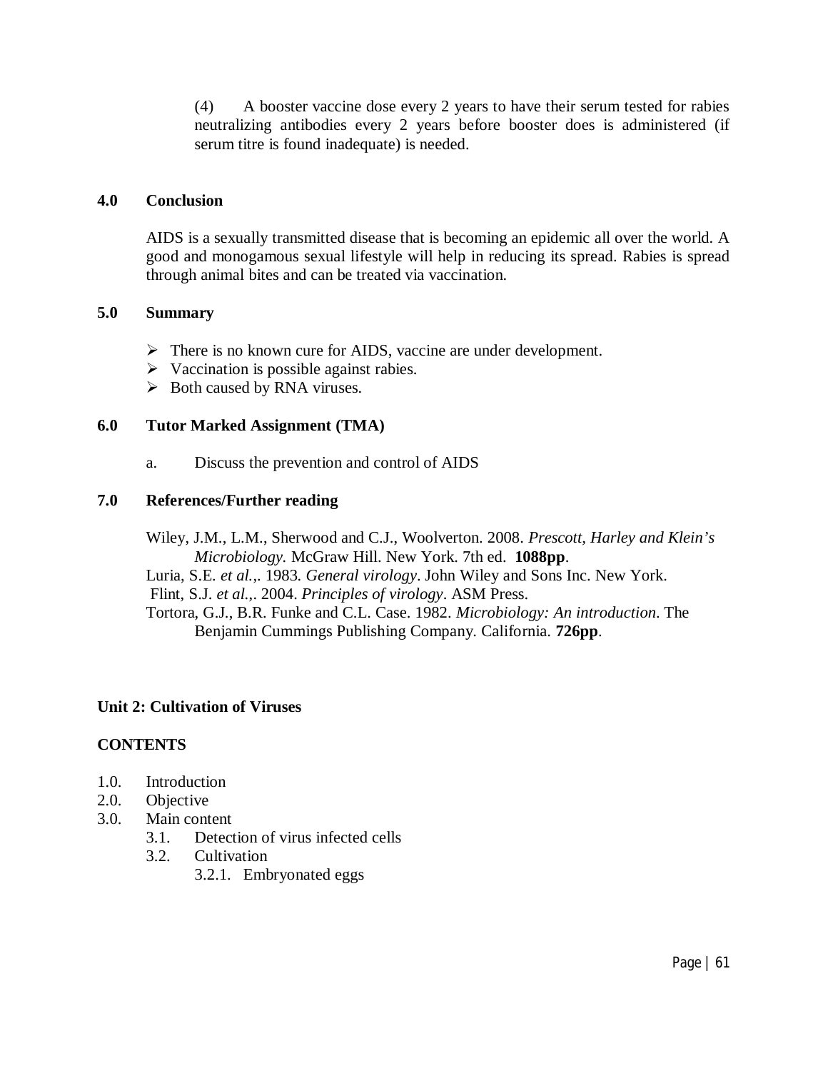(4) A booster vaccine dose every 2 years to have their serum tested for rabies neutralizing antibodies every 2 years before booster does is administered (if serum titre is found inadequate) is needed.

## 4.0 Conclusion

AIDS is a sexually transmitted disease that is becoming an epidemic all over the world. A good and monogamous sexual lifestyle will help in reducing its spread. Rabies is spread through animal bites and can be treated via vaccination.

## 5.0 Summary

- There is no known cure for AIDS, vaccine are under development.
- Vaccination is possible against rabies.
- Both caused by RNA viruses.

## 6.0 Tutor Marked Assignment (TMA)

a. Discuss the prevention and control of AIDS

## 7.0 References/Further reading

Wiley, J.M., L.M., Sherwood and C.J., Woolverton. 2008. *Prescott, Harley and Klein's Microbiology.* McGraw Hill. New York. 7th ed. **1088pp**.

Luria, S.E. *et al.,*. 1983. *General virology*. John Wiley and Sons Inc. New York.

Flint, S.J. *et al.,*. 2004. *Principles of virology*. ASM Press.

Tortora, G.J., B.R. Funke and C.L. Case. 1982. *Microbiology: An introduction*. The Benjamin Cummings Publishing Company. California. **726pp**.

# Unit 2: Cultivation of Viruses

## CONTENTS

1.0. Introduction
2.0. Objective
3.0. Main content
  3.1. Detection of virus infected cells
  3.2. Cultivation
    3.2.1. Embryonated eggs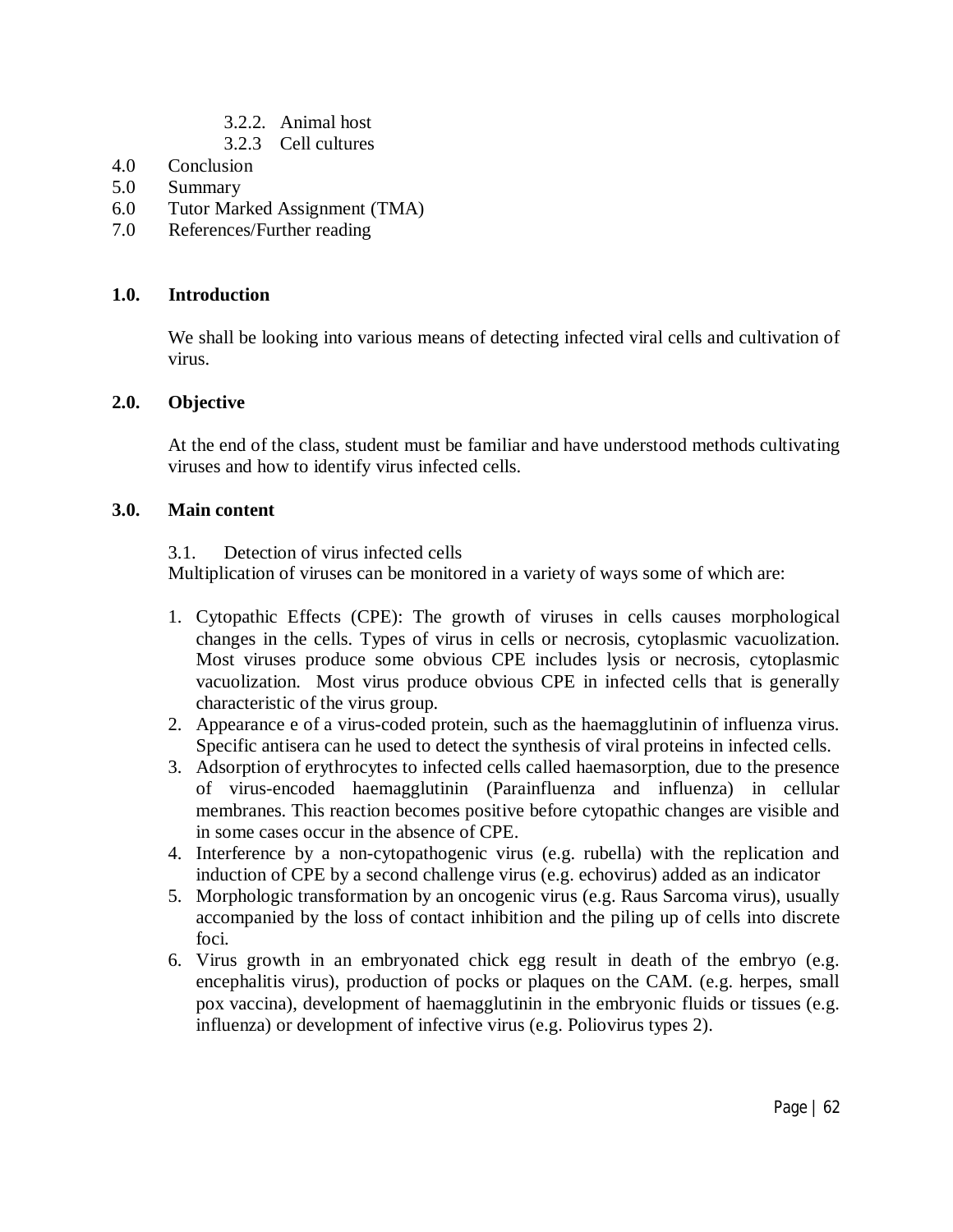3.2.2. Animal host
3.2.3 Cell cultures

4.0 Conclusion
5.0 Summary
6.0 Tutor Marked Assignment (TMA)
7.0 References/Further reading

## 1.0. Introduction

We shall be looking into various means of detecting infected viral cells and cultivation of virus.

## 2.0. Objective

At the end of the class, student must be familiar and have understood methods cultivating viruses and how to identify virus infected cells.

## 3.0. Main content

### 3.1. Detection of virus infected cells

Multiplication of viruses can be monitored in a variety of ways some of which are:

1. Cytopathic Effects (CPE): The growth of viruses in cells causes morphological changes in the cells. Types of virus in cells or necrosis, cytoplasmic vacuolization. Most viruses produce some obvious CPE includes lysis or necrosis, cytoplasmic vacuolization. Most virus produce obvious CPE in infected cells that is generally characteristic of the virus group.
2. Appearance e of a virus-coded protein, such as the haemagglutinin of influenza virus. Specific antisera can he used to detect the synthesis of viral proteins in infected cells.
3. Adsorption of erythrocytes to infected cells called haemasorption, due to the presence of virus-encoded haemagglutinin (Parainfluenza and influenza) in cellular membranes. This reaction becomes positive before cytopathic changes are visible and in some cases occur in the absence of CPE.
4. Interference by a non-cytopathogenic virus (e.g. rubella) with the replication and induction of CPE by a second challenge virus (e.g. echovirus) added as an indicator
5. Morphologic transformation by an oncogenic virus (e.g. Raus Sarcoma virus), usually accompanied by the loss of contact inhibition and the piling up of cells into discrete foci.
6. Virus growth in an embryonated chick egg result in death of the embryo (e.g. encephalitis virus), production of pocks or plaques on the CAM. (e.g. herpes, small pox vaccina), development of haemagglutinin in the embryonic fluids or tissues (e.g. influenza) or development of infective virus (e.g. Poliovirus types 2).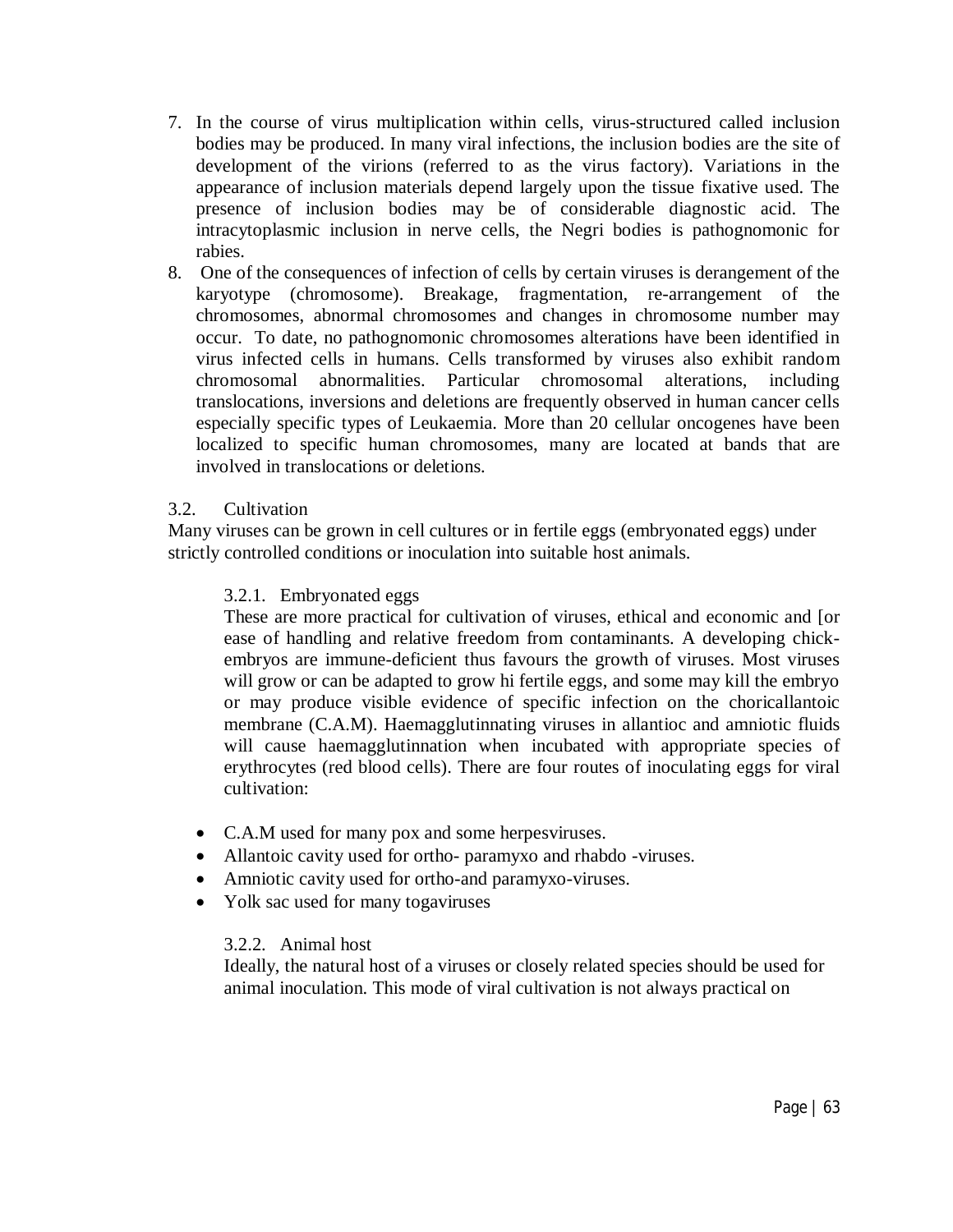7. In the course of virus multiplication within cells, virus-structured called inclusion bodies may be produced. In many viral infections, the inclusion bodies are the site of development of the virions (referred to as the virus factory). Variations in the appearance of inclusion materials depend largely upon the tissue fixative used. The presence of inclusion bodies may be of considerable diagnostic acid. The intracytoplasmic inclusion in nerve cells, the Negri bodies is pathognomonic for rabies.
8. One of the consequences of infection of cells by certain viruses is derangement of the karyotype (chromosome). Breakage, fragmentation, re-arrangement of the chromosomes, abnormal chromosomes and changes in chromosome number may occur. To date, no pathognomonic chromosomes alterations have been identified in virus infected cells in humans. Cells transformed by viruses also exhibit random chromosomal abnormalities. Particular chromosomal alterations, including translocations, inversions and deletions are frequently observed in human cancer cells especially specific types of Leukaemia. More than 20 cellular oncogenes have been localized to specific human chromosomes, many are located at bands that are involved in translocations or deletions.

### 3.2. Cultivation

Many viruses can be grown in cell cultures or in fertile eggs (embryonated eggs) under strictly controlled conditions or inoculation into suitable host animals.

#### 3.2.1. Embryonated eggs

These are more practical for cultivation of viruses, ethical and economic and [or ease of handling and relative freedom from contaminants. A developing chick-embryos are immune-deficient thus favours the growth of viruses. Most viruses will grow or can be adapted to grow hi fertile eggs, and some may kill the embryo or may produce visible evidence of specific infection on the choricallantoic membrane (C.A.M). Haemagglutinnating viruses in allantioc and amniotic fluids will cause haemagglutinnation when incubated with appropriate species of erythrocytes (red blood cells). There are four routes of inoculating eggs for viral cultivation:

- C.A.M used for many pox and some herpesviruses.
- Allantoic cavity used for ortho- paramyxo and rhabdo -viruses.
- Amniotic cavity used for ortho-and paramyxo-viruses.
- Yolk sac used for many togaviruses

#### 3.2.2. Animal host

Ideally, the natural host of a viruses or closely related species should be used for animal inoculation. This mode of viral cultivation is not always practical on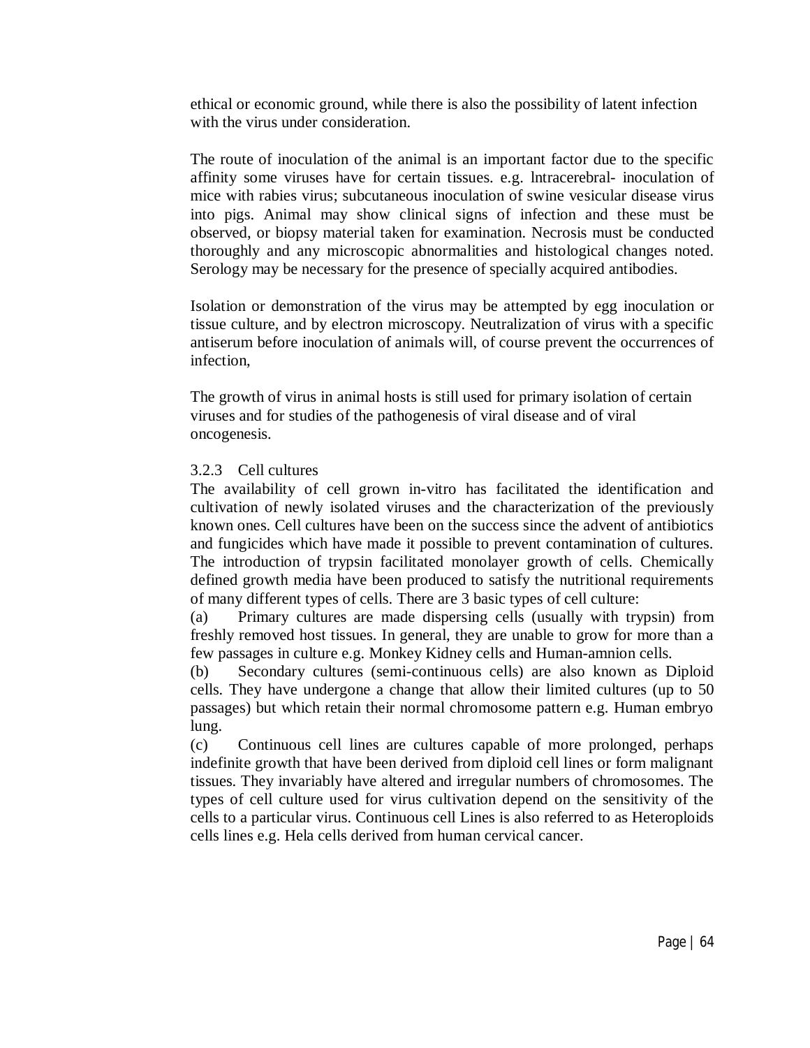ethical or economic ground, while there is also the possibility of latent infection with the virus under consideration.

The route of inoculation of the animal is an important factor due to the specific affinity some viruses have for certain tissues. e.g. lntracerebral- inoculation of mice with rabies virus; subcutaneous inoculation of swine vesicular disease virus into pigs. Animal may show clinical signs of infection and these must be observed, or biopsy material taken for examination. Necrosis must be conducted thoroughly and any microscopic abnormalities and histological changes noted. Serology may be necessary for the presence of specially acquired antibodies.

Isolation or demonstration of the virus may be attempted by egg inoculation or tissue culture, and by electron microscopy. Neutralization of virus with a specific antiserum before inoculation of animals will, of course prevent the occurrences of infection,

The growth of virus in animal hosts is still used for primary isolation of certain viruses and for studies of the pathogenesis of viral disease and of viral oncogenesis.

### 3.2.3 Cell cultures

The availability of cell grown in-vitro has facilitated the identification and cultivation of newly isolated viruses and the characterization of the previously known ones. Cell cultures have been on the success since the advent of antibiotics and fungicides which have made it possible to prevent contamination of cultures. The introduction of trypsin facilitated monolayer growth of cells. Chemically defined growth media have been produced to satisfy the nutritional requirements of many different types of cells. There are 3 basic types of cell culture:

(a) Primary cultures are made dispersing cells (usually with trypsin) from freshly removed host tissues. In general, they are unable to grow for more than a few passages in culture e.g. Monkey Kidney cells and Human-amnion cells.

(b) Secondary cultures (semi-continuous cells) are also known as Diploid cells. They have undergone a change that allow their limited cultures (up to 50 passages) but which retain their normal chromosome pattern e.g. Human embryo lung.

(c) Continuous cell lines are cultures capable of more prolonged, perhaps indefinite growth that have been derived from diploid cell lines or form malignant tissues. They invariably have altered and irregular numbers of chromosomes. The types of cell culture used for virus cultivation depend on the sensitivity of the cells to a particular virus. Continuous cell Lines is also referred to as Heteroploids cells lines e.g. Hela cells derived from human cervical cancer.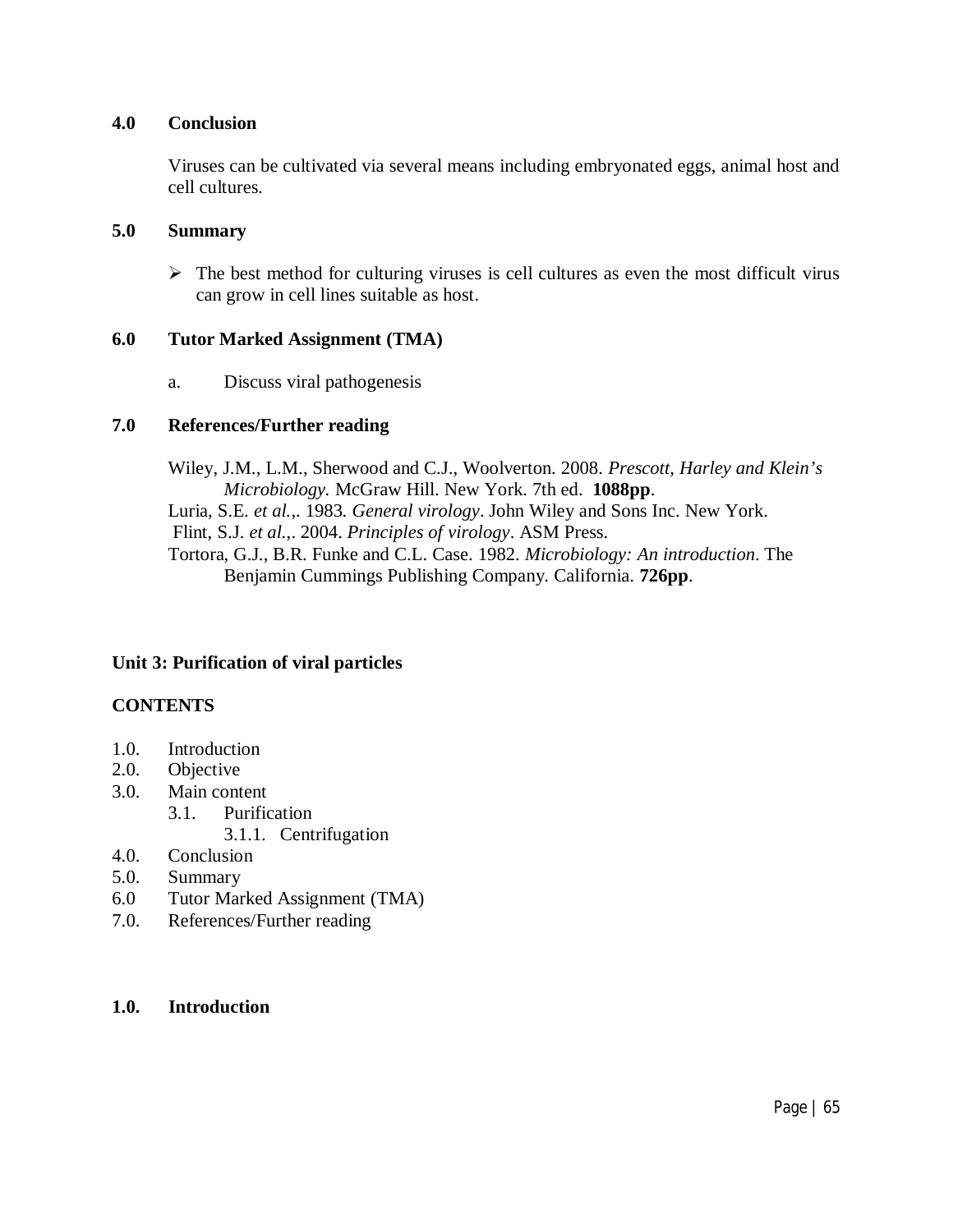### 4.0 Conclusion

Viruses can be cultivated via several means including embryonated eggs, animal host and cell cultures.

### 5.0 Summary

- The best method for culturing viruses is cell cultures as even the most difficult virus can grow in cell lines suitable as host.

### 6.0 Tutor Marked Assignment (TMA)

a. Discuss viral pathogenesis

### 7.0 References/Further reading

Wiley, J.M., L.M., Sherwood and C.J., Woolverton. 2008. *Prescott, Harley and Klein's Microbiology.* McGraw Hill. New York. 7th ed. **1088pp**.
Luria, S.E. *et al.,*. 1983. *General virology*. John Wiley and Sons Inc. New York.
Flint, S.J. *et al.,*. 2004. *Principles of virology*. ASM Press.
Tortora, G.J., B.R. Funke and C.L. Case. 1982. *Microbiology: An introduction*. The Benjamin Cummings Publishing Company. California. **726pp**.

## Unit 3: Purification of viral particles

**CONTENTS**

1.0. Introduction
2.0. Objective
3.0. Main content
    3.1. Purification
        3.1.1. Centrifugation
4.0. Conclusion
5.0. Summary
6.0 Tutor Marked Assignment (TMA)
7.0. References/Further reading

### 1.0. Introduction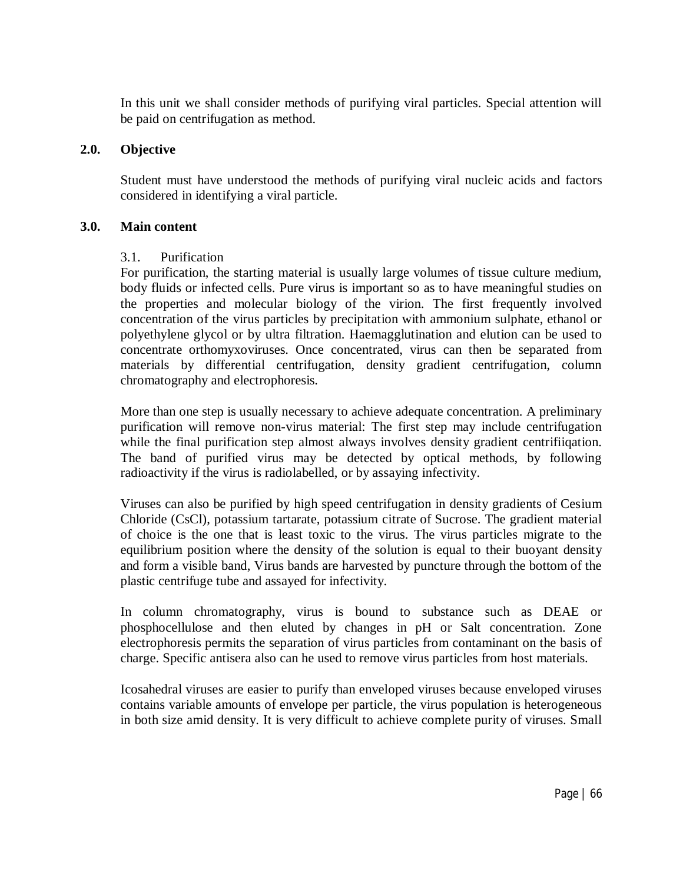In this unit we shall consider methods of purifying viral particles. Special attention will be paid on centrifugation as method.

## 2.0. Objective

Student must have understood the methods of purifying viral nucleic acids and factors considered in identifying a viral particle.

## 3.0. Main content

### 3.1. Purification

For purification, the starting material is usually large volumes of tissue culture medium, body fluids or infected cells. Pure virus is important so as to have meaningful studies on the properties and molecular biology of the virion. The first frequently involved concentration of the virus particles by precipitation with ammonium sulphate, ethanol or polyethylene glycol or by ultra filtration. Haemagglutination and elution can be used to concentrate orthomyxoviruses. Once concentrated, virus can then be separated from materials by differential centrifugation, density gradient centrifugation, column chromatography and electrophoresis.

More than one step is usually necessary to achieve adequate concentration. A preliminary purification will remove non-virus material: The first step may include centrifugation while the final purification step almost always involves density gradient centrifiiqation. The band of purified virus may be detected by optical methods, by following radioactivity if the virus is radiolabelled, or by assaying infectivity.

Viruses can also be purified by high speed centrifugation in density gradients of Cesium Chloride (CsCl), potassium tartarate, potassium citrate of Sucrose. The gradient material of choice is the one that is least toxic to the virus. The virus particles migrate to the equilibrium position where the density of the solution is equal to their buoyant density and form a visible band, Virus bands are harvested by puncture through the bottom of the plastic centrifuge tube and assayed for infectivity.

In column chromatography, virus is bound to substance such as DEAE or phosphocellulose and then eluted by changes in pH or Salt concentration. Zone electrophoresis permits the separation of virus particles from contaminant on the basis of charge. Specific antisera also can he used to remove virus particles from host materials.

Icosahedral viruses are easier to purify than enveloped viruses because enveloped viruses contains variable amounts of envelope per particle, the virus population is heterogeneous in both size amid density. It is very difficult to achieve complete purity of viruses. Small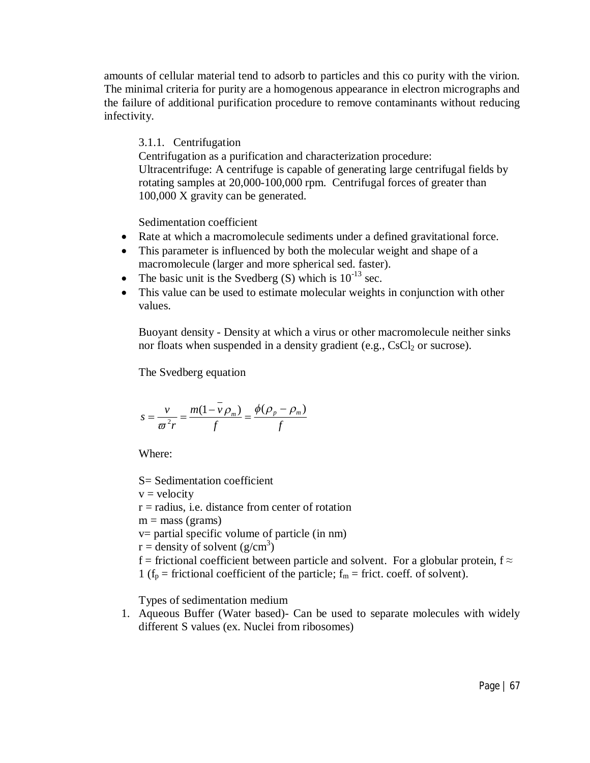amounts of cellular material tend to adsorb to particles and this co purity with the virion. The minimal criteria for purity are a homogenous appearance in electron micrographs and the failure of additional purification procedure to remove contaminants without reducing infectivity.

### 3.1.1. Centrifugation

Centrifugation as a purification and characterization procedure:
Ultracentrifuge: A centrifuge is capable of generating large centrifugal fields by rotating samples at 20,000-100,000 rpm. Centrifugal forces of greater than 100,000 X gravity can be generated.

Sedimentation coefficient

- Rate at which a macromolecule sediments under a defined gravitational force.
- This parameter is influenced by both the molecular weight and shape of a macromolecule (larger and more spherical sed. faster).
- The basic unit is the Svedberg (S) which is $10^{-13}$ sec.
- This value can be used to estimate molecular weights in conjunction with other values.

Buoyant density - Density at which a virus or other macromolecule neither sinks nor floats when suspended in a density gradient (e.g., $CsCl_2$ or sucrose).

The Svedberg equation

$$s = \frac{v}{\varpi^2 r} = \frac{m(1 - \bar{v}\rho_m)}{f} = \frac{\phi(\rho_p - \rho_m)}{f}$$

Where:

S= Sedimentation coefficient
v = velocity
r = radius, i.e. distance from center of rotation
m = mass (grams)
v= partial specific volume of particle (in nm)
r = density of solvent ($g/cm^3$)
f = frictional coefficient between particle and solvent. For a globular protein, f ≈ 1 ($f_p$ = frictional coefficient of the particle; $f_m$ = frict. coeff. of solvent).

Types of sedimentation medium

1. Aqueous Buffer (Water based)- Can be used to separate molecules with widely different S values (ex. Nuclei from ribosomes)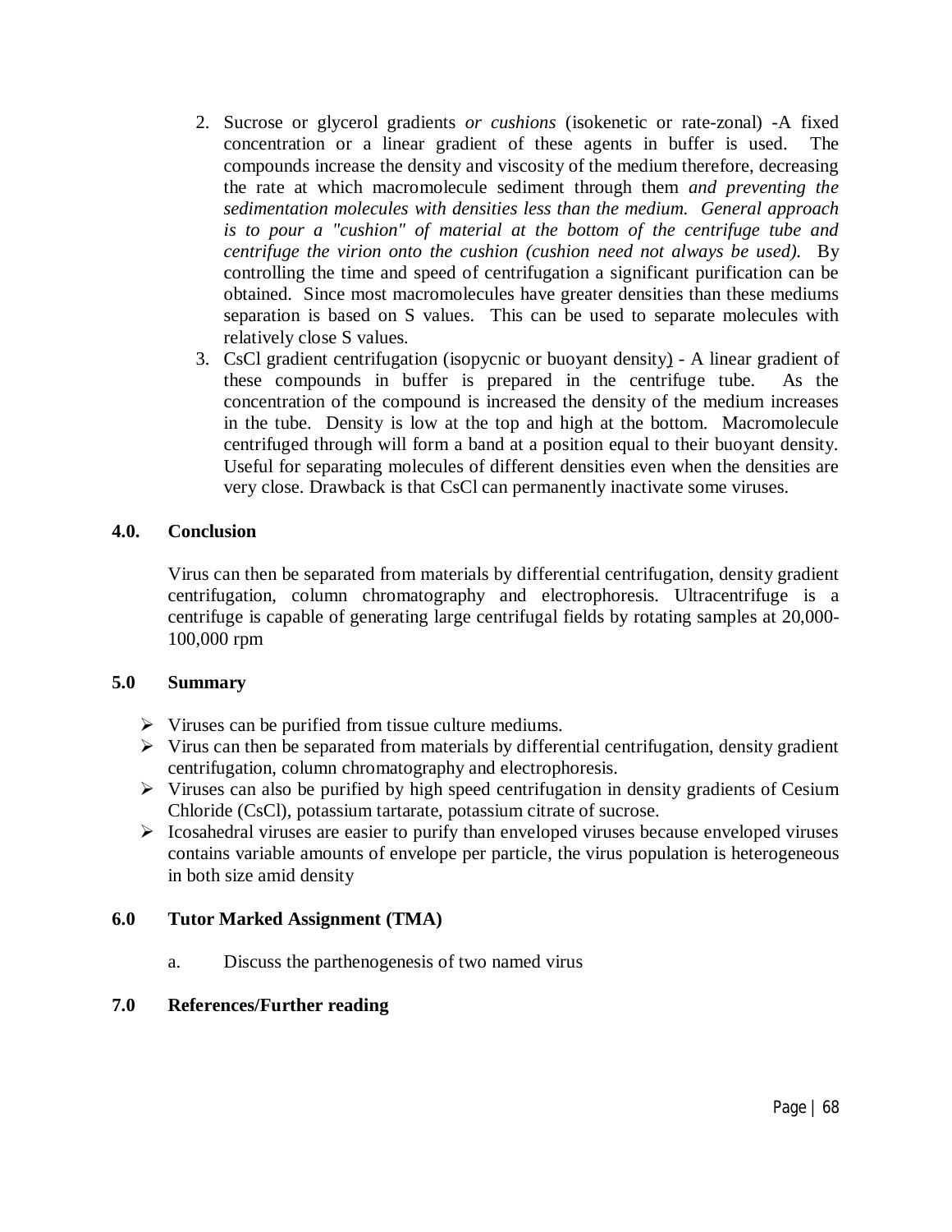2. Sucrose or glycerol gradients *or cushions* (isokenetic or rate-zonal) -A fixed concentration or a linear gradient of these agents in buffer is used. The compounds increase the density and viscosity of the medium therefore, decreasing the rate at which macromolecule sediment through them *and preventing the sedimentation molecules with densities less than the medium. General approach is to pour a "cushion" of material at the bottom of the centrifuge tube and centrifuge the virion onto the cushion (cushion need not always be used).* By controlling the time and speed of centrifugation a significant purification can be obtained. Since most macromolecules have greater densities than these mediums separation is based on S values. This can be used to separate molecules with relatively close S values.
3. CsCl gradient centrifugation (isopycnic or buoyant density) - A linear gradient of these compounds in buffer is prepared in the centrifuge tube. As the concentration of the compound is increased the density of the medium increases in the tube. Density is low at the top and high at the bottom. Macromolecule centrifuged through will form a band at a position equal to their buoyant density. Useful for separating molecules of different densities even when the densities are very close. Drawback is that CsCl can permanently inactivate some viruses.

## 4.0. Conclusion

Virus can then be separated from materials by differential centrifugation, density gradient centrifugation, column chromatography and electrophoresis. Ultracentrifuge is a centrifuge is capable of generating large centrifugal fields by rotating samples at 20,000-100,000 rpm

## 5.0 Summary

- Viruses can be purified from tissue culture mediums.
- Virus can then be separated from materials by differential centrifugation, density gradient centrifugation, column chromatography and electrophoresis.
- Viruses can also be purified by high speed centrifugation in density gradients of Cesium Chloride (CsCl), potassium tartarate, potassium citrate of sucrose.
- Icosahedral viruses are easier to purify than enveloped viruses because enveloped viruses contains variable amounts of envelope per particle, the virus population is heterogeneous in both size amid density

## 6.0 Tutor Marked Assignment (TMA)

a. Discuss the parthenogenesis of two named virus

## 7.0 References/Further reading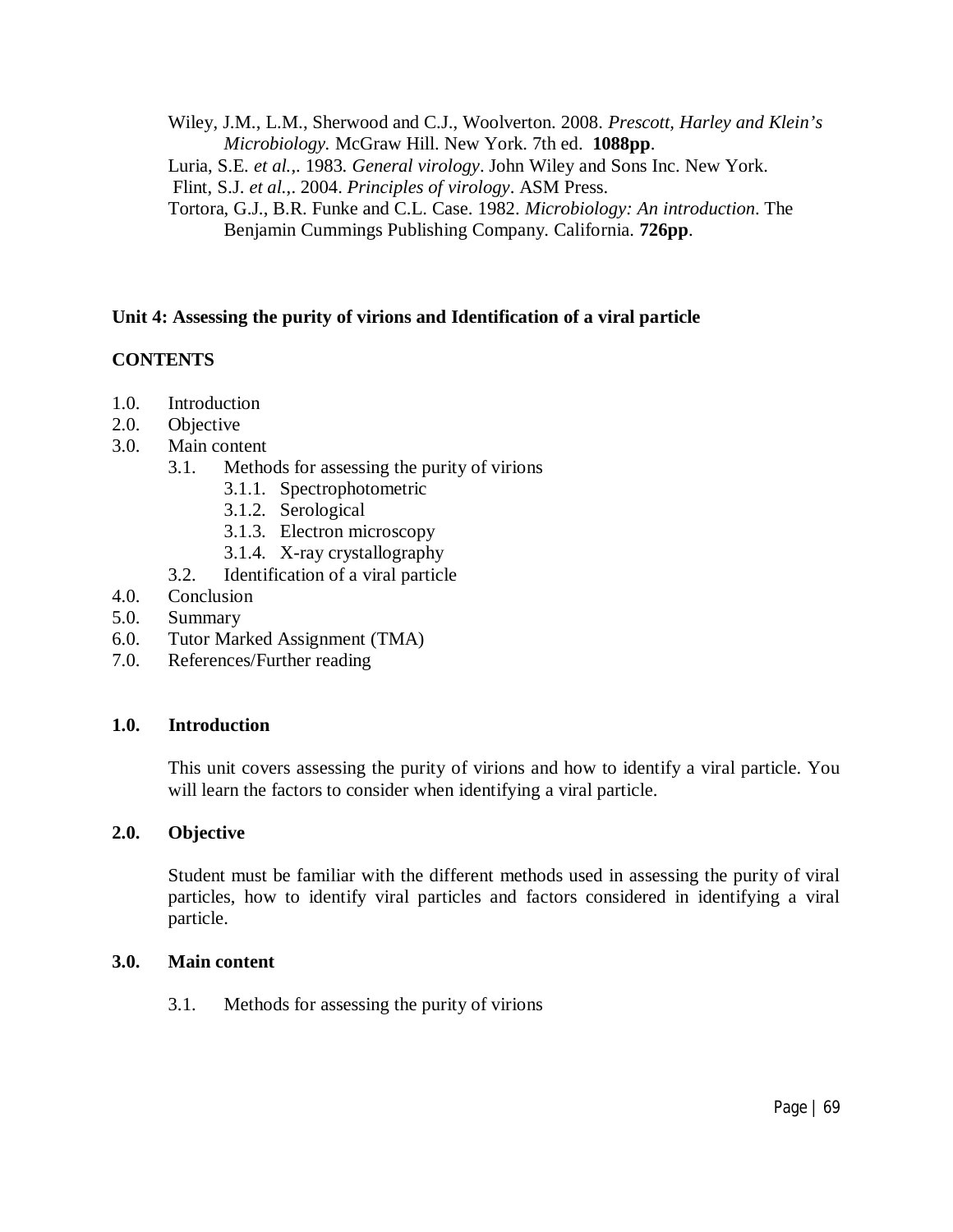Wiley, J.M., L.M., Sherwood and C.J., Woolverton. 2008. *Prescott, Harley and Klein's Microbiology.* McGraw Hill. New York. 7th ed. **1088pp**.

Luria, S.E. *et al.,*. 1983. *General virology*. John Wiley and Sons Inc. New York.

Flint, S.J. *et al.,*. 2004. *Principles of virology*. ASM Press.

Tortora, G.J., B.R. Funke and C.L. Case. 1982. *Microbiology: An introduction*. The Benjamin Cummings Publishing Company. California. **726pp**.

## Unit 4: Assessing the purity of virions and Identification of a viral particle

**CONTENTS**

- 1.0. Introduction
- 2.0. Objective
- 3.0. Main content
  - 3.1. Methods for assessing the purity of virions
    - 3.1.1. Spectrophotometric
    - 3.1.2. Serological
    - 3.1.3. Electron microscopy
    - 3.1.4. X-ray crystallography
  - 3.2. Identification of a viral particle
- 4.0. Conclusion
- 5.0. Summary
- 6.0. Tutor Marked Assignment (TMA)
- 7.0. References/Further reading

### 1.0. Introduction

This unit covers assessing the purity of virions and how to identify a viral particle. You will learn the factors to consider when identifying a viral particle.

### 2.0. Objective

Student must be familiar with the different methods used in assessing the purity of viral particles, how to identify viral particles and factors considered in identifying a viral particle.

### 3.0. Main content

3.1. Methods for assessing the purity of virions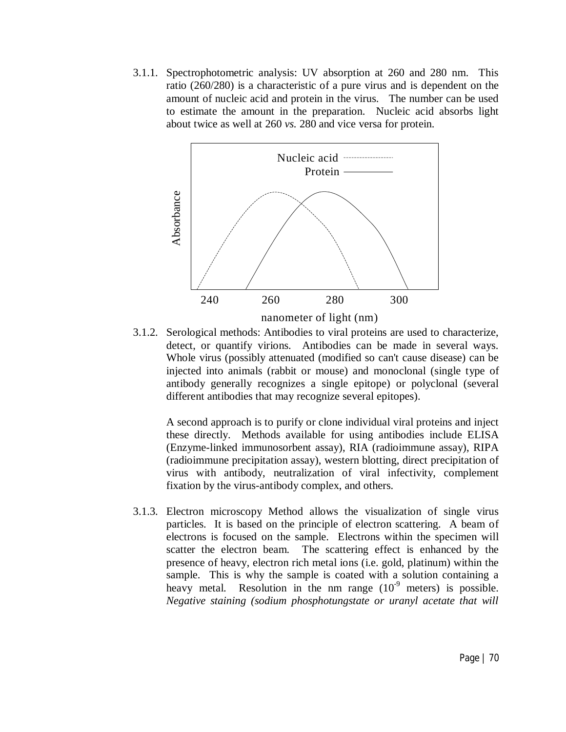3.1.1. Spectrophotometric analysis: UV absorption at 260 and 280 nm. This ratio (260/280) is a characteristic of a pure virus and is dependent on the amount of nucleic acid and protein in the virus. The number can be used to estimate the amount in the preparation. Nucleic acid absorbs light about twice as well at 260 *vs.* 280 and vice versa for protein.

3.1.2. Serological methods: Antibodies to viral proteins are used to characterize, detect, or quantify virions. Antibodies can be made in several ways. Whole virus (possibly attenuated (modified so can't cause disease) can be injected into animals (rabbit or mouse) and monoclonal (single type of antibody generally recognizes a single epitope) or polyclonal (several different antibodies that may recognize several epitopes).

A second approach is to purify or clone individual viral proteins and inject these directly. Methods available for using antibodies include ELISA (Enzyme-linked immunosorbent assay), RIA (radioimmune assay), RIPA (radioimmune precipitation assay), western blotting, direct precipitation of virus with antibody, neutralization of viral infectivity, complement fixation by the virus-antibody complex, and others.

3.1.3. Electron microscopy Method allows the visualization of single virus particles. It is based on the principle of electron scattering. A beam of electrons is focused on the sample. Electrons within the specimen will scatter the electron beam. The scattering effect is enhanced by the presence of heavy, electron rich metal ions (i.e. gold, platinum) within the sample. This is why the sample is coated with a solution containing a heavy metal. Resolution in the nm range ($10^{-9}$ meters) is possible. *Negative staining (sodium phosphotungstate or uranyl acetate that will*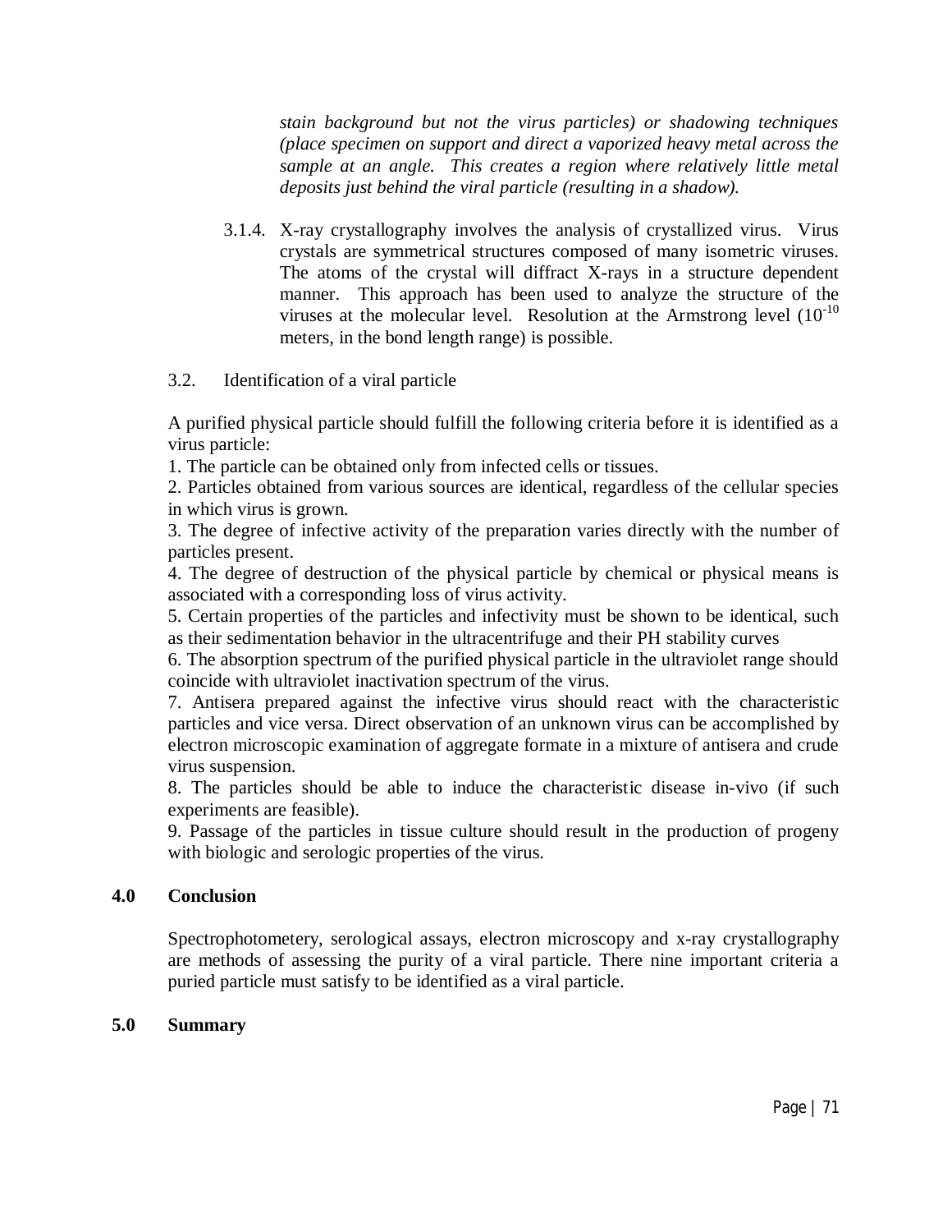*stain background but not the virus particles) or shadowing techniques (place specimen on support and direct a vaporized heavy metal across the sample at an angle. This creates a region where relatively little metal deposits just behind the viral particle (resulting in a shadow).*

3.1.4. X-ray crystallography involves the analysis of crystallized virus. Virus crystals are symmetrical structures composed of many isometric viruses. The atoms of the crystal will diffract X-rays in a structure dependent manner. This approach has been used to analyze the structure of the viruses at the molecular level. Resolution at the Armstrong level ($10^{-10}$ meters, in the bond length range) is possible.

3.2. Identification of a viral particle

A purified physical particle should fulfill the following criteria before it is identified as a virus particle:

1. The particle can be obtained only from infected cells or tissues.
2. Particles obtained from various sources are identical, regardless of the cellular species in which virus is grown.
3. The degree of infective activity of the preparation varies directly with the number of particles present.
4. The degree of destruction of the physical particle by chemical or physical means is associated with a corresponding loss of virus activity.
5. Certain properties of the particles and infectivity must be shown to be identical, such as their sedimentation behavior in the ultracentrifuge and their PH stability curves
6. The absorption spectrum of the purified physical particle in the ultraviolet range should coincide with ultraviolet inactivation spectrum of the virus.
7. Antisera prepared against the infective virus should react with the characteristic particles and vice versa. Direct observation of an unknown virus can be accomplished by electron microscopic examination of aggregate formate in a mixture of antisera and crude virus suspension.
8. The particles should be able to induce the characteristic disease in-vivo (if such experiments are feasible).
9. Passage of the particles in tissue culture should result in the production of progeny with biologic and serologic properties of the virus.

## 4.0 Conclusion

Spectrophotometery, serological assays, electron microscopy and x-ray crystallography are methods of assessing the purity of a viral particle. There nine important criteria a puried particle must satisfy to be identified as a viral particle.

## 5.0 Summary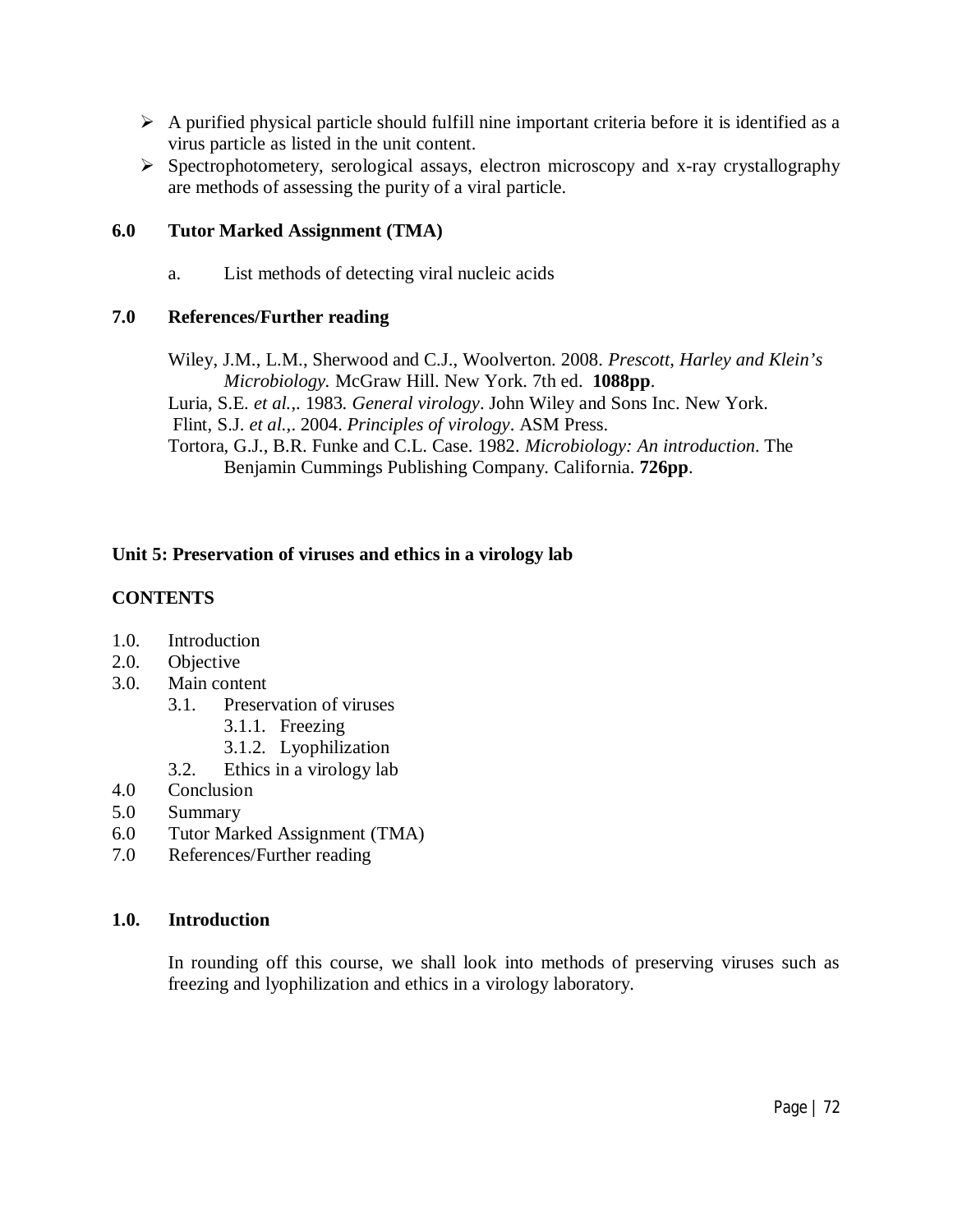- A purified physical particle should fulfill nine important criteria before it is identified as a virus particle as listed in the unit content.
- Spectrophotometery, serological assays, electron microscopy and x-ray crystallography are methods of assessing the purity of a viral particle.

## 6.0 Tutor Marked Assignment (TMA)

a. List methods of detecting viral nucleic acids

## 7.0 References/Further reading

Wiley, J.M., L.M., Sherwood and C.J., Woolverton. 2008. *Prescott, Harley and Klein's Microbiology.* McGraw Hill. New York. 7th ed. **1088pp**.

Luria, S.E. *et al.*,. 1983. *General virology*. John Wiley and Sons Inc. New York.

Flint, S.J. *et al.*,. 2004. *Principles of virology*. ASM Press.

Tortora, G.J., B.R. Funke and C.L. Case. 1982. *Microbiology: An introduction*. The Benjamin Cummings Publishing Company. California. **726pp**.

# Unit 5: Preservation of viruses and ethics in a virology lab

## CONTENTS

1.0. Introduction
2.0. Objective
3.0. Main content
   - 3.1. Preservation of viruses
     - 3.1.1. Freezing
     - 3.1.2. Lyophilization
   - 3.2. Ethics in a virology lab
4.0 Conclusion
5.0 Summary
6.0 Tutor Marked Assignment (TMA)
7.0 References/Further reading

## 1.0. Introduction

In rounding off this course, we shall look into methods of preserving viruses such as freezing and lyophilization and ethics in a virology laboratory.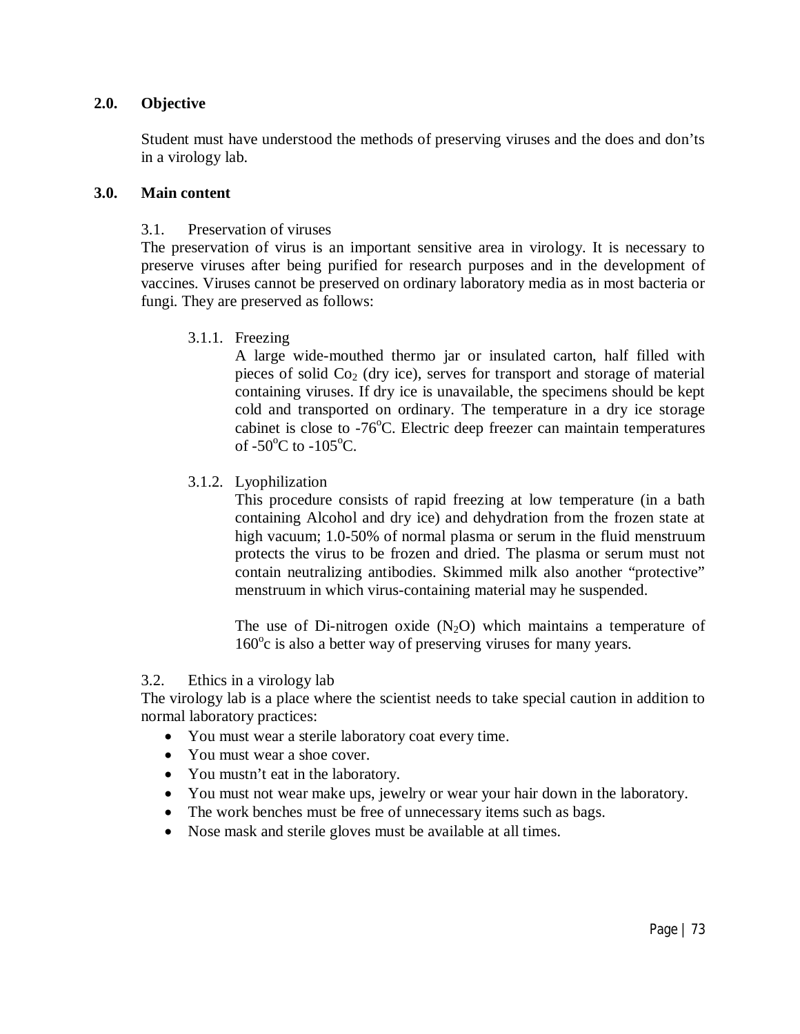## 2.0. Objective

Student must have understood the methods of preserving viruses and the does and don'ts in a virology lab.

## 3.0. Main content

### 3.1. Preservation of viruses

The preservation of virus is an important sensitive area in virology. It is necessary to preserve viruses after being purified for research purposes and in the development of vaccines. Viruses cannot be preserved on ordinary laboratory media as in most bacteria or fungi. They are preserved as follows:

#### 3.1.1. Freezing

A large wide-mouthed thermo jar or insulated carton, half filled with pieces of solid $Co_2$ (dry ice), serves for transport and storage of material containing viruses. If dry ice is unavailable, the specimens should be kept cold and transported on ordinary. The temperature in a dry ice storage cabinet is close to -76$^o$C. Electric deep freezer can maintain temperatures of -50$^o$C to -105$^o$C.

#### 3.1.2. Lyophilization

This procedure consists of rapid freezing at low temperature (in a bath containing Alcohol and dry ice) and dehydration from the frozen state at high vacuum; 1.0-50% of normal plasma or serum in the fluid menstruum protects the virus to be frozen and dried. The plasma or serum must not contain neutralizing antibodies. Skimmed milk also another "protective" menstruum in which virus-containing material may he suspended.

The use of Di-nitrogen oxide ($N_2O$) which maintains a temperature of 160$^o$c is also a better way of preserving viruses for many years.

### 3.2. Ethics in a virology lab

The virology lab is a place where the scientist needs to take special caution in addition to normal laboratory practices:

- You must wear a sterile laboratory coat every time.
- You must wear a shoe cover.
- You mustn't eat in the laboratory.
- You must not wear make ups, jewelry or wear your hair down in the laboratory.
- The work benches must be free of unnecessary items such as bags.
- Nose mask and sterile gloves must be available at all times.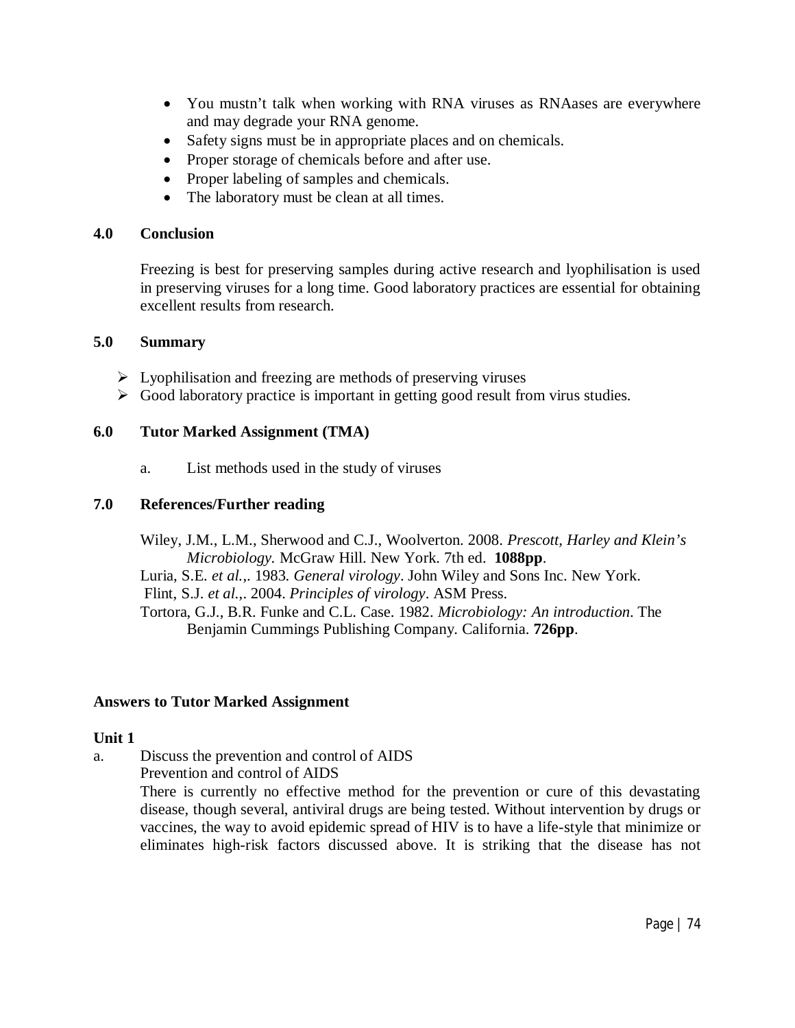- You mustn't talk when working with RNA viruses as RNAases are everywhere and may degrade your RNA genome.
- Safety signs must be in appropriate places and on chemicals.
- Proper storage of chemicals before and after use.
- Proper labeling of samples and chemicals.
- The laboratory must be clean at all times.

## 4.0 Conclusion

Freezing is best for preserving samples during active research and lyophilisation is used in preserving viruses for a long time. Good laboratory practices are essential for obtaining excellent results from research.

## 5.0 Summary

- Lyophilisation and freezing are methods of preserving viruses
- Good laboratory practice is important in getting good result from virus studies.

## 6.0 Tutor Marked Assignment (TMA)

a. List methods used in the study of viruses

## 7.0 References/Further reading

Wiley, J.M., L.M., Sherwood and C.J., Woolverton. 2008. *Prescott, Harley and Klein's Microbiology.* McGraw Hill. New York. 7th ed. **1088pp**.

Luria, S.E. *et al.*,. 1983. *General virology*. John Wiley and Sons Inc. New York.

Flint, S.J. *et al.*,. 2004. *Principles of virology*. ASM Press.

Tortora, G.J., B.R. Funke and C.L. Case. 1982. *Microbiology: An introduction*. The Benjamin Cummings Publishing Company. California. **726pp**.

## Answers to Tutor Marked Assignment

### Unit 1

a. Discuss the prevention and control of AIDS

Prevention and control of AIDS

There is currently no effective method for the prevention or cure of this devastating disease, though several, antiviral drugs are being tested. Without intervention by drugs or vaccines, the way to avoid epidemic spread of HIV is to have a life-style that minimize or eliminates high-risk factors discussed above. It is striking that the disease has not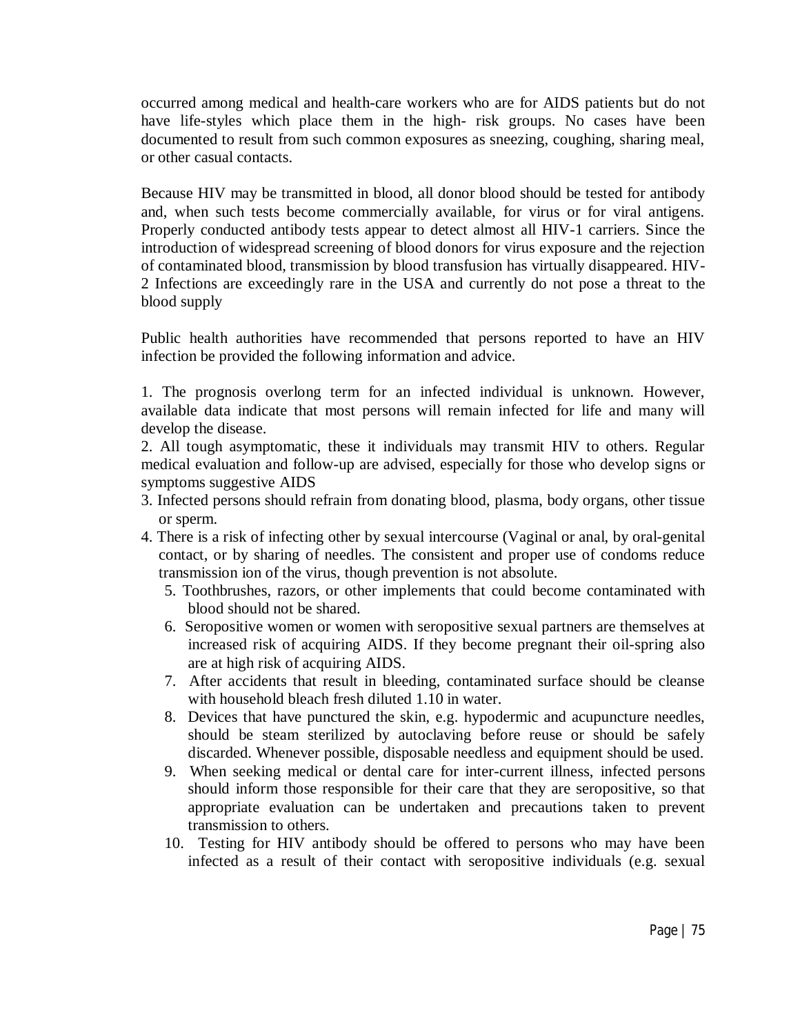occurred among medical and health-care workers who are for AIDS patients but do not have life-styles which place them in the high- risk groups. No cases have been documented to result from such common exposures as sneezing, coughing, sharing meal, or other casual contacts.

Because HIV may be transmitted in blood, all donor blood should be tested for antibody and, when such tests become commercially available, for virus or for viral antigens. Properly conducted antibody tests appear to detect almost all HIV-1 carriers. Since the introduction of widespread screening of blood donors for virus exposure and the rejection of contaminated blood, transmission by blood transfusion has virtually disappeared. HIV-2 Infections are exceedingly rare in the USA and currently do not pose a threat to the blood supply

Public health authorities have recommended that persons reported to have an HIV infection be provided the following information and advice.

1. The prognosis overlong term for an infected individual is unknown. However, available data indicate that most persons will remain infected for life and many will develop the disease.
2. All tough asymptomatic, these it individuals may transmit HIV to others. Regular medical evaluation and follow-up are advised, especially for those who develop signs or symptoms suggestive AIDS
3. Infected persons should refrain from donating blood, plasma, body organs, other tissue or sperm.
4. There is a risk of infecting other by sexual intercourse (Vaginal or anal, by oral-genital contact, or by sharing of needles. The consistent and proper use of condoms reduce transmission ion of the virus, though prevention is not absolute.
5. Toothbrushes, razors, or other implements that could become contaminated with blood should not be shared.
6. Seropositive women or women with seropositive sexual partners are themselves at increased risk of acquiring AIDS. If they become pregnant their oil-spring also are at high risk of acquiring AIDS.
7. After accidents that result in bleeding, contaminated surface should be cleanse with household bleach fresh diluted 1.10 in water.
8. Devices that have punctured the skin, e.g. hypodermic and acupuncture needles, should be steam sterilized by autoclaving before reuse or should be safely discarded. Whenever possible, disposable needless and equipment should be used.
9. When seeking medical or dental care for inter-current illness, infected persons should inform those responsible for their care that they are seropositive, so that appropriate evaluation can be undertaken and precautions taken to prevent transmission to others.
10. Testing for HIV antibody should be offered to persons who may have been infected as a result of their contact with seropositive individuals (e.g. sexual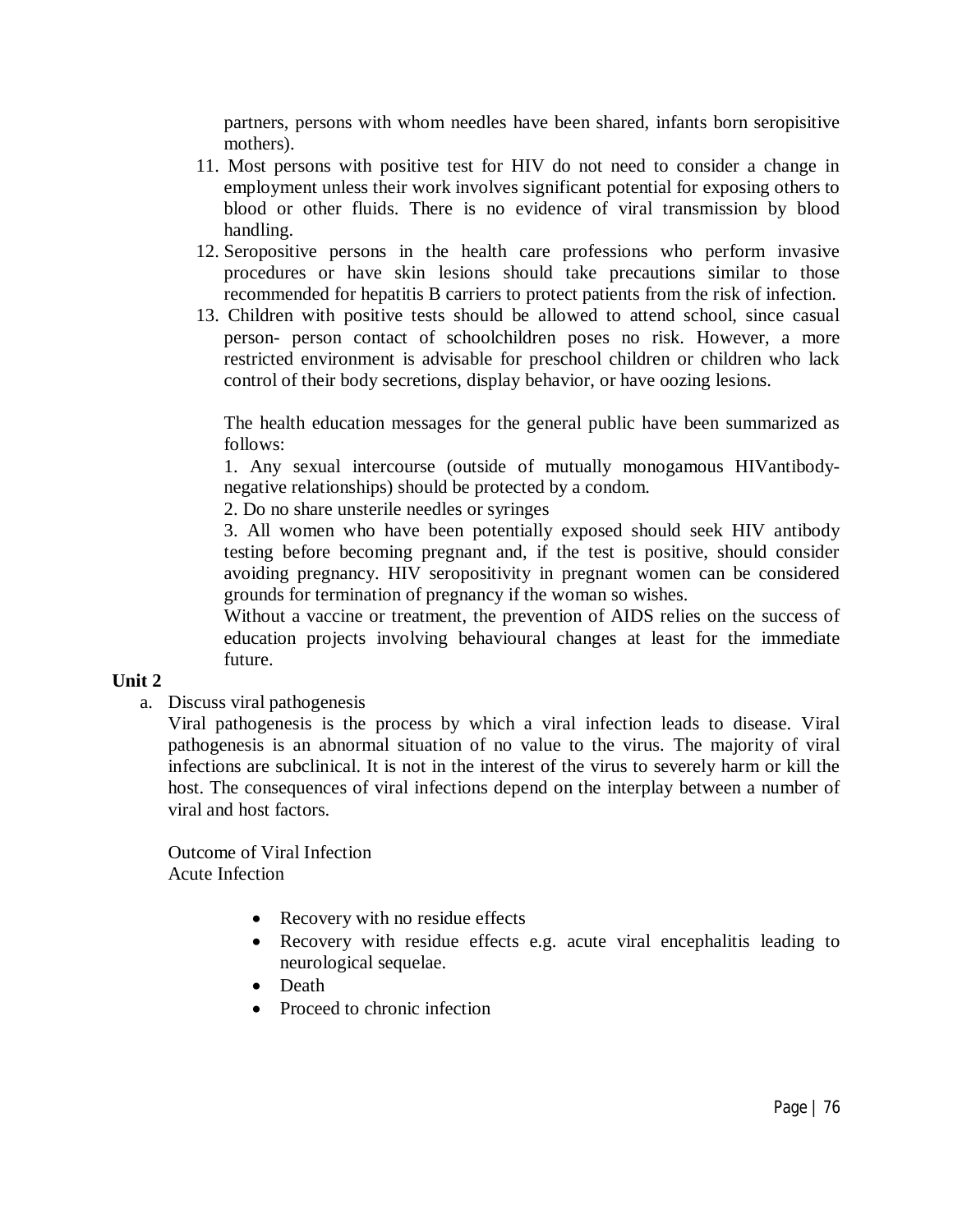partners, persons with whom needles have been shared, infants born seropisitive mothers).

11. Most persons with positive test for HIV do not need to consider a change in employment unless their work involves significant potential for exposing others to blood or other fluids. There is no evidence of viral transmission by blood handling.
12. Seropositive persons in the health care professions who perform invasive procedures or have skin lesions should take precautions similar to those recommended for hepatitis B carriers to protect patients from the risk of infection.
13. Children with positive tests should be allowed to attend school, since casual person- person contact of schoolchildren poses no risk. However, a more restricted environment is advisable for preschool children or children who lack control of their body secretions, display behavior, or have oozing lesions.

The health education messages for the general public have been summarized as follows:

1. Any sexual intercourse (outside of mutually monogamous HIVantibody-negative relationships) should be protected by a condom.
2. Do no share unsterile needles or syringes
3. All women who have been potentially exposed should seek HIV antibody testing before becoming pregnant and, if the test is positive, should consider avoiding pregnancy. HIV seropositivity in pregnant women can be considered grounds for termination of pregnancy if the woman so wishes.

Without a vaccine or treatment, the prevention of AIDS relies on the success of education projects involving behavioural changes at least for the immediate future.

**Unit 2**

a. Discuss viral pathogenesis

Viral pathogenesis is the process by which a viral infection leads to disease. Viral pathogenesis is an abnormal situation of no value to the virus. The majority of viral infections are subclinical. It is not in the interest of the virus to severely harm or kill the host. The consequences of viral infections depend on the interplay between a number of viral and host factors.

Outcome of Viral Infection

Acute Infection

- Recovery with no residue effects
- Recovery with residue effects e.g. acute viral encephalitis leading to neurological sequelae.
- Death
- Proceed to chronic infection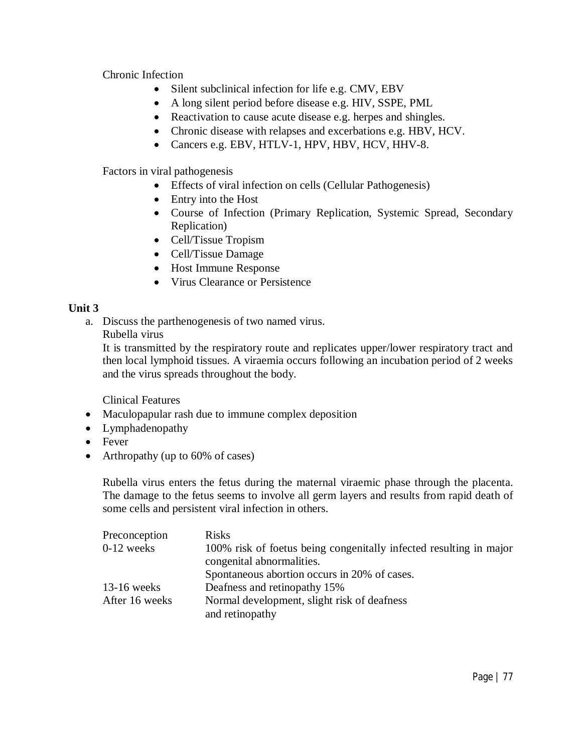Chronic Infection

- Silent subclinical infection for life e.g. CMV, EBV
- A long silent period before disease e.g. HIV, SSPE, PML
- Reactivation to cause acute disease e.g. herpes and shingles.
- Chronic disease with relapses and excerbations e.g. HBV, HCV.
- Cancers e.g. EBV, HTLV-1, HPV, HBV, HCV, HHV-8.

Factors in viral pathogenesis

- Effects of viral infection on cells (Cellular Pathogenesis)
- Entry into the Host
- Course of Infection (Primary Replication, Systemic Spread, Secondary Replication)
- Cell/Tissue Tropism
- Cell/Tissue Damage
- Host Immune Response
- Virus Clearance or Persistence

**Unit 3**

a. Discuss the parthenogenesis of two named virus.

Rubella virus

It is transmitted by the respiratory route and replicates upper/lower respiratory tract and then local lymphoid tissues. A viraemia occurs following an incubation period of 2 weeks and the virus spreads throughout the body.

Clinical Features

- Maculopapular rash due to immune complex deposition
- Lymphadenopathy
- Fever
- Arthropathy (up to 60% of cases)

Rubella virus enters the fetus during the maternal viraemic phase through the placenta. The damage to the fetus seems to involve all germ layers and results from rapid death of some cells and persistent viral infection in others.

| Preconception | Risks |
|---|---|
| 0-12 weeks | 100% risk of foetus being congenitally infected resulting in major congenital abnormalities. Spontaneous abortion occurs in 20% of cases. |
| 13-16 weeks | Deafness and retinopathy 15% |
| After 16 weeks | Normal development, slight risk of deafness and retinopathy |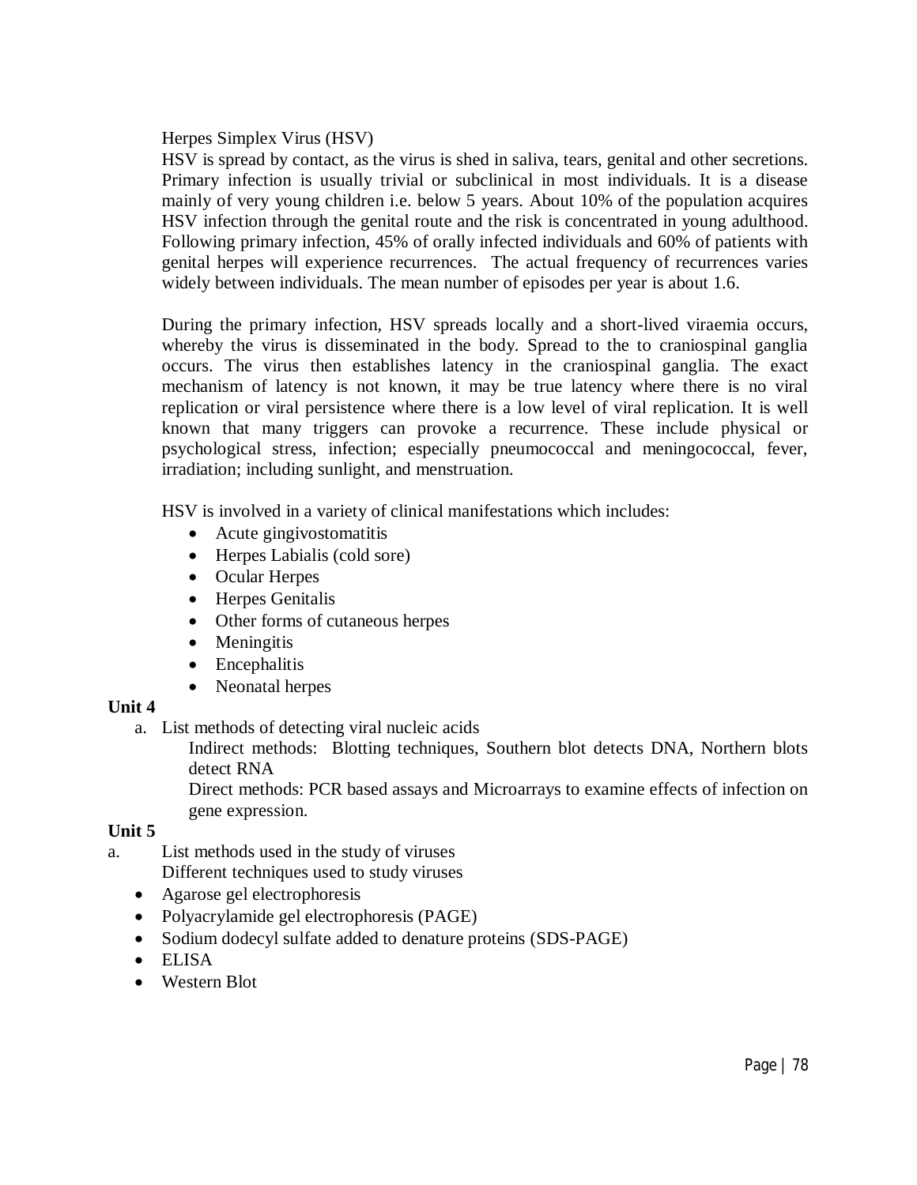Herpes Simplex Virus (HSV)

HSV is spread by contact, as the virus is shed in saliva, tears, genital and other secretions. Primary infection is usually trivial or subclinical in most individuals. It is a disease mainly of very young children i.e. below 5 years. About 10% of the population acquires HSV infection through the genital route and the risk is concentrated in young adulthood. Following primary infection, 45% of orally infected individuals and 60% of patients with genital herpes will experience recurrences. The actual frequency of recurrences varies widely between individuals. The mean number of episodes per year is about 1.6.

During the primary infection, HSV spreads locally and a short-lived viraemia occurs, whereby the virus is disseminated in the body. Spread to the to craniospinal ganglia occurs. The virus then establishes latency in the craniospinal ganglia. The exact mechanism of latency is not known, it may be true latency where there is no viral replication or viral persistence where there is a low level of viral replication. It is well known that many triggers can provoke a recurrence. These include physical or psychological stress, infection; especially pneumococcal and meningococcal, fever, irradiation; including sunlight, and menstruation.

HSV is involved in a variety of clinical manifestations which includes:

- Acute gingivostomatitis
- Herpes Labialis (cold sore)
- Ocular Herpes
- Herpes Genitalis
- Other forms of cutaneous herpes
- Meningitis
- Encephalitis
- Neonatal herpes

**Unit 4**

a. List methods of detecting viral nucleic acids

   Indirect methods: Blotting techniques, Southern blot detects DNA, Northern blots detect RNA

   Direct methods: PCR based assays and Microarrays to examine effects of infection on gene expression.

**Unit 5**

a. List methods used in the study of viruses

   Different techniques used to study viruses

- Agarose gel electrophoresis
- Polyacrylamide gel electrophoresis (PAGE)
- Sodium dodecyl sulfate added to denature proteins (SDS-PAGE)
- ELISA
- Western Blot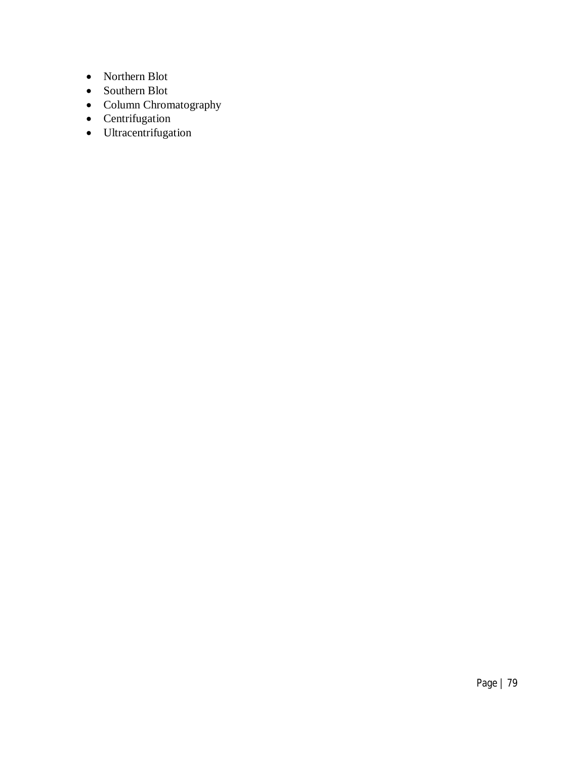- Northern Blot
- Southern Blot
- Column Chromatography
- Centrifugation
- Ultracentrifugation